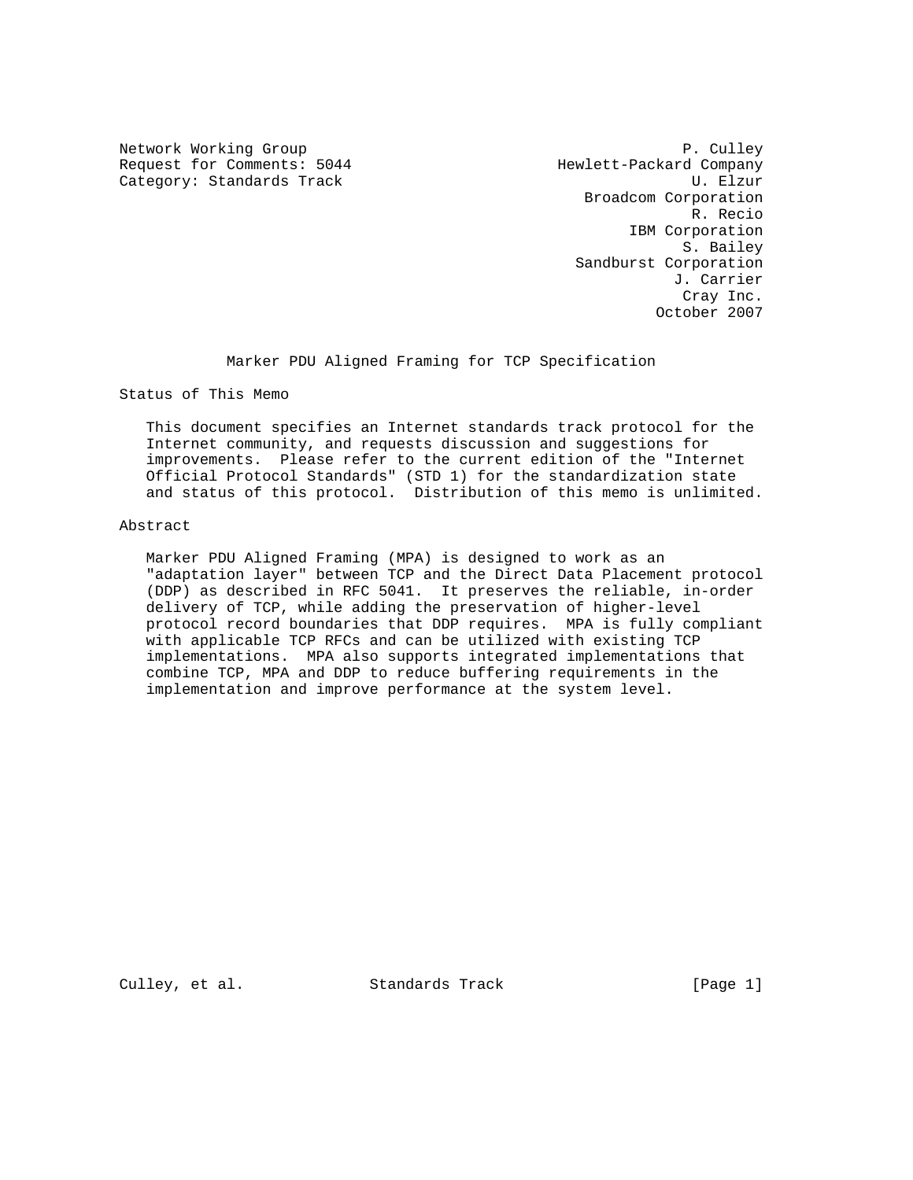Network Working Group P. Culley
Request for Comments: 5044 Hewlett-Packard Company
Category: Standards Track U. Elzur
Broadcom Corporation
R. Recio
IBM Corporation
S. Bailey
Sandburst Corporation
J. Carrier
Cray Inc.
October 2007

# Marker PDU Aligned Framing for TCP Specification

## Status of This Memo

This document specifies an Internet standards track protocol for the Internet community, and requests discussion and suggestions for improvements. Please refer to the current edition of the "Internet Official Protocol Standards" (STD 1) for the standardization state and status of this protocol. Distribution of this memo is unlimited.

## Abstract

Marker PDU Aligned Framing (MPA) is designed to work as an "adaptation layer" between TCP and the Direct Data Placement protocol (DDP) as described in RFC 5041. It preserves the reliable, in-order delivery of TCP, while adding the preservation of higher-level protocol record boundaries that DDP requires. MPA is fully compliant with applicable TCP RFCs and can be utilized with existing TCP implementations. MPA also supports integrated implementations that combine TCP, MPA and DDP to reduce buffering requirements in the implementation and improve performance at the system level.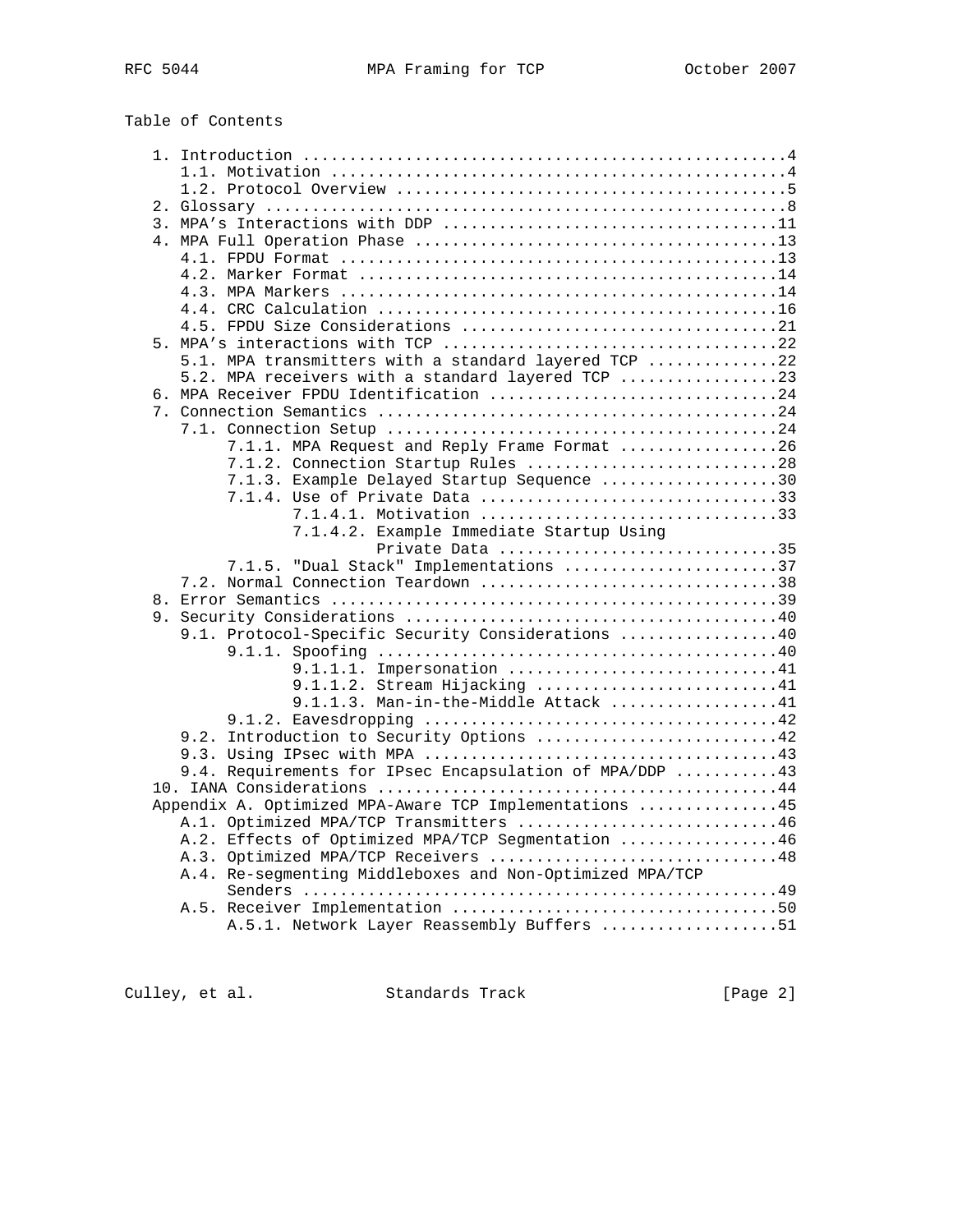Table of Contents

```
   1. Introduction ....................................................4
      1.1. Motivation .................................................4
      1.2. Protocol Overview ..........................................5
   2. Glossary ........................................................8
   3. MPA's Interactions with DDP ....................................11
   4. MPA Full Operation Phase .......................................13
      4.1. FPDU Format ...............................................13
      4.2. Marker Format .............................................14
      4.3. MPA Markers ...............................................14
      4.4. CRC Calculation ...........................................16
      4.5. FPDU Size Considerations ..................................21
   5. MPA's interactions with TCP ....................................22
      5.1. MPA transmitters with a standard layered TCP ..............22
      5.2. MPA receivers with a standard layered TCP .................23
   6. MPA Receiver FPDU Identification ...............................24
   7. Connection Semantics ...........................................24
      7.1. Connection Setup ..........................................24
           7.1.1. MPA Request and Reply Frame Format .................26
           7.1.2. Connection Startup Rules ...........................28
           7.1.3. Example Delayed Startup Sequence ...................30
           7.1.4. Use of Private Data ................................33
                  7.1.4.1. Motivation ................................33
                  7.1.4.2. Example Immediate Startup Using
                           Private Data ..............................35
           7.1.5. "Dual Stack" Implementations .......................37
      7.2. Normal Connection Teardown ................................38
   8. Error Semantics ................................................39
   9. Security Considerations ........................................40
      9.1. Protocol-Specific Security Considerations .................40
           9.1.1. Spoofing ...........................................40
                  9.1.1.1. Impersonation .............................41
                  9.1.1.2. Stream Hijacking ..........................41
                  9.1.1.3. Man-in-the-Middle Attack ..................41
           9.1.2. Eavesdropping ......................................42
      9.2. Introduction to Security Options ..........................42
      9.3. Using IPsec with MPA ......................................43
      9.4. Requirements for IPsec Encapsulation of MPA/DDP ...........43
   10. IANA Considerations ...........................................44
   Appendix A. Optimized MPA-Aware TCP Implementations ...............45
      A.1. Optimized MPA/TCP Transmitters ............................46
      A.2. Effects of Optimized MPA/TCP Segmentation .................46
      A.3. Optimized MPA/TCP Receivers ...............................48
      A.4. Re-segmenting Middleboxes and Non-Optimized MPA/TCP
           Senders ...................................................49
      A.5. Receiver Implementation ...................................50
           A.5.1. Network Layer Reassembly Buffers ...................51
```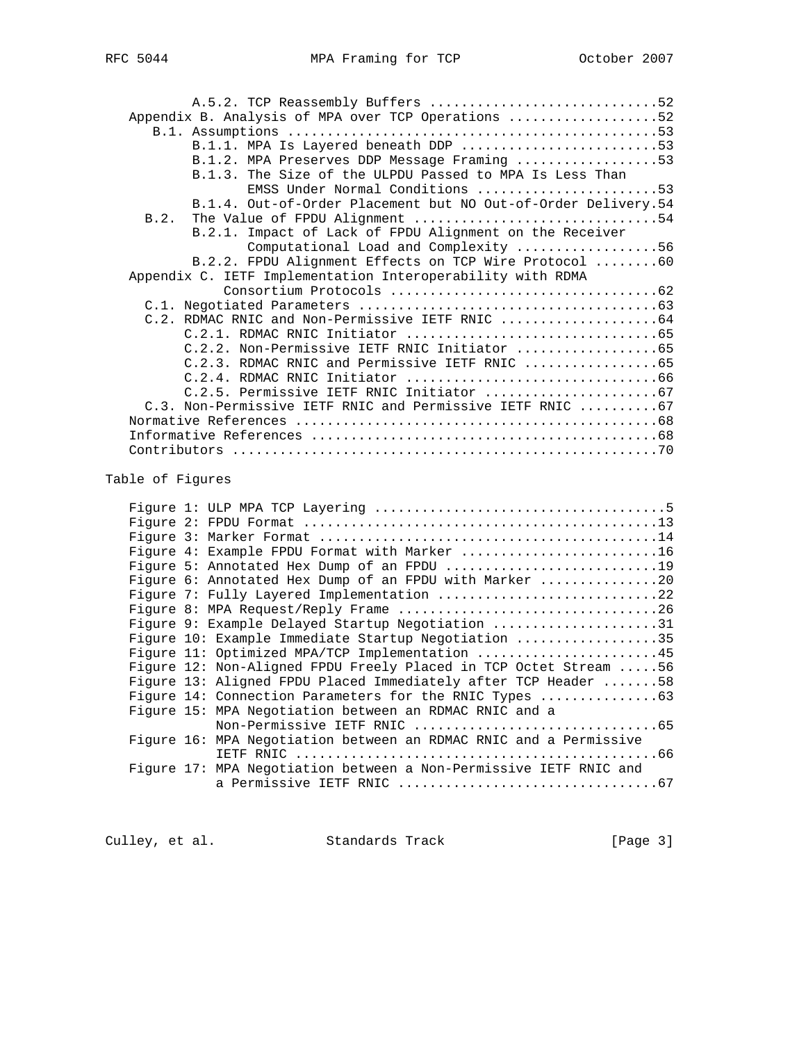```
         A.5.2. TCP Reassembly Buffers .............................52
   Appendix B. Analysis of MPA over TCP Operations ...................52
      B.1. Assumptions ..............................................53
         B.1.1. MPA Is Layered beneath DDP .........................53
         B.1.2. MPA Preserves DDP Message Framing ..................53
         B.1.3. The Size of the ULPDU Passed to MPA Is Less Than
                EMSS Under Normal Conditions .......................53
         B.1.4. Out-of-Order Placement but NO Out-of-Order Delivery.54
      B.2.  The Value of FPDU Alignment ...............................54
         B.2.1. Impact of Lack of FPDU Alignment on the Receiver
                Computational Load and Complexity ..................56
         B.2.2. FPDU Alignment Effects on TCP Wire Protocol ........60
   Appendix C. IETF Implementation Interoperability with RDMA
               Consortium Protocols .................................62
      C.1. Negotiated Parameters .....................................63
      C.2. RDMAC RNIC and Non-Permissive IETF RNIC ....................64
         C.2.1. RDMAC RNIC Initiator ...............................65
         C.2.2. Non-Permissive IETF RNIC Initiator .................65
         C.2.3. RDMAC RNIC and Permissive IETF RNIC ................65
         C.2.4. RDMAC RNIC Initiator ...............................66
         C.2.5. Permissive IETF RNIC Initiator .....................67
      C.3. Non-Permissive IETF RNIC and Permissive IETF RNIC ..........67
   Normative References .............................................68
   Informative References ...........................................68
   Contributors .....................................................70
```

Table of Figures

```
   Figure 1: ULP MPA TCP Layering ....................................5
   Figure 2: FPDU Format ............................................13
   Figure 3: Marker Format ..........................................14
   Figure 4: Example FPDU Format with Marker ........................16
   Figure 5: Annotated Hex Dump of an FPDU ..........................19
   Figure 6: Annotated Hex Dump of an FPDU with Marker ..............20
   Figure 7: Fully Layered Implementation ...........................22
   Figure 8: MPA Request/Reply Frame ................................26
   Figure 9: Example Delayed Startup Negotiation ....................31
   Figure 10: Example Immediate Startup Negotiation .................35
   Figure 11: Optimized MPA/TCP Implementation ......................45
   Figure 12: Non-Aligned FPDU Freely Placed in TCP Octet Stream .....56
   Figure 13: Aligned FPDU Placed Immediately after TCP Header .......58
   Figure 14: Connection Parameters for the RNIC Types ...............63
   Figure 15: MPA Negotiation between an RDMAC RNIC and a
              Non-Permissive IETF RNIC ..............................65
   Figure 16: MPA Negotiation between an RDMAC RNIC and a Permissive
              IETF RNIC .............................................66
   Figure 17: MPA Negotiation between a Non-Permissive IETF RNIC and
              a Permissive IETF RNIC ................................67
```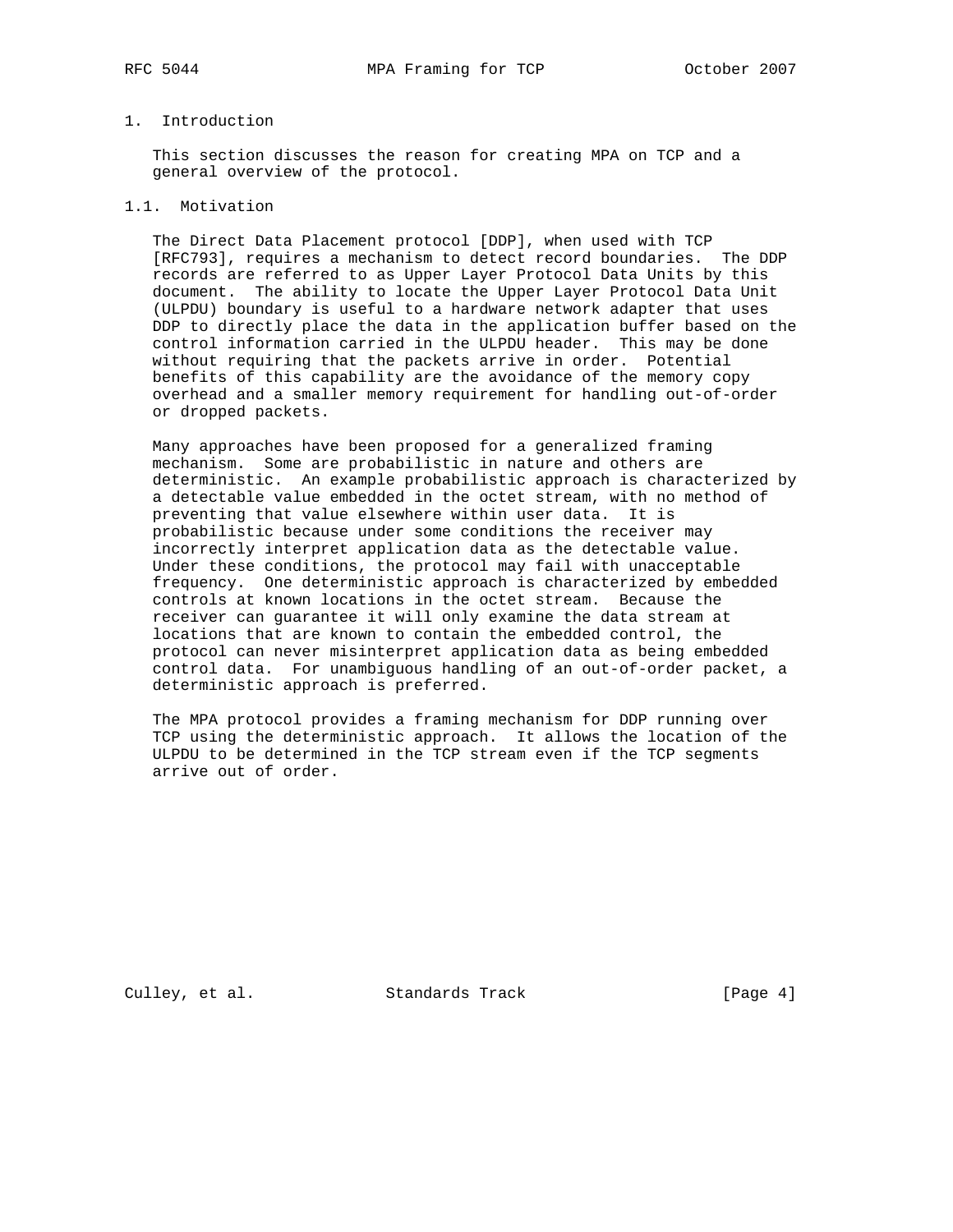# 1. Introduction

This section discusses the reason for creating MPA on TCP and a general overview of the protocol.

## 1.1. Motivation

The Direct Data Placement protocol [DDP], when used with TCP [RFC793], requires a mechanism to detect record boundaries. The DDP records are referred to as Upper Layer Protocol Data Units by this document. The ability to locate the Upper Layer Protocol Data Unit (ULPDU) boundary is useful to a hardware network adapter that uses DDP to directly place the data in the application buffer based on the control information carried in the ULPDU header. This may be done without requiring that the packets arrive in order. Potential benefits of this capability are the avoidance of the memory copy overhead and a smaller memory requirement for handling out-of-order or dropped packets.

Many approaches have been proposed for a generalized framing mechanism. Some are probabilistic in nature and others are deterministic. An example probabilistic approach is characterized by a detectable value embedded in the octet stream, with no method of preventing that value elsewhere within user data. It is probabilistic because under some conditions the receiver may incorrectly interpret application data as the detectable value. Under these conditions, the protocol may fail with unacceptable frequency. One deterministic approach is characterized by embedded controls at known locations in the octet stream. Because the receiver can guarantee it will only examine the data stream at locations that are known to contain the embedded control, the protocol can never misinterpret application data as being embedded control data. For unambiguous handling of an out-of-order packet, a deterministic approach is preferred.

The MPA protocol provides a framing mechanism for DDP running over TCP using the deterministic approach. It allows the location of the ULPDU to be determined in the TCP stream even if the TCP segments arrive out of order.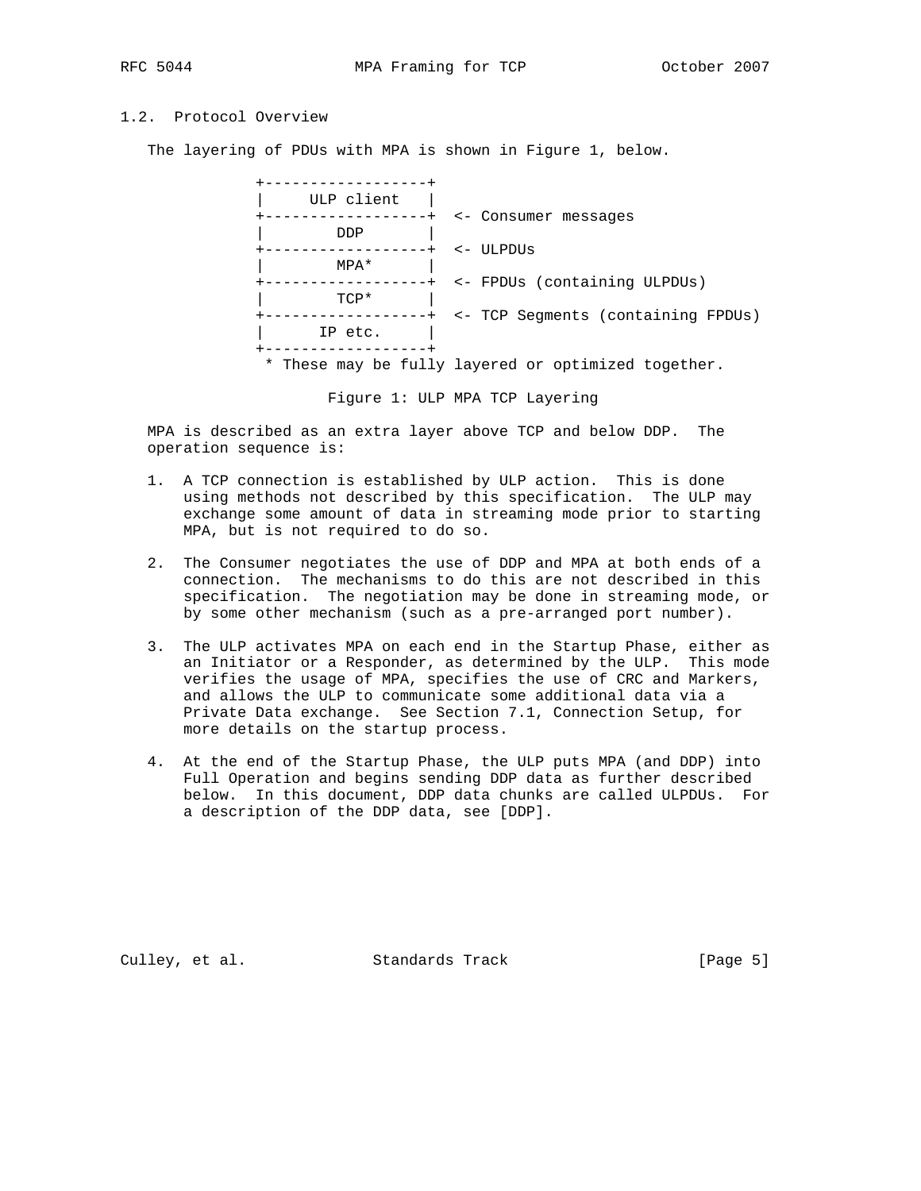## 1.2. Protocol Overview

The layering of PDUs with MPA is shown in Figure 1, below.

```
            +------------------+
            |     ULP client   |
            +------------------+  <- Consumer messages
            |        DDP       |
            +------------------+  <- ULPDUs
            |        MPA*      |
            +------------------+  <- FPDUs (containing ULPDUs)
            |        TCP*      |
            +------------------+  <- TCP Segments (containing FPDUs)
            |      IP etc.     |
            +------------------+
             * These may be fully layered or optimized together.
```

Figure 1: ULP MPA TCP Layering

MPA is described as an extra layer above TCP and below DDP. The operation sequence is:

1. A TCP connection is established by ULP action. This is done using methods not described by this specification. The ULP may exchange some amount of data in streaming mode prior to starting MPA, but is not required to do so.

2. The Consumer negotiates the use of DDP and MPA at both ends of a connection. The mechanisms to do this are not described in this specification. The negotiation may be done in streaming mode, or by some other mechanism (such as a pre-arranged port number).

3. The ULP activates MPA on each end in the Startup Phase, either as an Initiator or a Responder, as determined by the ULP. This mode verifies the usage of MPA, specifies the use of CRC and Markers, and allows the ULP to communicate some additional data via a Private Data exchange. See Section 7.1, Connection Setup, for more details on the startup process.

4. At the end of the Startup Phase, the ULP puts MPA (and DDP) into Full Operation and begins sending DDP data as further described below. In this document, DDP data chunks are called ULPDUs. For a description of the DDP data, see [DDP].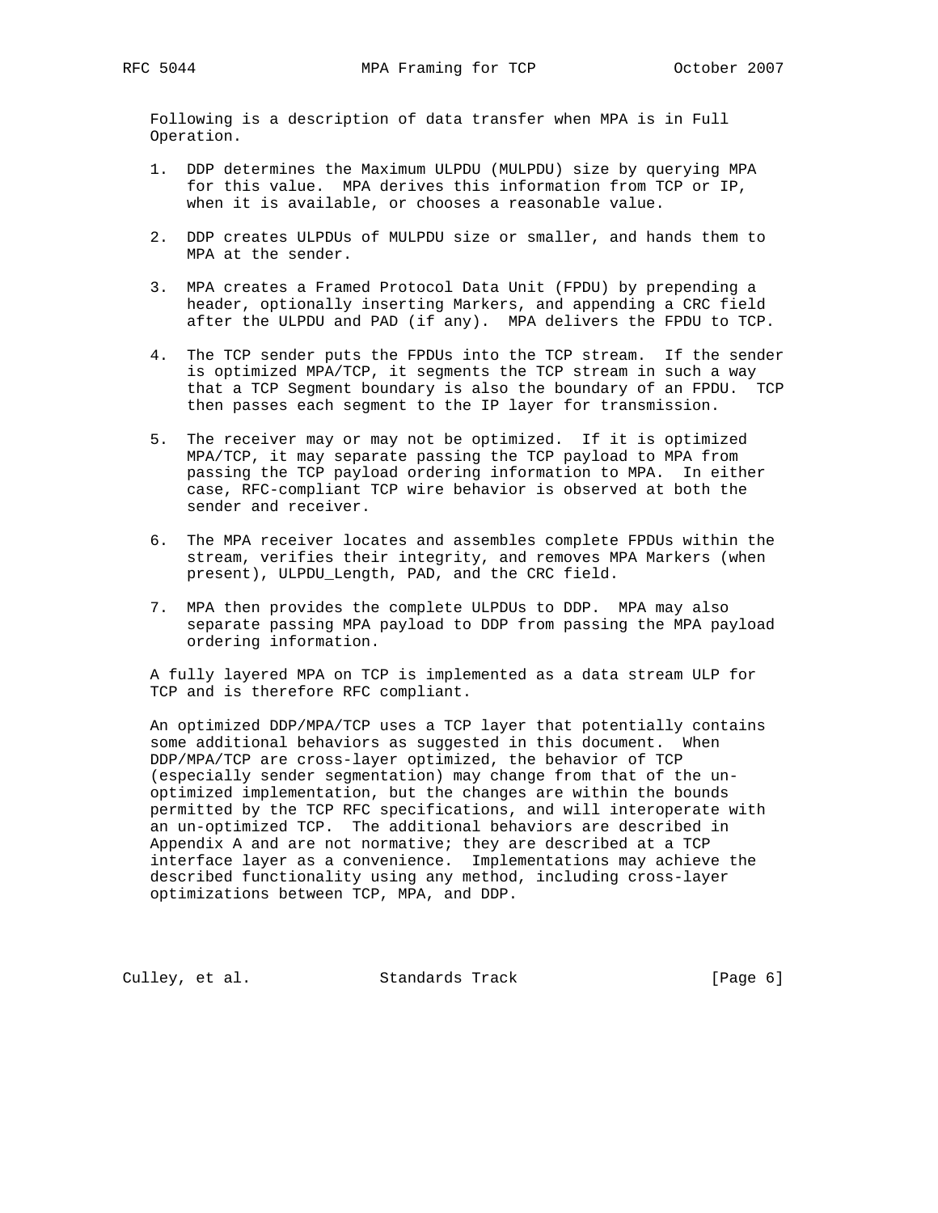Following is a description of data transfer when MPA is in Full Operation.

1. DDP determines the Maximum ULPDU (MULPDU) size by querying MPA for this value. MPA derives this information from TCP or IP, when it is available, or chooses a reasonable value.

2. DDP creates ULPDUs of MULPDU size or smaller, and hands them to MPA at the sender.

3. MPA creates a Framed Protocol Data Unit (FPDU) by prepending a header, optionally inserting Markers, and appending a CRC field after the ULPDU and PAD (if any). MPA delivers the FPDU to TCP.

4. The TCP sender puts the FPDUs into the TCP stream. If the sender is optimized MPA/TCP, it segments the TCP stream in such a way that a TCP Segment boundary is also the boundary of an FPDU. TCP then passes each segment to the IP layer for transmission.

5. The receiver may or may not be optimized. If it is optimized MPA/TCP, it may separate passing the TCP payload to MPA from passing the TCP payload ordering information to MPA. In either case, RFC-compliant TCP wire behavior is observed at both the sender and receiver.

6. The MPA receiver locates and assembles complete FPDUs within the stream, verifies their integrity, and removes MPA Markers (when present), ULPDU_Length, PAD, and the CRC field.

7. MPA then provides the complete ULPDUs to DDP. MPA may also separate passing MPA payload to DDP from passing the MPA payload ordering information.

A fully layered MPA on TCP is implemented as a data stream ULP for TCP and is therefore RFC compliant.

An optimized DDP/MPA/TCP uses a TCP layer that potentially contains some additional behaviors as suggested in this document. When DDP/MPA/TCP are cross-layer optimized, the behavior of TCP (especially sender segmentation) may change from that of the un-optimized implementation, but the changes are within the bounds permitted by the TCP RFC specifications, and will interoperate with an un-optimized TCP. The additional behaviors are described in Appendix A and are not normative; they are described at a TCP interface layer as a convenience. Implementations may achieve the described functionality using any method, including cross-layer optimizations between TCP, MPA, and DDP.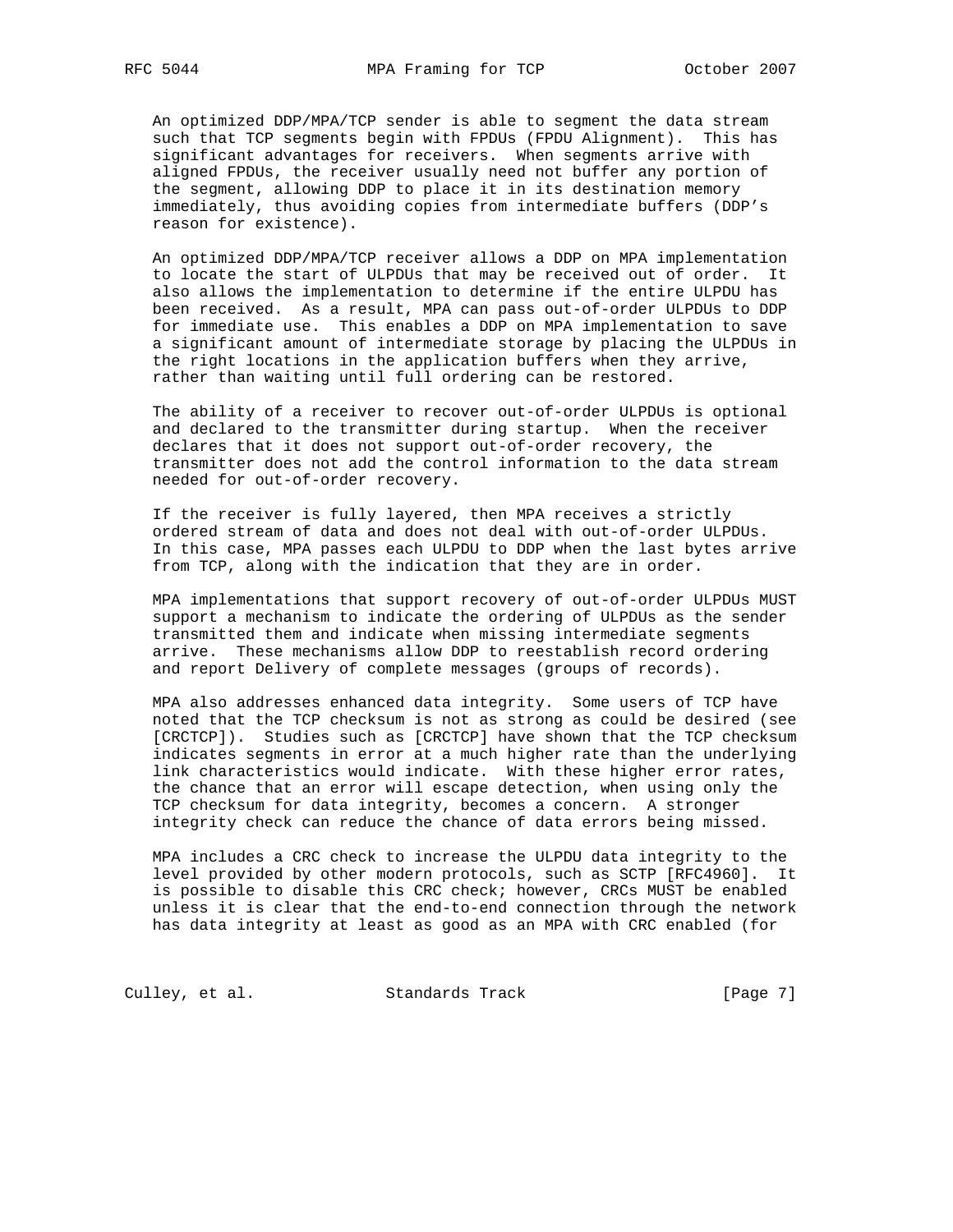An optimized DDP/MPA/TCP sender is able to segment the data stream such that TCP segments begin with FPDUs (FPDU Alignment). This has significant advantages for receivers. When segments arrive with aligned FPDUs, the receiver usually need not buffer any portion of the segment, allowing DDP to place it in its destination memory immediately, thus avoiding copies from intermediate buffers (DDP's reason for existence).

An optimized DDP/MPA/TCP receiver allows a DDP on MPA implementation to locate the start of ULPDUs that may be received out of order. It also allows the implementation to determine if the entire ULPDU has been received. As a result, MPA can pass out-of-order ULPDUs to DDP for immediate use. This enables a DDP on MPA implementation to save a significant amount of intermediate storage by placing the ULPDUs in the right locations in the application buffers when they arrive, rather than waiting until full ordering can be restored.

The ability of a receiver to recover out-of-order ULPDUs is optional and declared to the transmitter during startup. When the receiver declares that it does not support out-of-order recovery, the transmitter does not add the control information to the data stream needed for out-of-order recovery.

If the receiver is fully layered, then MPA receives a strictly ordered stream of data and does not deal with out-of-order ULPDUs. In this case, MPA passes each ULPDU to DDP when the last bytes arrive from TCP, along with the indication that they are in order.

MPA implementations that support recovery of out-of-order ULPDUs MUST support a mechanism to indicate the ordering of ULPDUs as the sender transmitted them and indicate when missing intermediate segments arrive. These mechanisms allow DDP to reestablish record ordering and report Delivery of complete messages (groups of records).

MPA also addresses enhanced data integrity. Some users of TCP have noted that the TCP checksum is not as strong as could be desired (see [CRCTCP]). Studies such as [CRCTCP] have shown that the TCP checksum indicates segments in error at a much higher rate than the underlying link characteristics would indicate. With these higher error rates, the chance that an error will escape detection, when using only the TCP checksum for data integrity, becomes a concern. A stronger integrity check can reduce the chance of data errors being missed.

MPA includes a CRC check to increase the ULPDU data integrity to the level provided by other modern protocols, such as SCTP [RFC4960]. It is possible to disable this CRC check; however, CRCs MUST be enabled unless it is clear that the end-to-end connection through the network has data integrity at least as good as an MPA with CRC enabled (for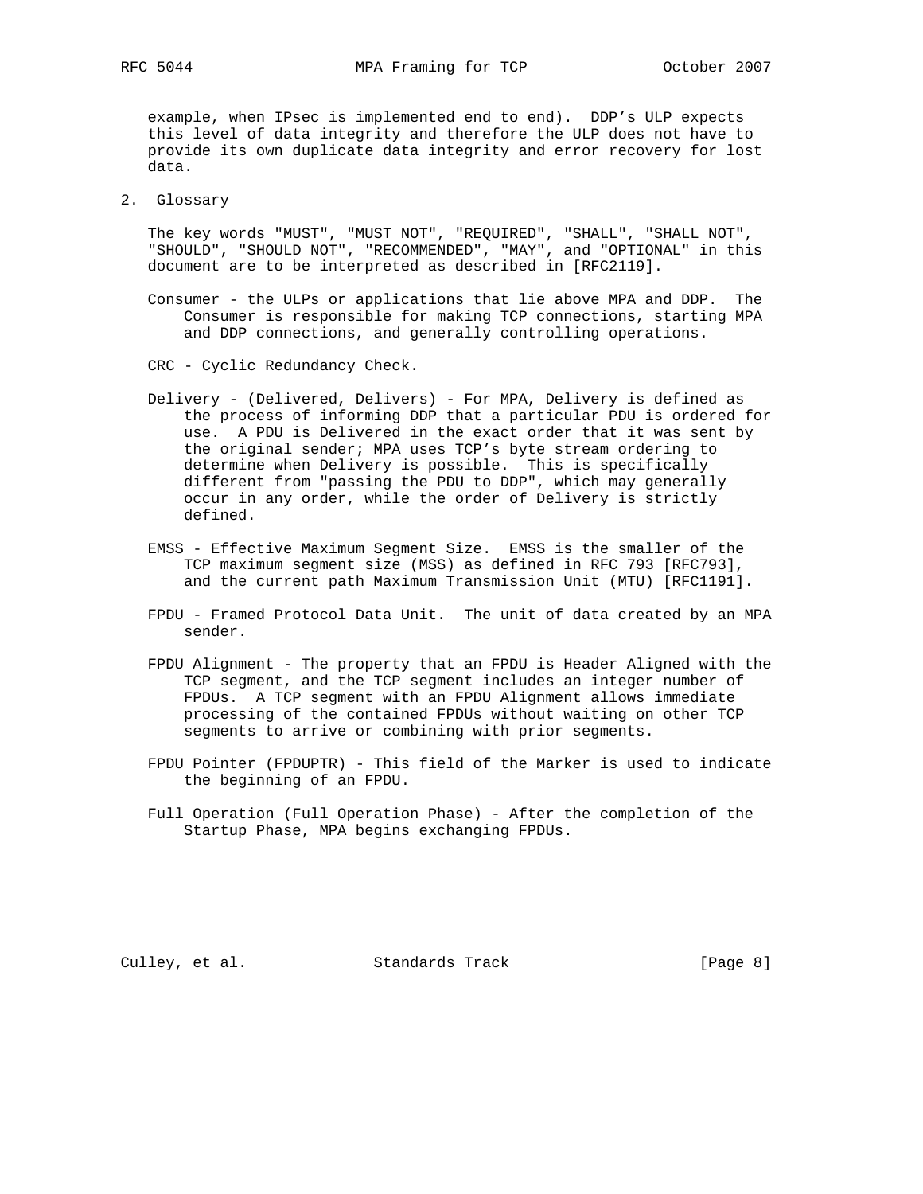example, when IPsec is implemented end to end). DDP's ULP expects this level of data integrity and therefore the ULP does not have to provide its own duplicate data integrity and error recovery for lost data.

## 2. Glossary

The key words "MUST", "MUST NOT", "REQUIRED", "SHALL", "SHALL NOT", "SHOULD", "SHOULD NOT", "RECOMMENDED", "MAY", and "OPTIONAL" in this document are to be interpreted as described in [RFC2119].

Consumer - the ULPs or applications that lie above MPA and DDP. The Consumer is responsible for making TCP connections, starting MPA and DDP connections, and generally controlling operations.

CRC - Cyclic Redundancy Check.

Delivery - (Delivered, Delivers) - For MPA, Delivery is defined as the process of informing DDP that a particular PDU is ordered for use. A PDU is Delivered in the exact order that it was sent by the original sender; MPA uses TCP's byte stream ordering to determine when Delivery is possible. This is specifically different from "passing the PDU to DDP", which may generally occur in any order, while the order of Delivery is strictly defined.

EMSS - Effective Maximum Segment Size. EMSS is the smaller of the TCP maximum segment size (MSS) as defined in RFC 793 [RFC793], and the current path Maximum Transmission Unit (MTU) [RFC1191].

FPDU - Framed Protocol Data Unit. The unit of data created by an MPA sender.

FPDU Alignment - The property that an FPDU is Header Aligned with the TCP segment, and the TCP segment includes an integer number of FPDUs. A TCP segment with an FPDU Alignment allows immediate processing of the contained FPDUs without waiting on other TCP segments to arrive or combining with prior segments.

FPDU Pointer (FPDUPTR) - This field of the Marker is used to indicate the beginning of an FPDU.

Full Operation (Full Operation Phase) - After the completion of the Startup Phase, MPA begins exchanging FPDUs.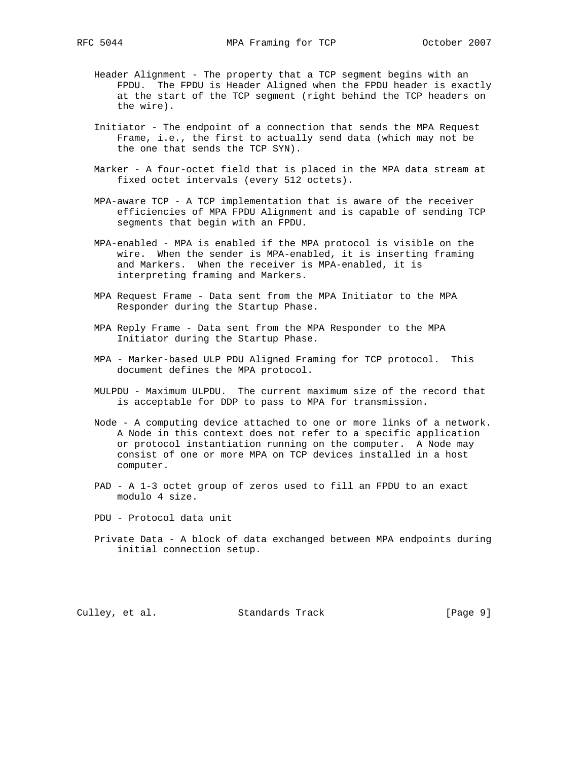Header Alignment - The property that a TCP segment begins with an FPDU. The FPDU is Header Aligned when the FPDU header is exactly at the start of the TCP segment (right behind the TCP headers on the wire).

Initiator - The endpoint of a connection that sends the MPA Request Frame, i.e., the first to actually send data (which may not be the one that sends the TCP SYN).

Marker - A four-octet field that is placed in the MPA data stream at fixed octet intervals (every 512 octets).

MPA-aware TCP - A TCP implementation that is aware of the receiver efficiencies of MPA FPDU Alignment and is capable of sending TCP segments that begin with an FPDU.

MPA-enabled - MPA is enabled if the MPA protocol is visible on the wire. When the sender is MPA-enabled, it is inserting framing and Markers. When the receiver is MPA-enabled, it is interpreting framing and Markers.

MPA Request Frame - Data sent from the MPA Initiator to the MPA Responder during the Startup Phase.

MPA Reply Frame - Data sent from the MPA Responder to the MPA Initiator during the Startup Phase.

MPA - Marker-based ULP PDU Aligned Framing for TCP protocol. This document defines the MPA protocol.

MULPDU - Maximum ULPDU. The current maximum size of the record that is acceptable for DDP to pass to MPA for transmission.

Node - A computing device attached to one or more links of a network. A Node in this context does not refer to a specific application or protocol instantiation running on the computer. A Node may consist of one or more MPA on TCP devices installed in a host computer.

PAD - A 1-3 octet group of zeros used to fill an FPDU to an exact modulo 4 size.

PDU - Protocol data unit

Private Data - A block of data exchanged between MPA endpoints during initial connection setup.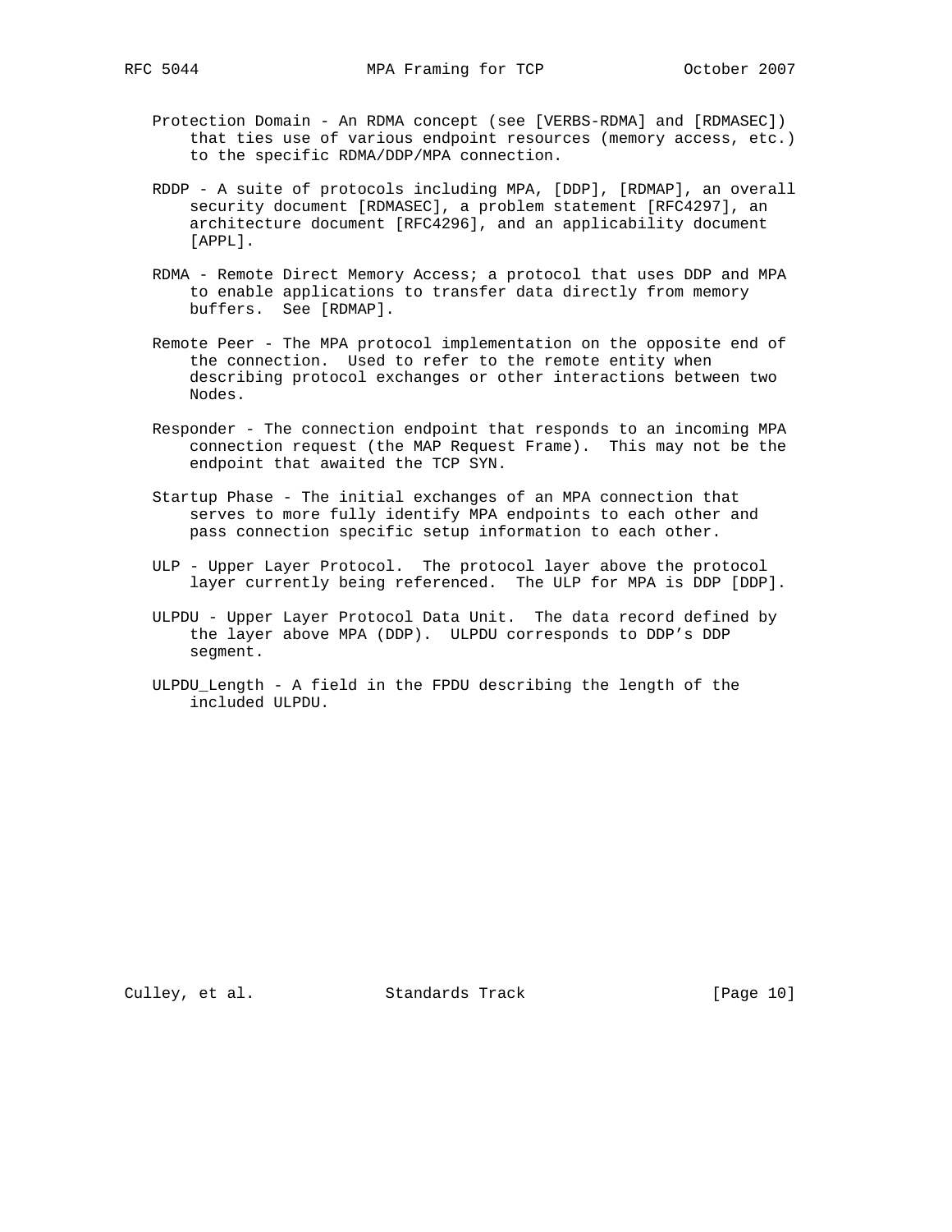Protection Domain - An RDMA concept (see [VERBS-RDMA] and [RDMASEC]) that ties use of various endpoint resources (memory access, etc.) to the specific RDMA/DDP/MPA connection.

RDDP - A suite of protocols including MPA, [DDP], [RDMAP], an overall security document [RDMASEC], a problem statement [RFC4297], an architecture document [RFC4296], and an applicability document [APPL].

RDMA - Remote Direct Memory Access; a protocol that uses DDP and MPA to enable applications to transfer data directly from memory buffers. See [RDMAP].

Remote Peer - The MPA protocol implementation on the opposite end of the connection. Used to refer to the remote entity when describing protocol exchanges or other interactions between two Nodes.

Responder - The connection endpoint that responds to an incoming MPA connection request (the MAP Request Frame). This may not be the endpoint that awaited the TCP SYN.

Startup Phase - The initial exchanges of an MPA connection that serves to more fully identify MPA endpoints to each other and pass connection specific setup information to each other.

ULP - Upper Layer Protocol. The protocol layer above the protocol layer currently being referenced. The ULP for MPA is DDP [DDP].

ULPDU - Upper Layer Protocol Data Unit. The data record defined by the layer above MPA (DDP). ULPDU corresponds to DDP's DDP segment.

ULPDU_Length - A field in the FPDU describing the length of the included ULPDU.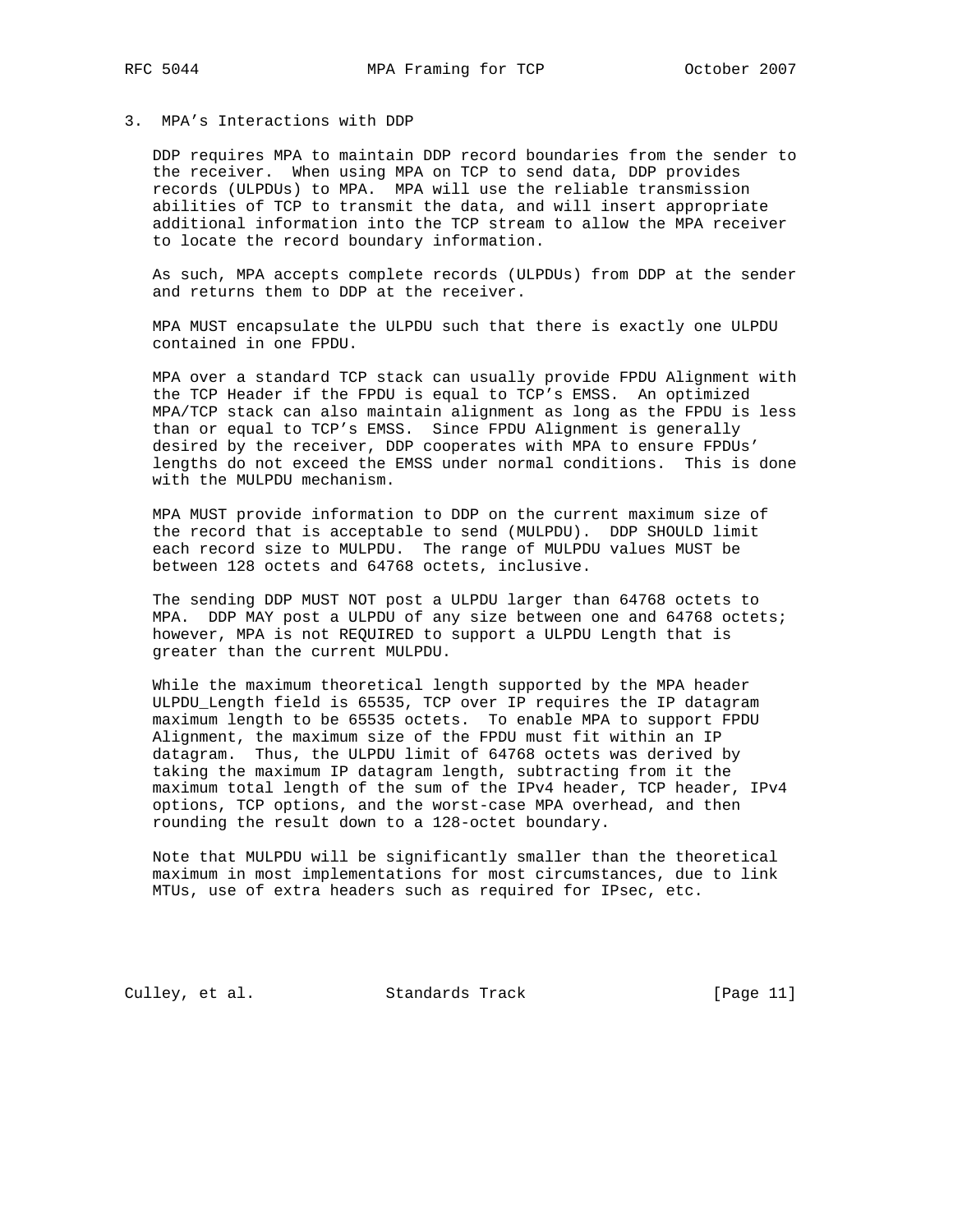## 3. MPA's Interactions with DDP

DDP requires MPA to maintain DDP record boundaries from the sender to the receiver. When using MPA on TCP to send data, DDP provides records (ULPDUs) to MPA. MPA will use the reliable transmission abilities of TCP to transmit the data, and will insert appropriate additional information into the TCP stream to allow the MPA receiver to locate the record boundary information.

As such, MPA accepts complete records (ULPDUs) from DDP at the sender and returns them to DDP at the receiver.

MPA MUST encapsulate the ULPDU such that there is exactly one ULPDU contained in one FPDU.

MPA over a standard TCP stack can usually provide FPDU Alignment with the TCP Header if the FPDU is equal to TCP's EMSS. An optimized MPA/TCP stack can also maintain alignment as long as the FPDU is less than or equal to TCP's EMSS. Since FPDU Alignment is generally desired by the receiver, DDP cooperates with MPA to ensure FPDUs' lengths do not exceed the EMSS under normal conditions. This is done with the MULPDU mechanism.

MPA MUST provide information to DDP on the current maximum size of the record that is acceptable to send (MULPDU). DDP SHOULD limit each record size to MULPDU. The range of MULPDU values MUST be between 128 octets and 64768 octets, inclusive.

The sending DDP MUST NOT post a ULPDU larger than 64768 octets to MPA. DDP MAY post a ULPDU of any size between one and 64768 octets; however, MPA is not REQUIRED to support a ULPDU Length that is greater than the current MULPDU.

While the maximum theoretical length supported by the MPA header ULPDU_Length field is 65535, TCP over IP requires the IP datagram maximum length to be 65535 octets. To enable MPA to support FPDU Alignment, the maximum size of the FPDU must fit within an IP datagram. Thus, the ULPDU limit of 64768 octets was derived by taking the maximum IP datagram length, subtracting from it the maximum total length of the sum of the IPv4 header, TCP header, IPv4 options, TCP options, and the worst-case MPA overhead, and then rounding the result down to a 128-octet boundary.

Note that MULPDU will be significantly smaller than the theoretical maximum in most implementations for most circumstances, due to link MTUs, use of extra headers such as required for IPsec, etc.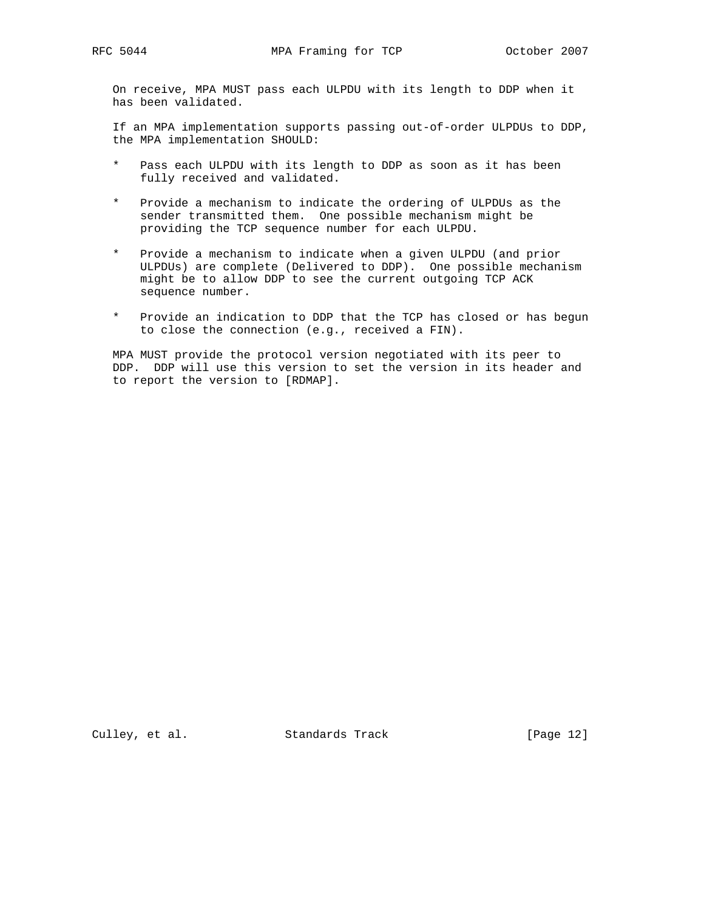On receive, MPA MUST pass each ULPDU with its length to DDP when it has been validated.

If an MPA implementation supports passing out-of-order ULPDUs to DDP, the MPA implementation SHOULD:

* Pass each ULPDU with its length to DDP as soon as it has been fully received and validated.

* Provide a mechanism to indicate the ordering of ULPDUs as the sender transmitted them. One possible mechanism might be providing the TCP sequence number for each ULPDU.

* Provide a mechanism to indicate when a given ULPDU (and prior ULPDUs) are complete (Delivered to DDP). One possible mechanism might be to allow DDP to see the current outgoing TCP ACK sequence number.

* Provide an indication to DDP that the TCP has closed or has begun to close the connection (e.g., received a FIN).

MPA MUST provide the protocol version negotiated with its peer to DDP. DDP will use this version to set the version in its header and to report the version to [RDMAP].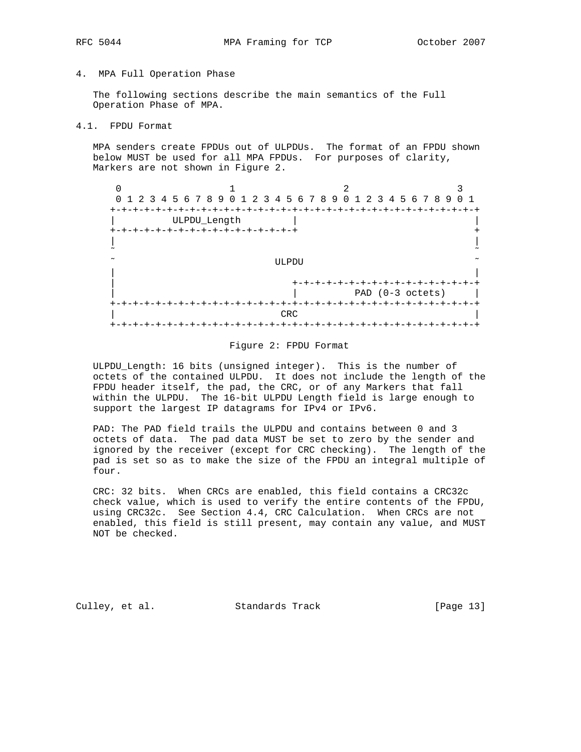# 4. MPA Full Operation Phase

The following sections describe the main semantics of the Full Operation Phase of MPA.

## 4.1. FPDU Format

MPA senders create FPDUs out of ULPDUs. The format of an FPDU shown below MUST be used for all MPA FPDUs. For purposes of clarity, Markers are not shown in Figure 2.

```
 0                   1                   2                   3
 0 1 2 3 4 5 6 7 8 9 0 1 2 3 4 5 6 7 8 9 0 1 2 3 4 5 6 7 8 9 0 1
+-+-+-+-+-+-+-+-+-+-+-+-+-+-+-+-+-+-+-+-+-+-+-+-+-+-+-+-+-+-+-+-+
|          ULPDU_Length         |                               |
+-+-+-+-+-+-+-+-+-+-+-+-+-+-+-+-+                               +
|                                                               |
~                                                               ~
~                            ULPDU                              ~
|                                                               |
|                               +-+-+-+-+-+-+-+-+-+-+-+-+-+-+-+-+
|                               |          PAD (0-3 octets)     |
+-+-+-+-+-+-+-+-+-+-+-+-+-+-+-+-+-+-+-+-+-+-+-+-+-+-+-+-+-+-+-+-+
|                              CRC                              |
+-+-+-+-+-+-+-+-+-+-+-+-+-+-+-+-+-+-+-+-+-+-+-+-+-+-+-+-+-+-+-+-+
```

Figure 2: FPDU Format

ULPDU_Length: 16 bits (unsigned integer). This is the number of octets of the contained ULPDU. It does not include the length of the FPDU header itself, the pad, the CRC, or of any Markers that fall within the ULPDU. The 16-bit ULPDU Length field is large enough to support the largest IP datagrams for IPv4 or IPv6.

PAD: The PAD field trails the ULPDU and contains between 0 and 3 octets of data. The pad data MUST be set to zero by the sender and ignored by the receiver (except for CRC checking). The length of the pad is set so as to make the size of the FPDU an integral multiple of four.

CRC: 32 bits. When CRCs are enabled, this field contains a CRC32c check value, which is used to verify the entire contents of the FPDU, using CRC32c. See Section 4.4, CRC Calculation. When CRCs are not enabled, this field is still present, may contain any value, and MUST NOT be checked.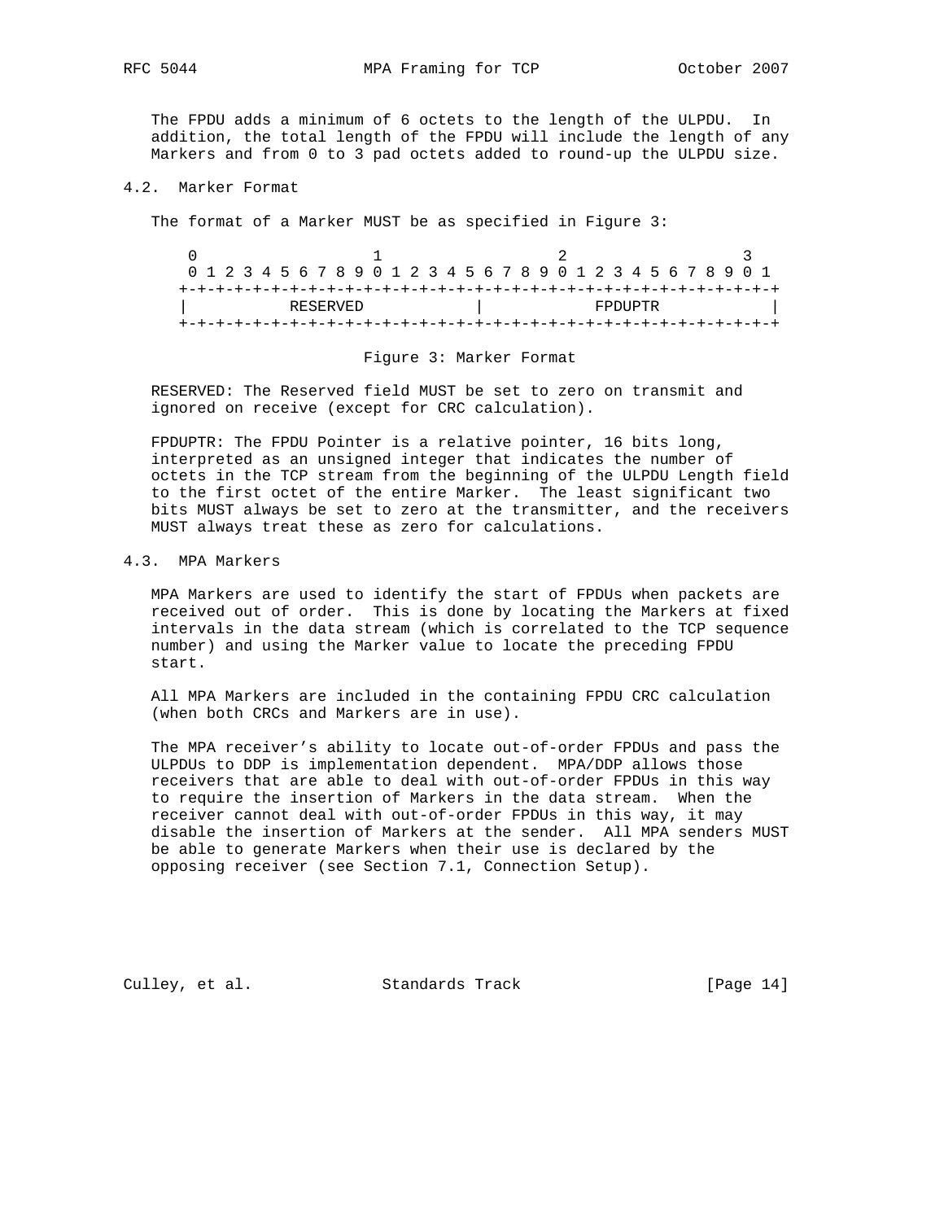The FPDU adds a minimum of 6 octets to the length of the ULPDU. In addition, the total length of the FPDU will include the length of any Markers and from 0 to 3 pad octets added to round-up the ULPDU size.

## 4.2. Marker Format

The format of a Marker MUST be as specified in Figure 3:

```
 0                   1                   2                   3
 0 1 2 3 4 5 6 7 8 9 0 1 2 3 4 5 6 7 8 9 0 1 2 3 4 5 6 7 8 9 0 1
+-+-+-+-+-+-+-+-+-+-+-+-+-+-+-+-+-+-+-+-+-+-+-+-+-+-+-+-+-+-+-+-+
|           RESERVED            |            FPDUPTR            |
+-+-+-+-+-+-+-+-+-+-+-+-+-+-+-+-+-+-+-+-+-+-+-+-+-+-+-+-+-+-+-+-+
```

Figure 3: Marker Format

RESERVED: The Reserved field MUST be set to zero on transmit and ignored on receive (except for CRC calculation).

FPDUPTR: The FPDU Pointer is a relative pointer, 16 bits long, interpreted as an unsigned integer that indicates the number of octets in the TCP stream from the beginning of the ULPDU Length field to the first octet of the entire Marker. The least significant two bits MUST always be set to zero at the transmitter, and the receivers MUST always treat these as zero for calculations.

## 4.3. MPA Markers

MPA Markers are used to identify the start of FPDUs when packets are received out of order. This is done by locating the Markers at fixed intervals in the data stream (which is correlated to the TCP sequence number) and using the Marker value to locate the preceding FPDU start.

All MPA Markers are included in the containing FPDU CRC calculation (when both CRCs and Markers are in use).

The MPA receiver's ability to locate out-of-order FPDUs and pass the ULPDUs to DDP is implementation dependent. MPA/DDP allows those receivers that are able to deal with out-of-order FPDUs in this way to require the insertion of Markers in the data stream. When the receiver cannot deal with out-of-order FPDUs in this way, it may disable the insertion of Markers at the sender. All MPA senders MUST be able to generate Markers when their use is declared by the opposing receiver (see Section 7.1, Connection Setup).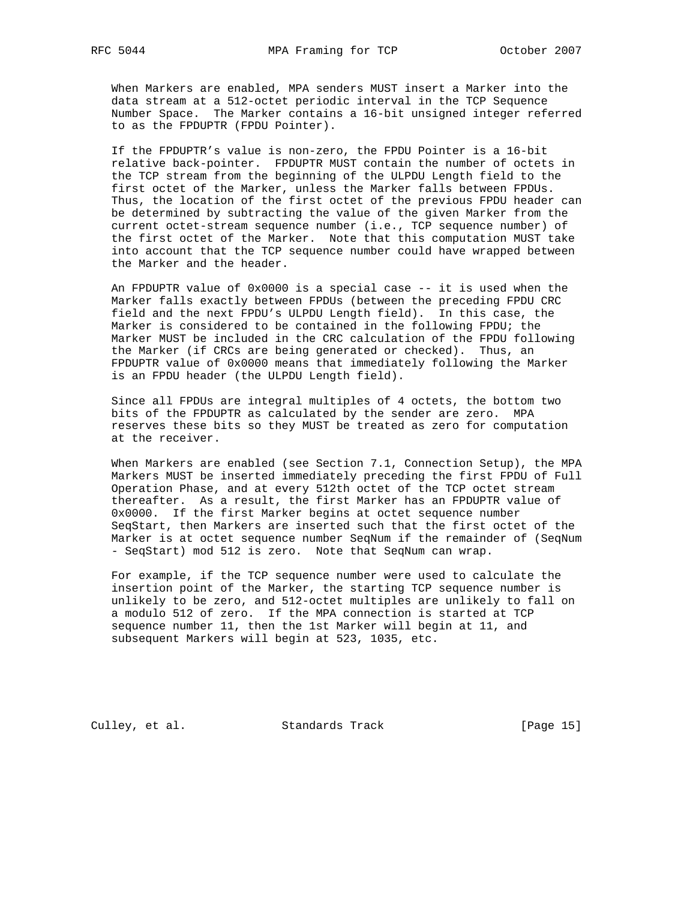When Markers are enabled, MPA senders MUST insert a Marker into the data stream at a 512-octet periodic interval in the TCP Sequence Number Space. The Marker contains a 16-bit unsigned integer referred to as the FPDUPTR (FPDU Pointer).

If the FPDUPTR's value is non-zero, the FPDU Pointer is a 16-bit relative back-pointer. FPDUPTR MUST contain the number of octets in the TCP stream from the beginning of the ULPDU Length field to the first octet of the Marker, unless the Marker falls between FPDUs. Thus, the location of the first octet of the previous FPDU header can be determined by subtracting the value of the given Marker from the current octet-stream sequence number (i.e., TCP sequence number) of the first octet of the Marker. Note that this computation MUST take into account that the TCP sequence number could have wrapped between the Marker and the header.

An FPDUPTR value of 0x0000 is a special case -- it is used when the Marker falls exactly between FPDUs (between the preceding FPDU CRC field and the next FPDU's ULPDU Length field). In this case, the Marker is considered to be contained in the following FPDU; the Marker MUST be included in the CRC calculation of the FPDU following the Marker (if CRCs are being generated or checked). Thus, an FPDUPTR value of 0x0000 means that immediately following the Marker is an FPDU header (the ULPDU Length field).

Since all FPDUs are integral multiples of 4 octets, the bottom two bits of the FPDUPTR as calculated by the sender are zero. MPA reserves these bits so they MUST be treated as zero for computation at the receiver.

When Markers are enabled (see Section 7.1, Connection Setup), the MPA Markers MUST be inserted immediately preceding the first FPDU of Full Operation Phase, and at every 512th octet of the TCP octet stream thereafter. As a result, the first Marker has an FPDUPTR value of 0x0000. If the first Marker begins at octet sequence number SeqStart, then Markers are inserted such that the first octet of the Marker is at octet sequence number SeqNum if the remainder of (SeqNum - SeqStart) mod 512 is zero. Note that SeqNum can wrap.

For example, if the TCP sequence number were used to calculate the insertion point of the Marker, the starting TCP sequence number is unlikely to be zero, and 512-octet multiples are unlikely to fall on a modulo 512 of zero. If the MPA connection is started at TCP sequence number 11, then the 1st Marker will begin at 11, and subsequent Markers will begin at 523, 1035, etc.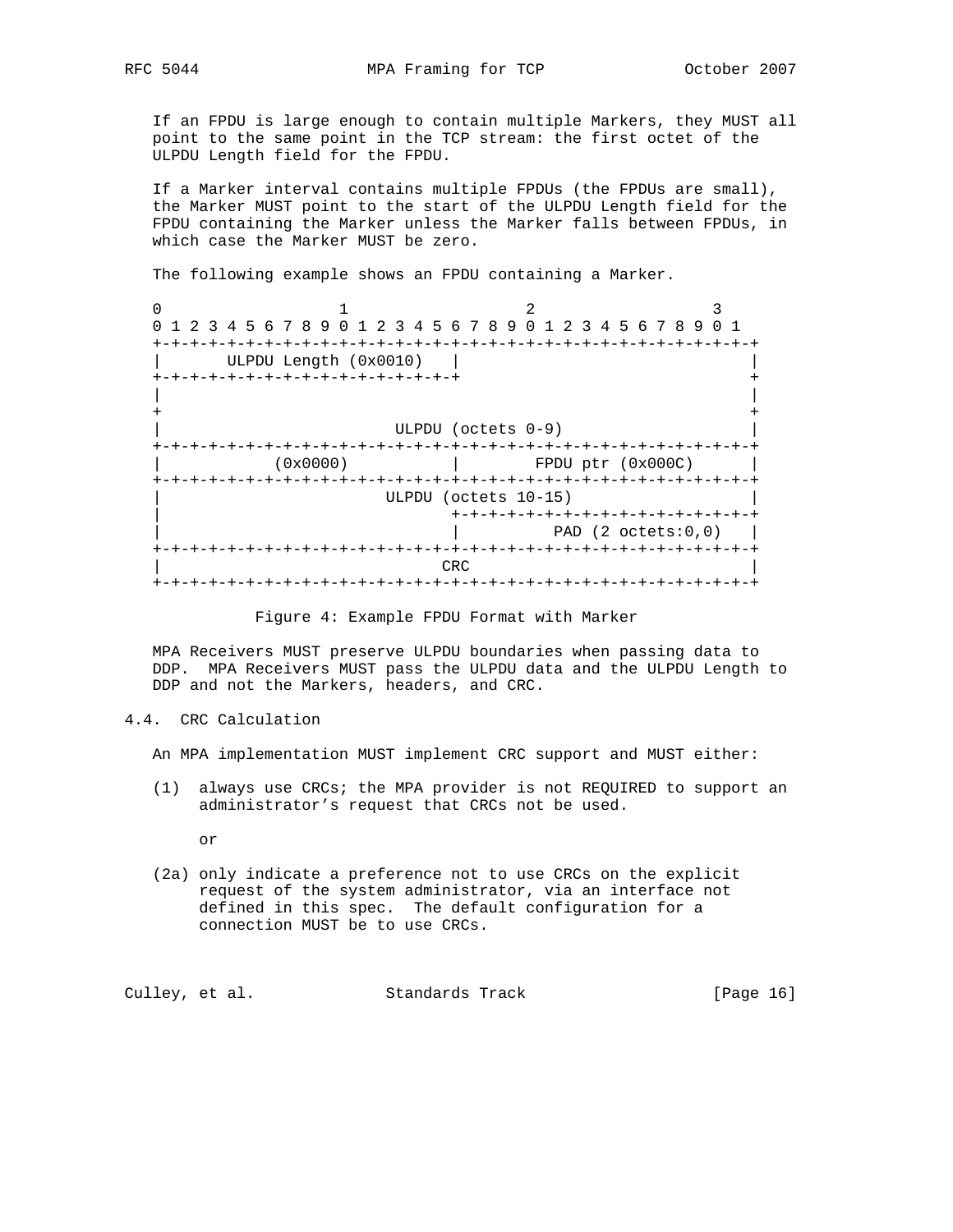If an FPDU is large enough to contain multiple Markers, they MUST all point to the same point in the TCP stream: the first octet of the ULPDU Length field for the FPDU.

If a Marker interval contains multiple FPDUs (the FPDUs are small), the Marker MUST point to the start of the ULPDU Length field for the FPDU containing the Marker unless the Marker falls between FPDUs, in which case the Marker MUST be zero.

The following example shows an FPDU containing a Marker.

```
 0                   1                   2                   3
 0 1 2 3 4 5 6 7 8 9 0 1 2 3 4 5 6 7 8 9 0 1 2 3 4 5 6 7 8 9 0 1
+-+-+-+-+-+-+-+-+-+-+-+-+-+-+-+-+-+-+-+-+-+-+-+-+-+-+-+-+-+-+-+-+
|       ULPDU Length (0x0010)   |                               |
+-+-+-+-+-+-+-+-+-+-+-+-+-+-+-+-+                               +
|                                                               |
+                                                               +
|                         ULPDU (octets 0-9)                    |
+-+-+-+-+-+-+-+-+-+-+-+-+-+-+-+-+-+-+-+-+-+-+-+-+-+-+-+-+-+-+-+-+
|             (0x0000)          |        FPDU ptr (0x000C)      |
+-+-+-+-+-+-+-+-+-+-+-+-+-+-+-+-+-+-+-+-+-+-+-+-+-+-+-+-+-+-+-+-+
|                        ULPDU (octets 10-15)                   |
|                               +-+-+-+-+-+-+-+-+-+-+-+-+-+-+-+-+
|                               |         PAD (2 octets:0,0)    |
+-+-+-+-+-+-+-+-+-+-+-+-+-+-+-+-+-+-+-+-+-+-+-+-+-+-+-+-+-+-+-+-+
|                              CRC                              |
+-+-+-+-+-+-+-+-+-+-+-+-+-+-+-+-+-+-+-+-+-+-+-+-+-+-+-+-+-+-+-+-+
```

Figure 4: Example FPDU Format with Marker

MPA Receivers MUST preserve ULPDU boundaries when passing data to DDP. MPA Receivers MUST pass the ULPDU data and the ULPDU Length to DDP and not the Markers, headers, and CRC.

## 4.4. CRC Calculation

An MPA implementation MUST implement CRC support and MUST either:

(1) always use CRCs; the MPA provider is not REQUIRED to support an administrator's request that CRCs not be used.

or

(2a) only indicate a preference not to use CRCs on the explicit request of the system administrator, via an interface not defined in this spec. The default configuration for a connection MUST be to use CRCs.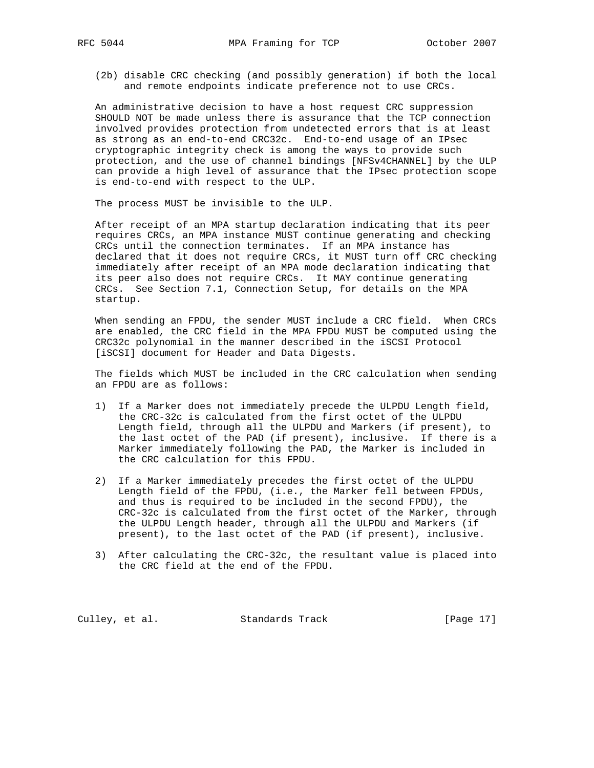(2b) disable CRC checking (and possibly generation) if both the local and remote endpoints indicate preference not to use CRCs.

An administrative decision to have a host request CRC suppression SHOULD NOT be made unless there is assurance that the TCP connection involved provides protection from undetected errors that is at least as strong as an end-to-end CRC32c. End-to-end usage of an IPsec cryptographic integrity check is among the ways to provide such protection, and the use of channel bindings [NFSv4CHANNEL] by the ULP can provide a high level of assurance that the IPsec protection scope is end-to-end with respect to the ULP.

The process MUST be invisible to the ULP.

After receipt of an MPA startup declaration indicating that its peer requires CRCs, an MPA instance MUST continue generating and checking CRCs until the connection terminates. If an MPA instance has declared that it does not require CRCs, it MUST turn off CRC checking immediately after receipt of an MPA mode declaration indicating that its peer also does not require CRCs. It MAY continue generating CRCs. See Section 7.1, Connection Setup, for details on the MPA startup.

When sending an FPDU, the sender MUST include a CRC field. When CRCs are enabled, the CRC field in the MPA FPDU MUST be computed using the CRC32c polynomial in the manner described in the iSCSI Protocol [iSCSI] document for Header and Data Digests.

The fields which MUST be included in the CRC calculation when sending an FPDU are as follows:

1) If a Marker does not immediately precede the ULPDU Length field, the CRC-32c is calculated from the first octet of the ULPDU Length field, through all the ULPDU and Markers (if present), to the last octet of the PAD (if present), inclusive. If there is a Marker immediately following the PAD, the Marker is included in the CRC calculation for this FPDU.

2) If a Marker immediately precedes the first octet of the ULPDU Length field of the FPDU, (i.e., the Marker fell between FPDUs, and thus is required to be included in the second FPDU), the CRC-32c is calculated from the first octet of the Marker, through the ULPDU Length header, through all the ULPDU and Markers (if present), to the last octet of the PAD (if present), inclusive.

3) After calculating the CRC-32c, the resultant value is placed into the CRC field at the end of the FPDU.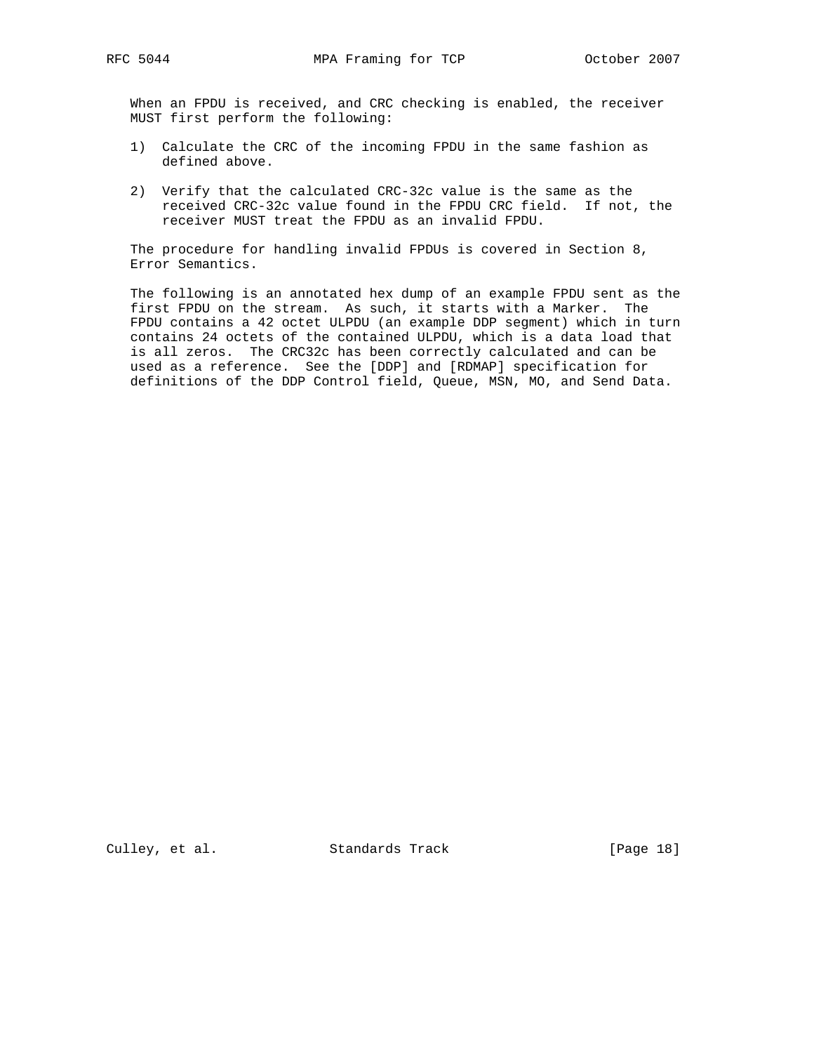When an FPDU is received, and CRC checking is enabled, the receiver MUST first perform the following:

1) Calculate the CRC of the incoming FPDU in the same fashion as defined above.

2) Verify that the calculated CRC-32c value is the same as the received CRC-32c value found in the FPDU CRC field. If not, the receiver MUST treat the FPDU as an invalid FPDU.

The procedure for handling invalid FPDUs is covered in Section 8, Error Semantics.

The following is an annotated hex dump of an example FPDU sent as the first FPDU on the stream. As such, it starts with a Marker. The FPDU contains a 42 octet ULPDU (an example DDP segment) which in turn contains 24 octets of the contained ULPDU, which is a data load that is all zeros. The CRC32c has been correctly calculated and can be used as a reference. See the [DDP] and [RDMAP] specification for definitions of the DDP Control field, Queue, MSN, MO, and Send Data.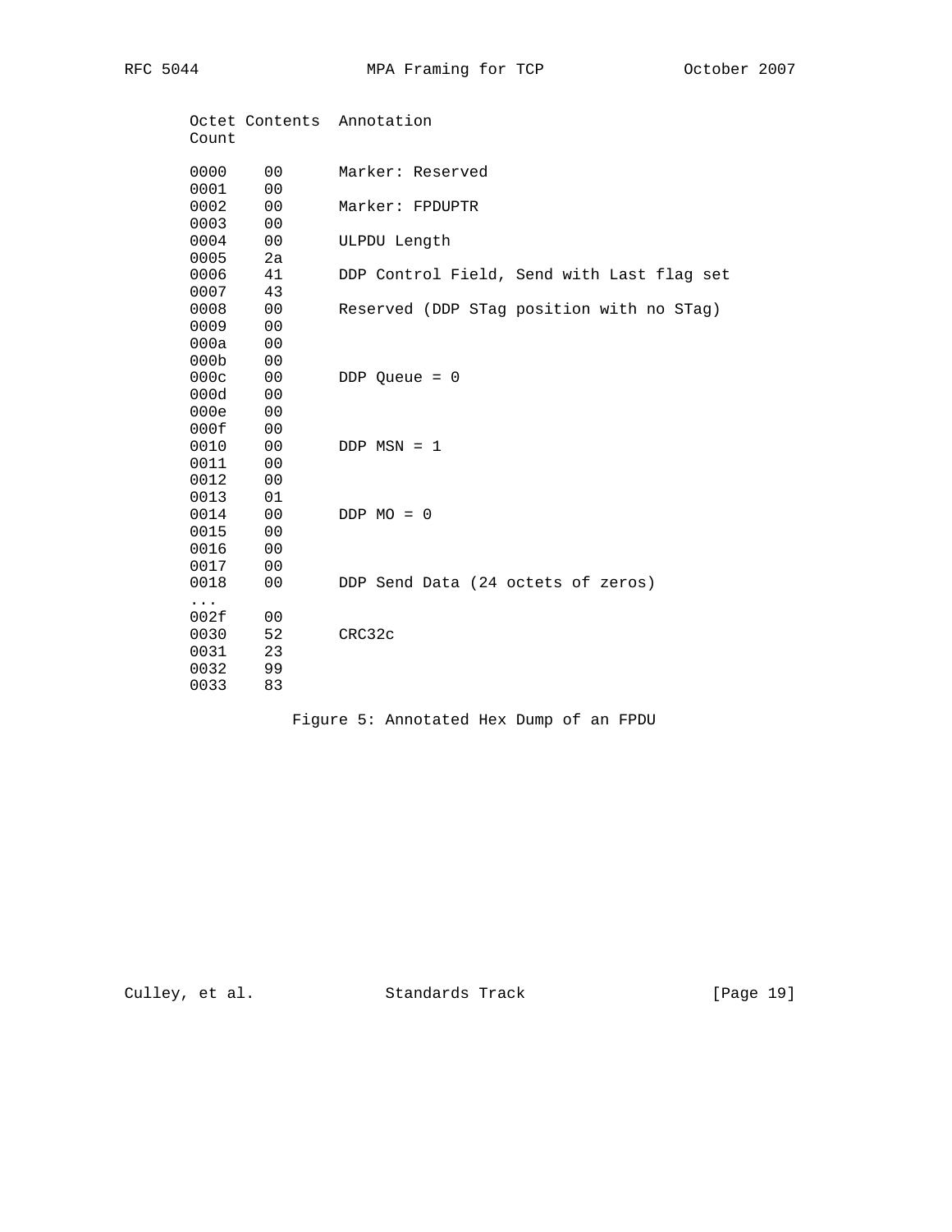```
Octet Contents  Annotation
Count

0000    00      Marker: Reserved
0001    00
0002    00      Marker: FPDUPTR
0003    00
0004    00      ULPDU Length
0005    2a
0006    41      DDP Control Field, Send with Last flag set
0007    43
0008    00      Reserved (DDP STag position with no STag)
0009    00
000a    00
000b    00
000c    00      DDP Queue = 0
000d    00
000e    00
000f    00
0010    00      DDP MSN = 1
0011    00
0012    00
0013    01
0014    00      DDP MO = 0
0015    00
0016    00
0017    00
0018    00      DDP Send Data (24 octets of zeros)
...
002f    00
0030    52      CRC32c
0031    23
0032    99
0033    83
```

Figure 5: Annotated Hex Dump of an FPDU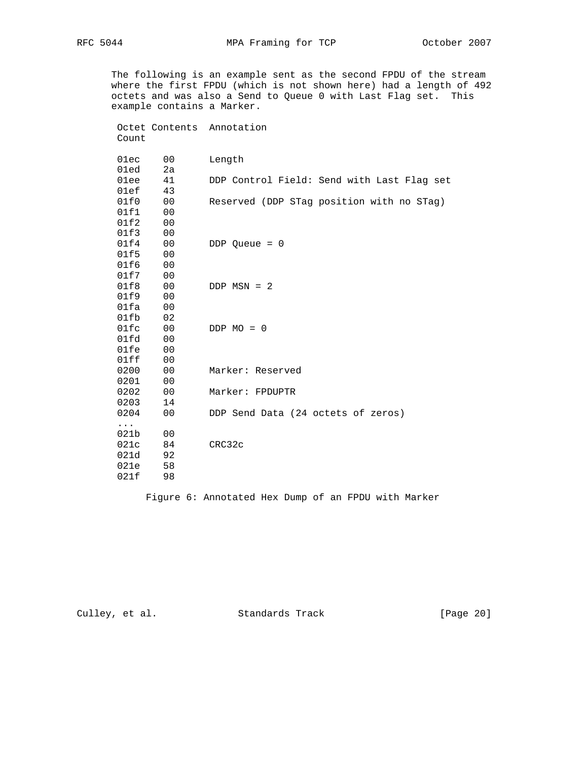The following is an example sent as the second FPDU of the stream where the first FPDU (which is not shown here) had a length of 492 octets and was also a Send to Queue 0 with Last Flag set. This example contains a Marker.

```
 Octet Contents  Annotation
 Count

 01ec    00      Length
 01ed    2a
 01ee    41      DDP Control Field: Send with Last Flag set
 01ef    43
 01f0    00      Reserved (DDP STag position with no STag)
 01f1    00
 01f2    00
 01f3    00
 01f4    00      DDP Queue = 0
 01f5    00
 01f6    00
 01f7    00
 01f8    00      DDP MSN = 2
 01f9    00
 01fa    00
 01fb    02
 01fc    00      DDP MO = 0
 01fd    00
 01fe    00
 01ff    00
 0200    00      Marker: Reserved
 0201    00
 0202    00      Marker: FPDUPTR
 0203    14
 0204    00      DDP Send Data (24 octets of zeros)
 ...
 021b    00
 021c    84      CRC32c
 021d    92
 021e    58
 021f    98
```

Figure 6: Annotated Hex Dump of an FPDU with Marker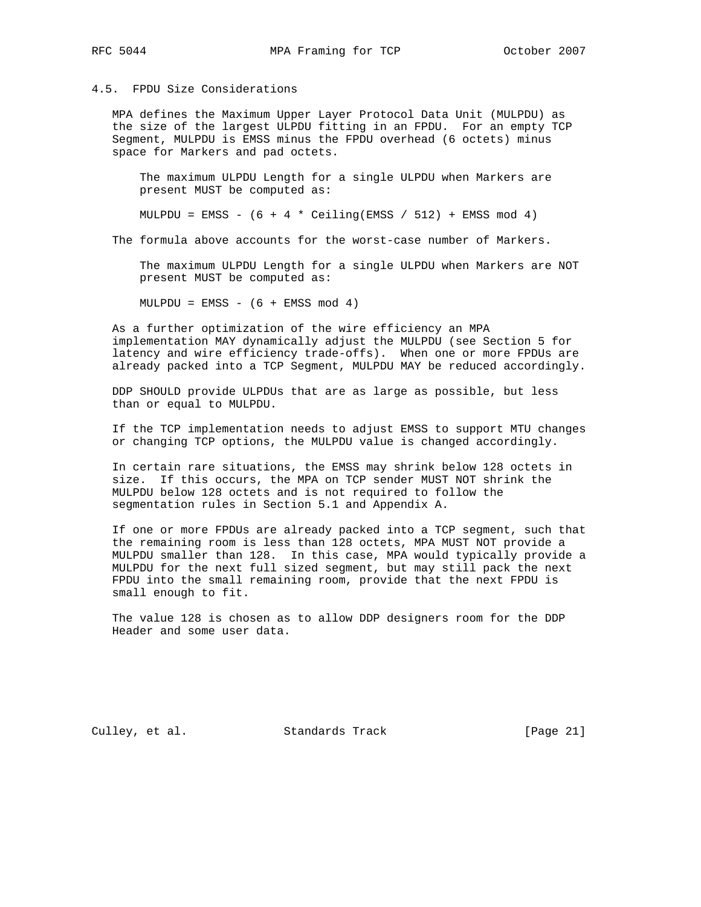### 4.5. FPDU Size Considerations

MPA defines the Maximum Upper Layer Protocol Data Unit (MULPDU) as the size of the largest ULPDU fitting in an FPDU. For an empty TCP Segment, MULPDU is EMSS minus the FPDU overhead (6 octets) minus space for Markers and pad octets.

> The maximum ULPDU Length for a single ULPDU when Markers are present MUST be computed as:
>
> MULPDU = EMSS - (6 + 4 * Ceiling(EMSS / 512) + EMSS mod 4)

The formula above accounts for the worst-case number of Markers.

> The maximum ULPDU Length for a single ULPDU when Markers are NOT present MUST be computed as:
>
> MULPDU = EMSS - (6 + EMSS mod 4)

As a further optimization of the wire efficiency an MPA implementation MAY dynamically adjust the MULPDU (see Section 5 for latency and wire efficiency trade-offs). When one or more FPDUs are already packed into a TCP Segment, MULPDU MAY be reduced accordingly.

DDP SHOULD provide ULPDUs that are as large as possible, but less than or equal to MULPDU.

If the TCP implementation needs to adjust EMSS to support MTU changes or changing TCP options, the MULPDU value is changed accordingly.

In certain rare situations, the EMSS may shrink below 128 octets in size. If this occurs, the MPA on TCP sender MUST NOT shrink the MULPDU below 128 octets and is not required to follow the segmentation rules in Section 5.1 and Appendix A.

If one or more FPDUs are already packed into a TCP segment, such that the remaining room is less than 128 octets, MPA MUST NOT provide a MULPDU smaller than 128. In this case, MPA would typically provide a MULPDU for the next full sized segment, but may still pack the next FPDU into the small remaining room, provide that the next FPDU is small enough to fit.

The value 128 is chosen as to allow DDP designers room for the DDP Header and some user data.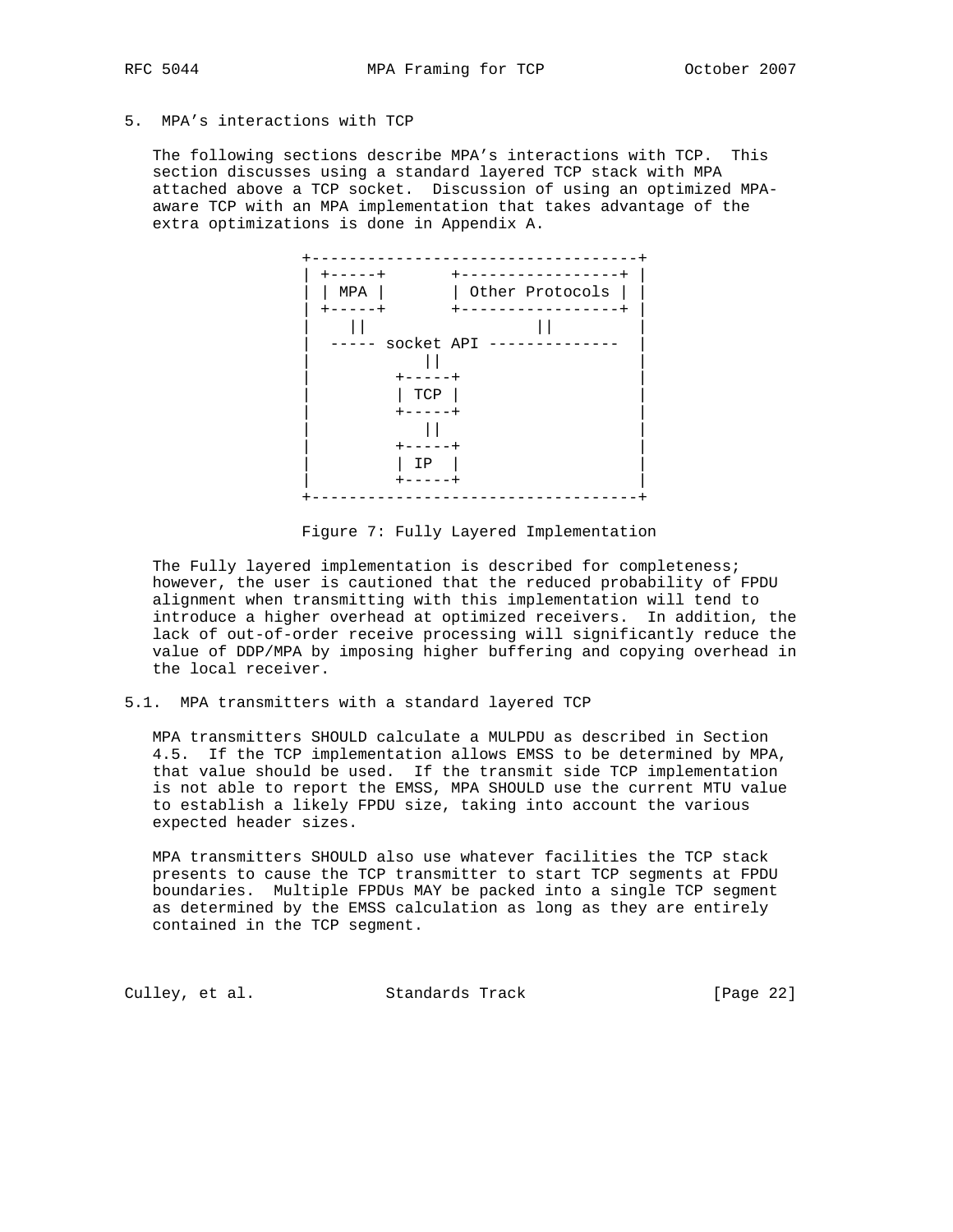## 5. MPA's interactions with TCP

The following sections describe MPA's interactions with TCP. This section discusses using a standard layered TCP stack with MPA attached above a TCP socket. Discussion of using an optimized MPA-aware TCP with an MPA implementation that takes advantage of the extra optimizations is done in Appendix A.

```
+-----------------------------------+
| +-----+       +-----------------+ |
| | MPA |       | Other Protocols | |
| +-----+       +-----------------+ |
|    ||                ||           |
|  ----- socket API --------------  |
|           ||                      |
|         +-----+                   |
|         | TCP |                   |
|         +-----+                   |
|           ||                      |
|         +-----+                   |
|         | IP  |                   |
|         +-----+                   |
+-----------------------------------+
```

Figure 7: Fully Layered Implementation

The Fully layered implementation is described for completeness; however, the user is cautioned that the reduced probability of FPDU alignment when transmitting with this implementation will tend to introduce a higher overhead at optimized receivers. In addition, the lack of out-of-order receive processing will significantly reduce the value of DDP/MPA by imposing higher buffering and copying overhead in the local receiver.

### 5.1. MPA transmitters with a standard layered TCP

MPA transmitters SHOULD calculate a MULPDU as described in Section 4.5. If the TCP implementation allows EMSS to be determined by MPA, that value should be used. If the transmit side TCP implementation is not able to report the EMSS, MPA SHOULD use the current MTU value to establish a likely FPDU size, taking into account the various expected header sizes.

MPA transmitters SHOULD also use whatever facilities the TCP stack presents to cause the TCP transmitter to start TCP segments at FPDU boundaries. Multiple FPDUs MAY be packed into a single TCP segment as determined by the EMSS calculation as long as they are entirely contained in the TCP segment.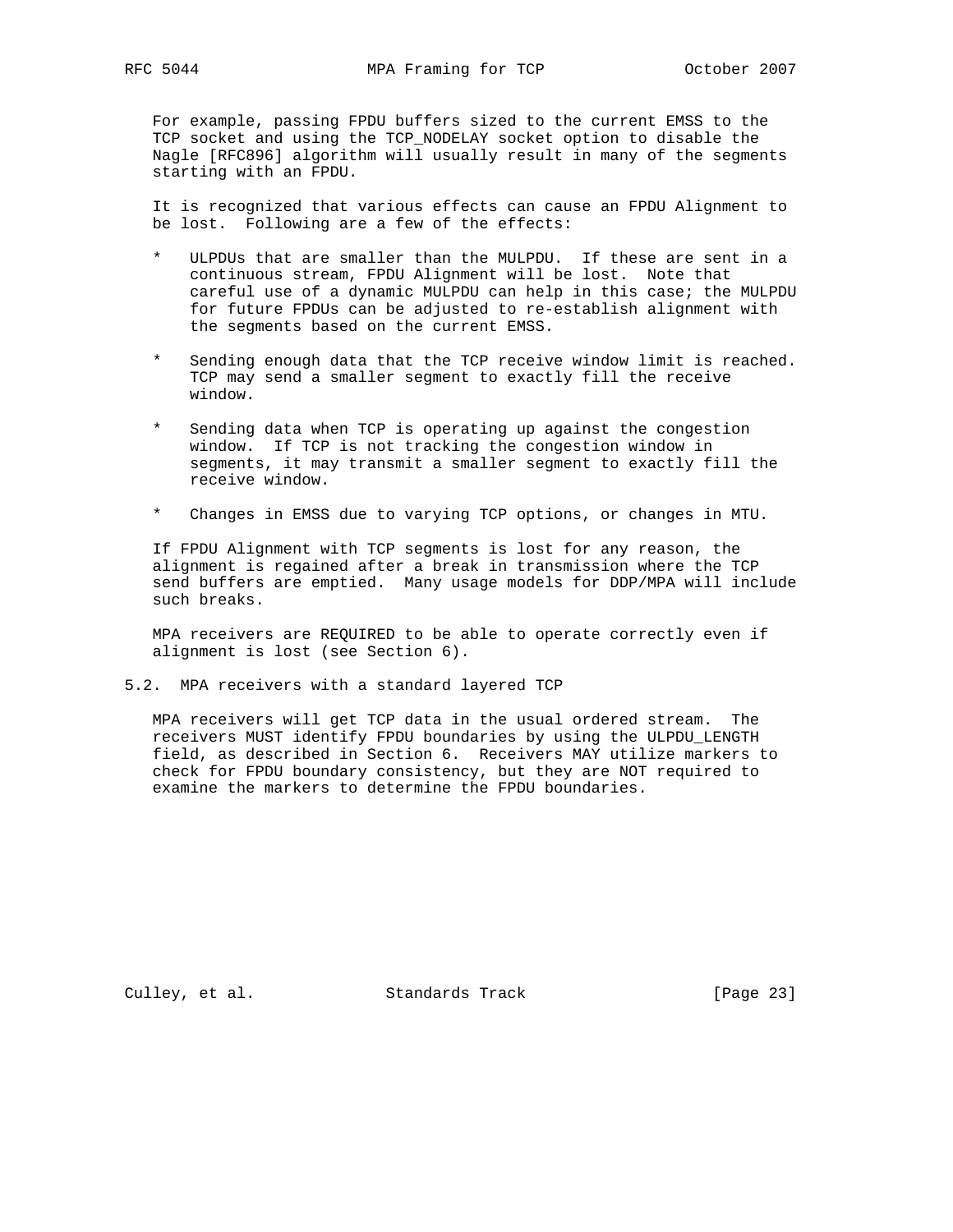For example, passing FPDU buffers sized to the current EMSS to the TCP socket and using the TCP_NODELAY socket option to disable the Nagle [RFC896] algorithm will usually result in many of the segments starting with an FPDU.

It is recognized that various effects can cause an FPDU Alignment to be lost. Following are a few of the effects:

* ULPDUs that are smaller than the MULPDU. If these are sent in a continuous stream, FPDU Alignment will be lost. Note that careful use of a dynamic MULPDU can help in this case; the MULPDU for future FPDUs can be adjusted to re-establish alignment with the segments based on the current EMSS.

* Sending enough data that the TCP receive window limit is reached. TCP may send a smaller segment to exactly fill the receive window.

* Sending data when TCP is operating up against the congestion window. If TCP is not tracking the congestion window in segments, it may transmit a smaller segment to exactly fill the receive window.

* Changes in EMSS due to varying TCP options, or changes in MTU.

If FPDU Alignment with TCP segments is lost for any reason, the alignment is regained after a break in transmission where the TCP send buffers are emptied. Many usage models for DDP/MPA will include such breaks.

MPA receivers are REQUIRED to be able to operate correctly even if alignment is lost (see Section 6).

## 5.2. MPA receivers with a standard layered TCP

MPA receivers will get TCP data in the usual ordered stream. The receivers MUST identify FPDU boundaries by using the ULPDU_LENGTH field, as described in Section 6. Receivers MAY utilize markers to check for FPDU boundary consistency, but they are NOT required to examine the markers to determine the FPDU boundaries.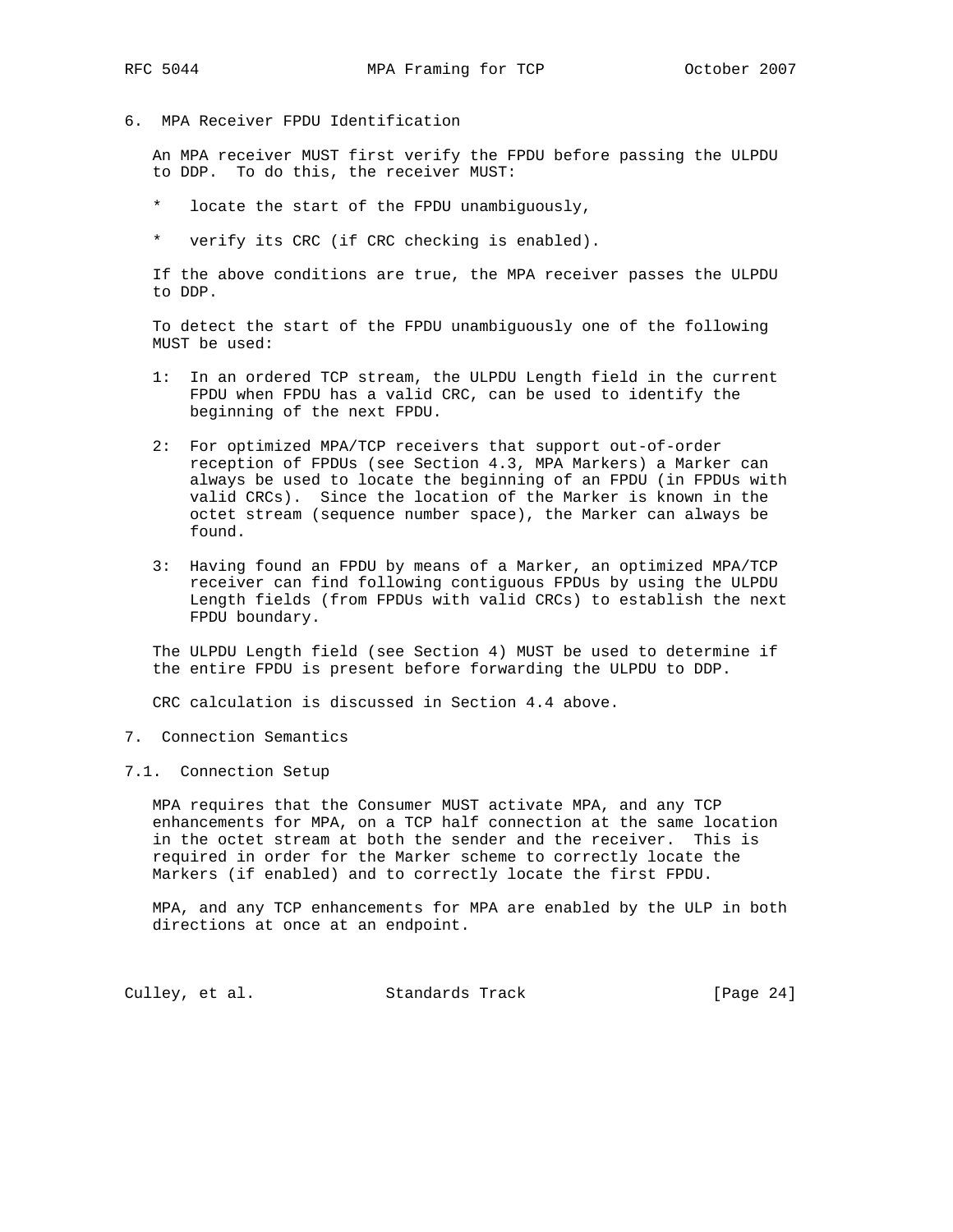## 6. MPA Receiver FPDU Identification

An MPA receiver MUST first verify the FPDU before passing the ULPDU to DDP. To do this, the receiver MUST:

* locate the start of the FPDU unambiguously,
* verify its CRC (if CRC checking is enabled).

If the above conditions are true, the MPA receiver passes the ULPDU to DDP.

To detect the start of the FPDU unambiguously one of the following MUST be used:

1: In an ordered TCP stream, the ULPDU Length field in the current FPDU when FPDU has a valid CRC, can be used to identify the beginning of the next FPDU.

2: For optimized MPA/TCP receivers that support out-of-order reception of FPDUs (see Section 4.3, MPA Markers) a Marker can always be used to locate the beginning of an FPDU (in FPDUs with valid CRCs). Since the location of the Marker is known in the octet stream (sequence number space), the Marker can always be found.

3: Having found an FPDU by means of a Marker, an optimized MPA/TCP receiver can find following contiguous FPDUs by using the ULPDU Length fields (from FPDUs with valid CRCs) to establish the next FPDU boundary.

The ULPDU Length field (see Section 4) MUST be used to determine if the entire FPDU is present before forwarding the ULPDU to DDP.

CRC calculation is discussed in Section 4.4 above.

## 7. Connection Semantics

### 7.1. Connection Setup

MPA requires that the Consumer MUST activate MPA, and any TCP enhancements for MPA, on a TCP half connection at the same location in the octet stream at both the sender and the receiver. This is required in order for the Marker scheme to correctly locate the Markers (if enabled) and to correctly locate the first FPDU.

MPA, and any TCP enhancements for MPA are enabled by the ULP in both directions at once at an endpoint.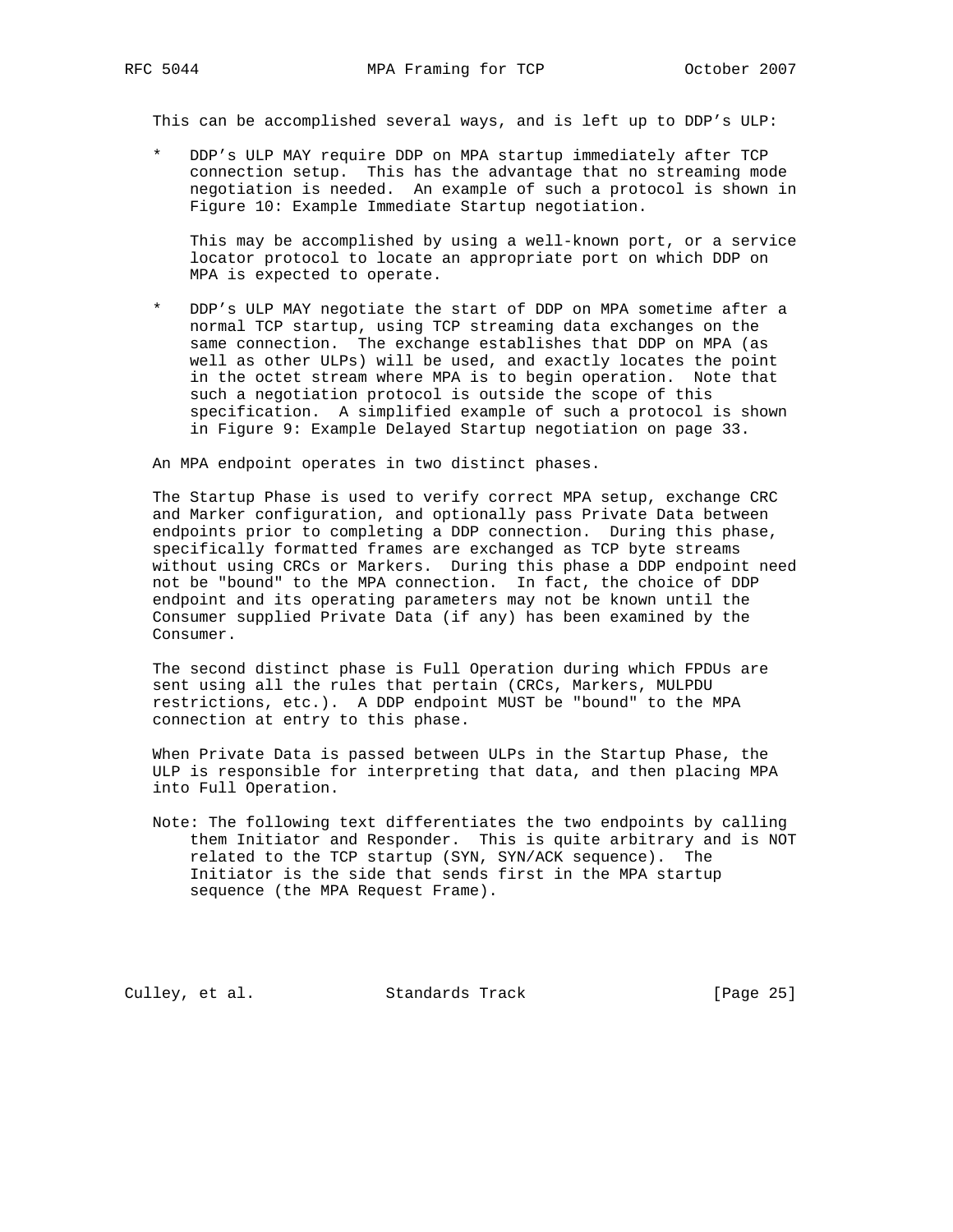This can be accomplished several ways, and is left up to DDP's ULP:

* DDP's ULP MAY require DDP on MPA startup immediately after TCP connection setup. This has the advantage that no streaming mode negotiation is needed. An example of such a protocol is shown in Figure 10: Example Immediate Startup negotiation.

  This may be accomplished by using a well-known port, or a service locator protocol to locate an appropriate port on which DDP on MPA is expected to operate.

* DDP's ULP MAY negotiate the start of DDP on MPA sometime after a normal TCP startup, using TCP streaming data exchanges on the same connection. The exchange establishes that DDP on MPA (as well as other ULPs) will be used, and exactly locates the point in the octet stream where MPA is to begin operation. Note that such a negotiation protocol is outside the scope of this specification. A simplified example of such a protocol is shown in Figure 9: Example Delayed Startup negotiation on page 33.

An MPA endpoint operates in two distinct phases.

The Startup Phase is used to verify correct MPA setup, exchange CRC and Marker configuration, and optionally pass Private Data between endpoints prior to completing a DDP connection. During this phase, specifically formatted frames are exchanged as TCP byte streams without using CRCs or Markers. During this phase a DDP endpoint need not be "bound" to the MPA connection. In fact, the choice of DDP endpoint and its operating parameters may not be known until the Consumer supplied Private Data (if any) has been examined by the Consumer.

The second distinct phase is Full Operation during which FPDUs are sent using all the rules that pertain (CRCs, Markers, MULPDU restrictions, etc.). A DDP endpoint MUST be "bound" to the MPA connection at entry to this phase.

When Private Data is passed between ULPs in the Startup Phase, the ULP is responsible for interpreting that data, and then placing MPA into Full Operation.

Note: The following text differentiates the two endpoints by calling them Initiator and Responder. This is quite arbitrary and is NOT related to the TCP startup (SYN, SYN/ACK sequence). The Initiator is the side that sends first in the MPA startup sequence (the MPA Request Frame).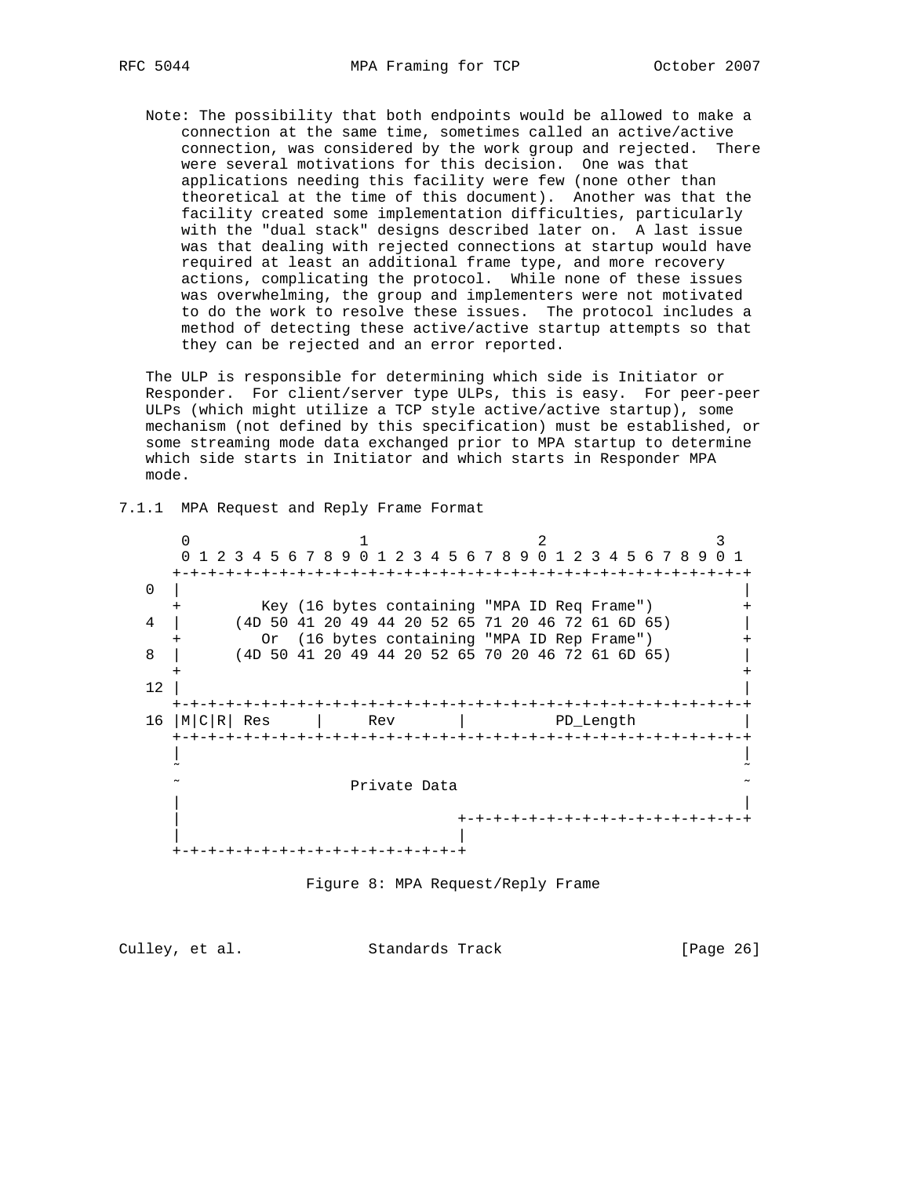Note: The possibility that both endpoints would be allowed to make a connection at the same time, sometimes called an active/active connection, was considered by the work group and rejected. There were several motivations for this decision. One was that applications needing this facility were few (none other than theoretical at the time of this document). Another was that the facility created some implementation difficulties, particularly with the "dual stack" designs described later on. A last issue was that dealing with rejected connections at startup would have required at least an additional frame type, and more recovery actions, complicating the protocol. While none of these issues was overwhelming, the group and implementers were not motivated to do the work to resolve these issues. The protocol includes a method of detecting these active/active startup attempts so that they can be rejected and an error reported.

The ULP is responsible for determining which side is Initiator or Responder. For client/server type ULPs, this is easy. For peer-peer ULPs (which might utilize a TCP style active/active startup), some mechanism (not defined by this specification) must be established, or some streaming mode data exchanged prior to MPA startup to determine which side starts in Initiator and which starts in Responder MPA mode.

### 7.1.1 MPA Request and Reply Frame Format

```
      0                   1                   2                   3
      0 1 2 3 4 5 6 7 8 9 0 1 2 3 4 5 6 7 8 9 0 1 2 3 4 5 6 7 8 9 0 1
     +-+-+-+-+-+-+-+-+-+-+-+-+-+-+-+-+-+-+-+-+-+-+-+-+-+-+-+-+-+-+-+-+
   0 |                                                               |
     +         Key (16 bytes containing "MPA ID Req Frame")          +
   4 |      (4D 50 41 20 49 44 20 52 65 71 20 46 72 61 6D 65)        |
     +         Or  (16 bytes containing "MPA ID Rep Frame")          +
   8 |      (4D 50 41 20 49 44 20 52 65 70 20 46 72 61 6D 65)        |
     +                                                               +
  12 |                                                               |
     +-+-+-+-+-+-+-+-+-+-+-+-+-+-+-+-+-+-+-+-+-+-+-+-+-+-+-+-+-+-+-+-+
  16 |M|C|R| Res     |     Rev       |          PD_Length            |
     +-+-+-+-+-+-+-+-+-+-+-+-+-+-+-+-+-+-+-+-+-+-+-+-+-+-+-+-+-+-+-+-+
     |                                                               |
     ~                                                               ~
     ~                   Private Data                                ~
     |                                                               |
     |                               +-+-+-+-+-+-+-+-+-+-+-+-+-+-+-+-+
     |                               |
     +-+-+-+-+-+-+-+-+-+-+-+-+-+-+-+-+
```

Figure 8: MPA Request/Reply Frame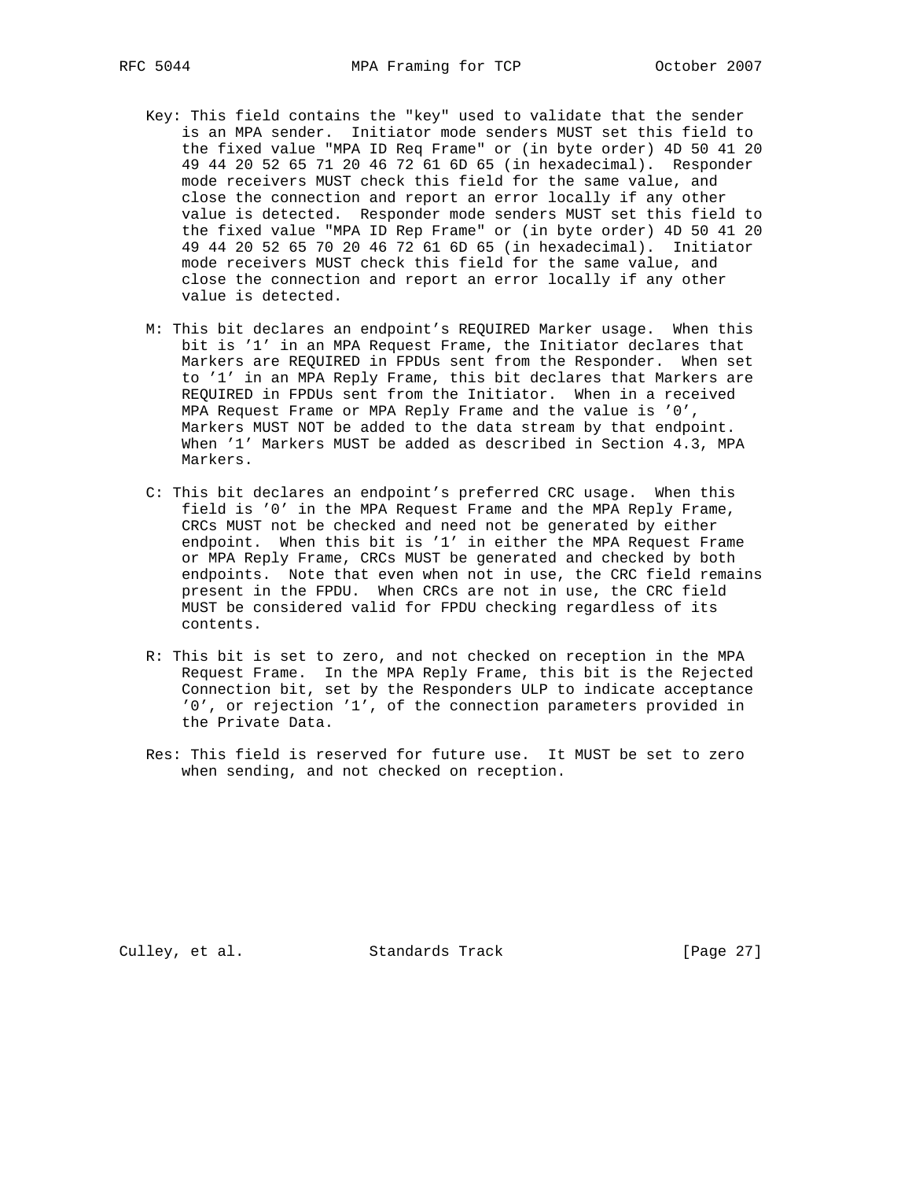Key: This field contains the "key" used to validate that the sender is an MPA sender. Initiator mode senders MUST set this field to the fixed value "MPA ID Req Frame" or (in byte order) 4D 50 41 20 49 44 20 52 65 71 20 46 72 61 6D 65 (in hexadecimal). Responder mode receivers MUST check this field for the same value, and close the connection and report an error locally if any other value is detected. Responder mode senders MUST set this field to the fixed value "MPA ID Rep Frame" or (in byte order) 4D 50 41 20 49 44 20 52 65 70 20 46 72 61 6D 65 (in hexadecimal). Initiator mode receivers MUST check this field for the same value, and close the connection and report an error locally if any other value is detected.

M: This bit declares an endpoint's REQUIRED Marker usage. When this bit is '1' in an MPA Request Frame, the Initiator declares that Markers are REQUIRED in FPDUs sent from the Responder. When set to '1' in an MPA Reply Frame, this bit declares that Markers are REQUIRED in FPDUs sent from the Initiator. When in a received MPA Request Frame or MPA Reply Frame and the value is '0', Markers MUST NOT be added to the data stream by that endpoint. When '1' Markers MUST be added as described in Section 4.3, MPA Markers.

C: This bit declares an endpoint's preferred CRC usage. When this field is '0' in the MPA Request Frame and the MPA Reply Frame, CRCs MUST not be checked and need not be generated by either endpoint. When this bit is '1' in either the MPA Request Frame or MPA Reply Frame, CRCs MUST be generated and checked by both endpoints. Note that even when not in use, the CRC field remains present in the FPDU. When CRCs are not in use, the CRC field MUST be considered valid for FPDU checking regardless of its contents.

R: This bit is set to zero, and not checked on reception in the MPA Request Frame. In the MPA Reply Frame, this bit is the Rejected Connection bit, set by the Responders ULP to indicate acceptance '0', or rejection '1', of the connection parameters provided in the Private Data.

Res: This field is reserved for future use. It MUST be set to zero when sending, and not checked on reception.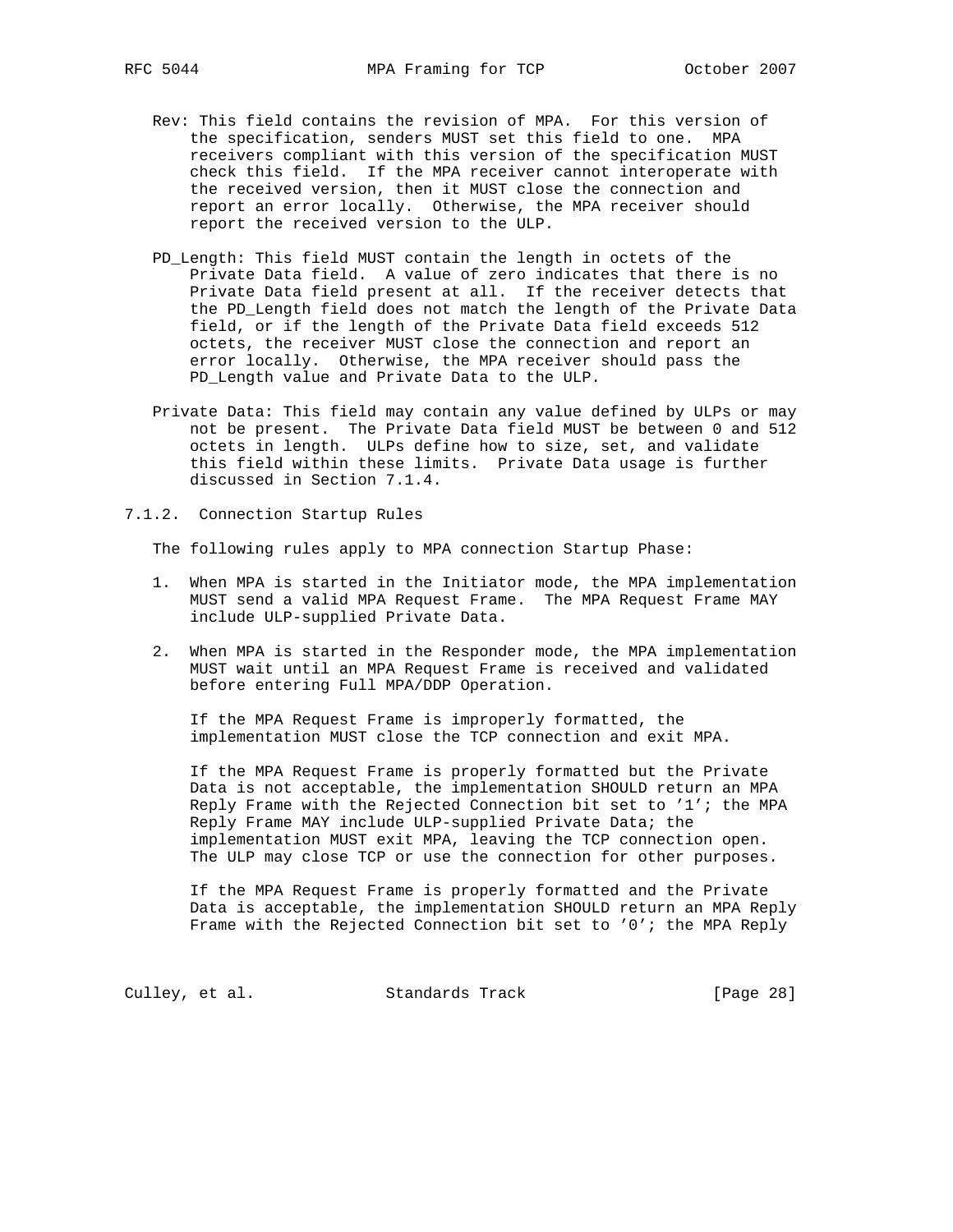Rev: This field contains the revision of MPA. For this version of the specification, senders MUST set this field to one. MPA receivers compliant with this version of the specification MUST check this field. If the MPA receiver cannot interoperate with the received version, then it MUST close the connection and report an error locally. Otherwise, the MPA receiver should report the received version to the ULP.

PD_Length: This field MUST contain the length in octets of the Private Data field. A value of zero indicates that there is no Private Data field present at all. If the receiver detects that the PD_Length field does not match the length of the Private Data field, or if the length of the Private Data field exceeds 512 octets, the receiver MUST close the connection and report an error locally. Otherwise, the MPA receiver should pass the PD_Length value and Private Data to the ULP.

Private Data: This field may contain any value defined by ULPs or may not be present. The Private Data field MUST be between 0 and 512 octets in length. ULPs define how to size, set, and validate this field within these limits. Private Data usage is further discussed in Section 7.1.4.

### 7.1.2. Connection Startup Rules

The following rules apply to MPA connection Startup Phase:

1. When MPA is started in the Initiator mode, the MPA implementation MUST send a valid MPA Request Frame. The MPA Request Frame MAY include ULP-supplied Private Data.

2. When MPA is started in the Responder mode, the MPA implementation MUST wait until an MPA Request Frame is received and validated before entering Full MPA/DDP Operation.

   If the MPA Request Frame is improperly formatted, the implementation MUST close the TCP connection and exit MPA.

   If the MPA Request Frame is properly formatted but the Private Data is not acceptable, the implementation SHOULD return an MPA Reply Frame with the Rejected Connection bit set to '1'; the MPA Reply Frame MAY include ULP-supplied Private Data; the implementation MUST exit MPA, leaving the TCP connection open. The ULP may close TCP or use the connection for other purposes.

   If the MPA Request Frame is properly formatted and the Private Data is acceptable, the implementation SHOULD return an MPA Reply Frame with the Rejected Connection bit set to '0'; the MPA Reply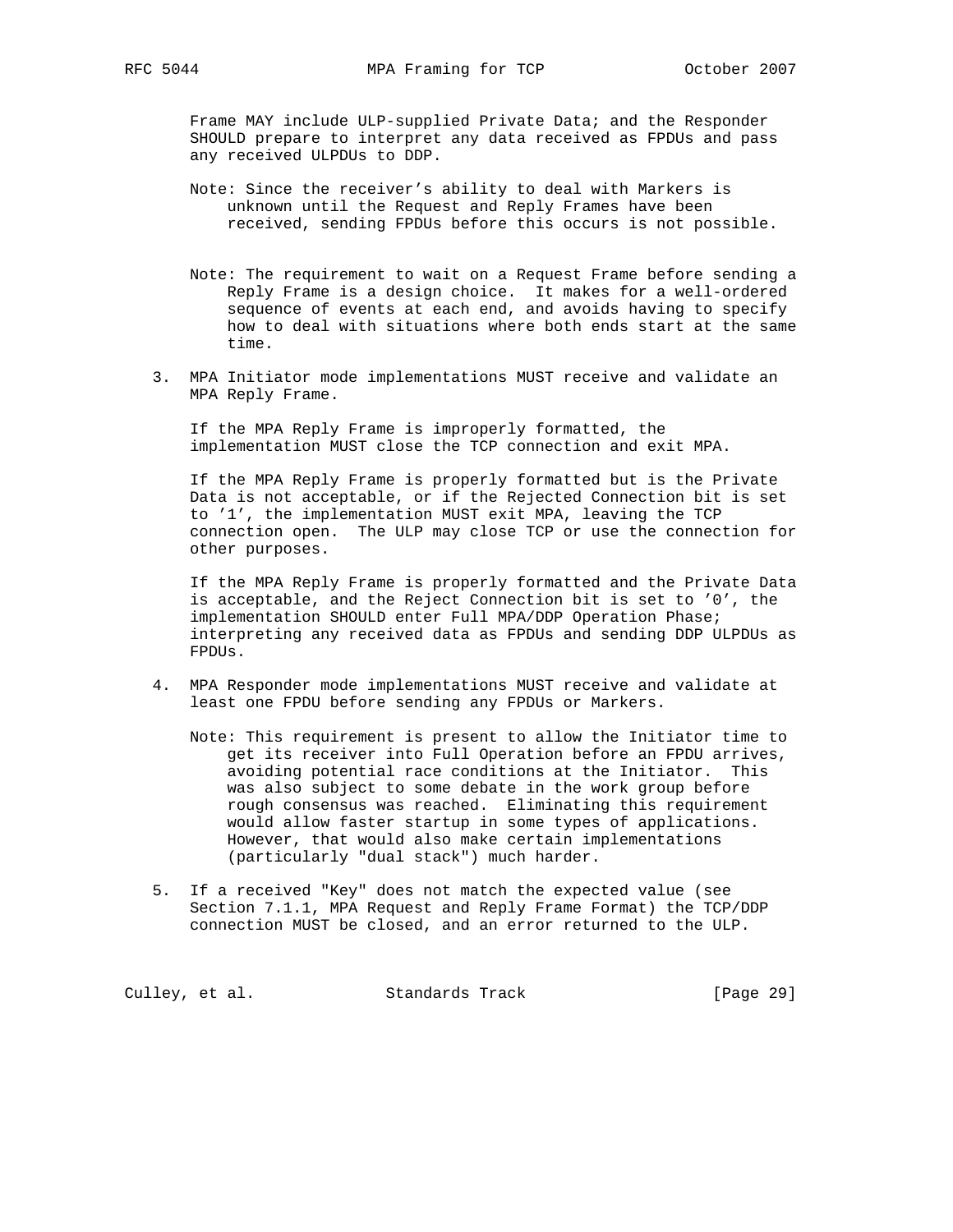Frame MAY include ULP-supplied Private Data; and the Responder SHOULD prepare to interpret any data received as FPDUs and pass any received ULPDUs to DDP.

Note: Since the receiver's ability to deal with Markers is unknown until the Request and Reply Frames have been received, sending FPDUs before this occurs is not possible.

Note: The requirement to wait on a Request Frame before sending a Reply Frame is a design choice. It makes for a well-ordered sequence of events at each end, and avoids having to specify how to deal with situations where both ends start at the same time.

3. MPA Initiator mode implementations MUST receive and validate an MPA Reply Frame.

   If the MPA Reply Frame is improperly formatted, the implementation MUST close the TCP connection and exit MPA.

   If the MPA Reply Frame is properly formatted but is the Private Data is not acceptable, or if the Rejected Connection bit is set to '1', the implementation MUST exit MPA, leaving the TCP connection open. The ULP may close TCP or use the connection for other purposes.

   If the MPA Reply Frame is properly formatted and the Private Data is acceptable, and the Reject Connection bit is set to '0', the implementation SHOULD enter Full MPA/DDP Operation Phase; interpreting any received data as FPDUs and sending DDP ULPDUs as FPDUs.

4. MPA Responder mode implementations MUST receive and validate at least one FPDU before sending any FPDUs or Markers.

   Note: This requirement is present to allow the Initiator time to get its receiver into Full Operation before an FPDU arrives, avoiding potential race conditions at the Initiator. This was also subject to some debate in the work group before rough consensus was reached. Eliminating this requirement would allow faster startup in some types of applications. However, that would also make certain implementations (particularly "dual stack") much harder.

5. If a received "Key" does not match the expected value (see Section 7.1.1, MPA Request and Reply Frame Format) the TCP/DDP connection MUST be closed, and an error returned to the ULP.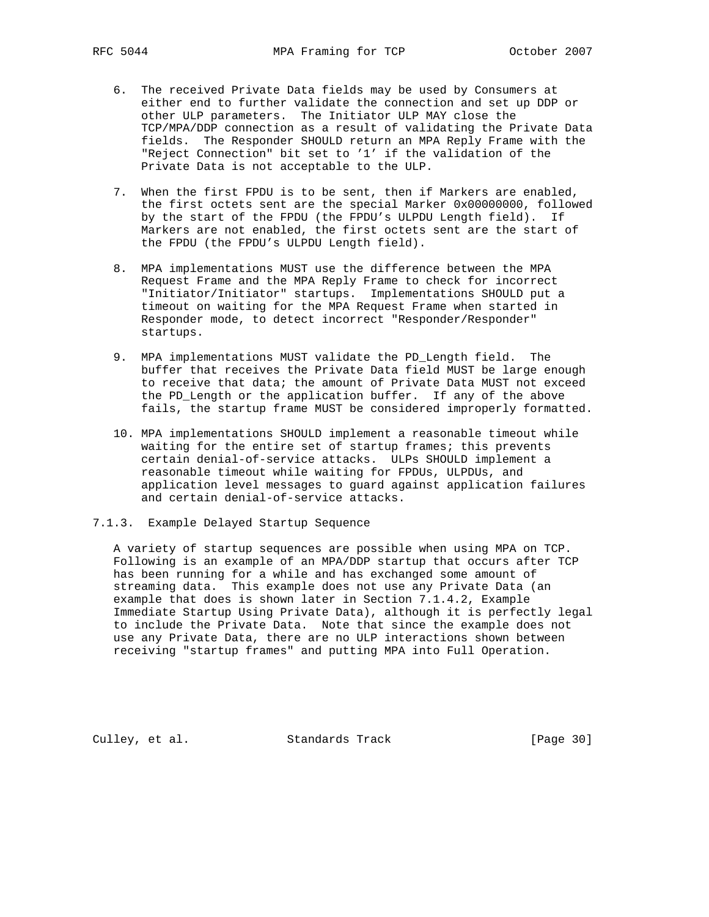6. The received Private Data fields may be used by Consumers at either end to further validate the connection and set up DDP or other ULP parameters. The Initiator ULP MAY close the TCP/MPA/DDP connection as a result of validating the Private Data fields. The Responder SHOULD return an MPA Reply Frame with the "Reject Connection" bit set to '1' if the validation of the Private Data is not acceptable to the ULP.

7. When the first FPDU is to be sent, then if Markers are enabled, the first octets sent are the special Marker 0x00000000, followed by the start of the FPDU (the FPDU's ULPDU Length field). If Markers are not enabled, the first octets sent are the start of the FPDU (the FPDU's ULPDU Length field).

8. MPA implementations MUST use the difference between the MPA Request Frame and the MPA Reply Frame to check for incorrect "Initiator/Initiator" startups. Implementations SHOULD put a timeout on waiting for the MPA Request Frame when started in Responder mode, to detect incorrect "Responder/Responder" startups.

9. MPA implementations MUST validate the PD_Length field. The buffer that receives the Private Data field MUST be large enough to receive that data; the amount of Private Data MUST not exceed the PD_Length or the application buffer. If any of the above fails, the startup frame MUST be considered improperly formatted.

10. MPA implementations SHOULD implement a reasonable timeout while waiting for the entire set of startup frames; this prevents certain denial-of-service attacks. ULPs SHOULD implement a reasonable timeout while waiting for FPDUs, ULPDUs, and application level messages to guard against application failures and certain denial-of-service attacks.

#### 7.1.3. Example Delayed Startup Sequence

A variety of startup sequences are possible when using MPA on TCP. Following is an example of an MPA/DDP startup that occurs after TCP has been running for a while and has exchanged some amount of streaming data. This example does not use any Private Data (an example that does is shown later in Section 7.1.4.2, Example Immediate Startup Using Private Data), although it is perfectly legal to include the Private Data. Note that since the example does not use any Private Data, there are no ULP interactions shown between receiving "startup frames" and putting MPA into Full Operation.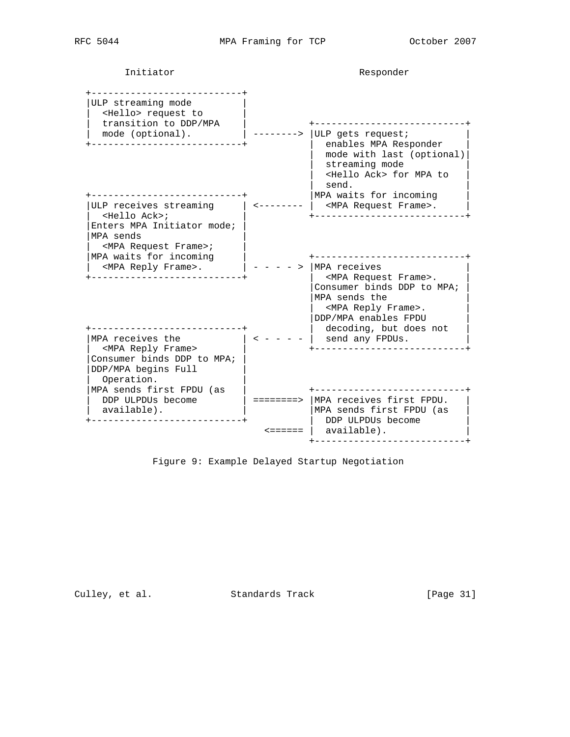```
        Initiator                                  Responder

  +---------------------------+
  |ULP streaming mode         |
  |  <Hello> request to       |
  |  transition to DDP/MPA    |           +---------------------------+
  |  mode (optional).         | --------> |ULP gets request;          |
  +---------------------------+           |  enables MPA Responder    |
                                          |  mode with last (optional)|
                                          |  streaming mode           |
                                          |  <Hello Ack> for MPA to   |
                                          |  send.                    |
  +---------------------------+           |MPA waits for incoming     |
  |ULP receives streaming     | <-------- |  <MPA Request Frame>.     |
  |  <Hello Ack>;             |           +---------------------------+
  |Enters MPA Initiator mode; |
  |MPA sends                  |
  |  <MPA Request Frame>;     |
  |MPA waits for incoming     |           +---------------------------+
  |  <MPA Reply Frame>.       | - - - - > |MPA receives               |
  +---------------------------+           |  <MPA Request Frame>.     |
                                          |Consumer binds DDP to MPA; |
                                          |MPA sends the              |
                                          |  <MPA Reply Frame>.       |
                                          |DDP/MPA enables FPDU       |
  +---------------------------+           |  decoding, but does not   |
  |MPA receives the           | < - - - - |  send any FPDUs.          |
  |  <MPA Reply Frame>        |           +---------------------------+
  |Consumer binds DDP to MPA; |
  |DDP/MPA begins Full        |
  |  Operation.               |
  |MPA sends first FPDU (as   |           +---------------------------+
  |  DDP ULPDUs become        | ========> |MPA receives first FPDU.   |
  |  available).              |           |MPA sends first FPDU (as   |
  +---------------------------+           |  DDP ULPDUs become        |
                                  <====== |  available).              |
                                          +---------------------------+
```

Figure 9: Example Delayed Startup Negotiation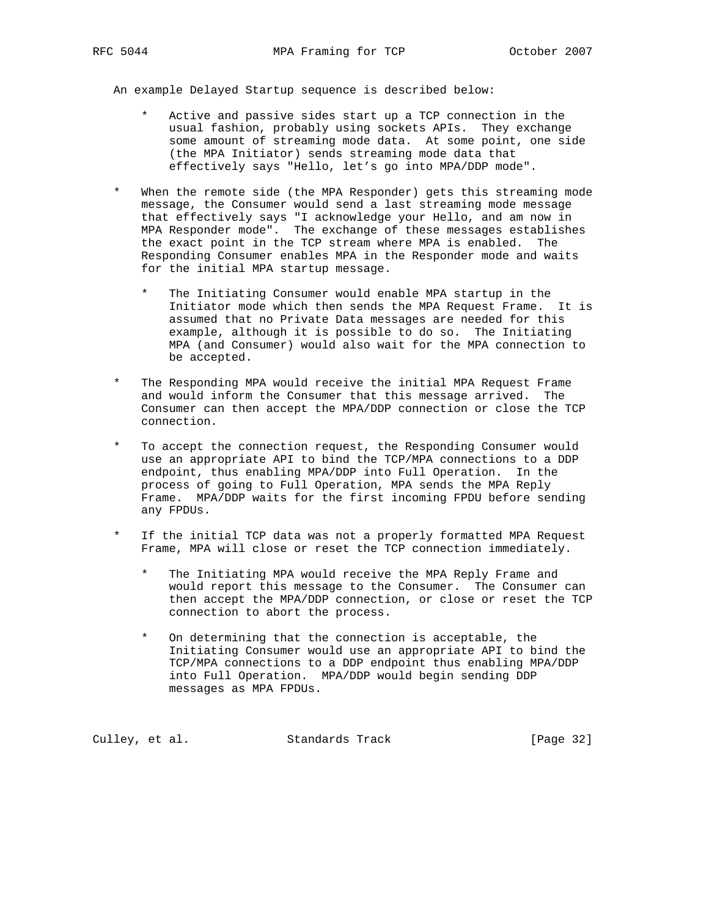An example Delayed Startup sequence is described below:

  - Active and passive sides start up a TCP connection in the usual fashion, probably using sockets APIs. They exchange some amount of streaming mode data. At some point, one side (the MPA Initiator) sends streaming mode data that effectively says "Hello, let's go into MPA/DDP mode".

- When the remote side (the MPA Responder) gets this streaming mode message, the Consumer would send a last streaming mode message that effectively says "I acknowledge your Hello, and am now in MPA Responder mode". The exchange of these messages establishes the exact point in the TCP stream where MPA is enabled. The Responding Consumer enables MPA in the Responder mode and waits for the initial MPA startup message.

  - The Initiating Consumer would enable MPA startup in the Initiator mode which then sends the MPA Request Frame. It is assumed that no Private Data messages are needed for this example, although it is possible to do so. The Initiating MPA (and Consumer) would also wait for the MPA connection to be accepted.

- The Responding MPA would receive the initial MPA Request Frame and would inform the Consumer that this message arrived. The Consumer can then accept the MPA/DDP connection or close the TCP connection.

- To accept the connection request, the Responding Consumer would use an appropriate API to bind the TCP/MPA connections to a DDP endpoint, thus enabling MPA/DDP into Full Operation. In the process of going to Full Operation, MPA sends the MPA Reply Frame. MPA/DDP waits for the first incoming FPDU before sending any FPDUs.

- If the initial TCP data was not a properly formatted MPA Request Frame, MPA will close or reset the TCP connection immediately.

  - The Initiating MPA would receive the MPA Reply Frame and would report this message to the Consumer. The Consumer can then accept the MPA/DDP connection, or close or reset the TCP connection to abort the process.

  - On determining that the connection is acceptable, the Initiating Consumer would use an appropriate API to bind the TCP/MPA connections to a DDP endpoint thus enabling MPA/DDP into Full Operation. MPA/DDP would begin sending DDP messages as MPA FPDUs.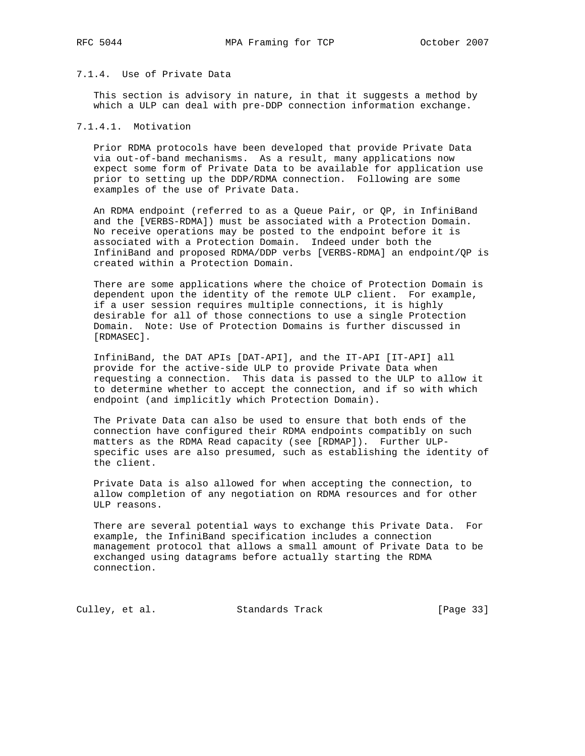#### 7.1.4. Use of Private Data

This section is advisory in nature, in that it suggests a method by which a ULP can deal with pre-DDP connection information exchange.

##### 7.1.4.1. Motivation

Prior RDMA protocols have been developed that provide Private Data via out-of-band mechanisms. As a result, many applications now expect some form of Private Data to be available for application use prior to setting up the DDP/RDMA connection. Following are some examples of the use of Private Data.

An RDMA endpoint (referred to as a Queue Pair, or QP, in InfiniBand and the [VERBS-RDMA]) must be associated with a Protection Domain. No receive operations may be posted to the endpoint before it is associated with a Protection Domain. Indeed under both the InfiniBand and proposed RDMA/DDP verbs [VERBS-RDMA] an endpoint/QP is created within a Protection Domain.

There are some applications where the choice of Protection Domain is dependent upon the identity of the remote ULP client. For example, if a user session requires multiple connections, it is highly desirable for all of those connections to use a single Protection Domain. Note: Use of Protection Domains is further discussed in [RDMASEC].

InfiniBand, the DAT APIs [DAT-API], and the IT-API [IT-API] all provide for the active-side ULP to provide Private Data when requesting a connection. This data is passed to the ULP to allow it to determine whether to accept the connection, and if so with which endpoint (and implicitly which Protection Domain).

The Private Data can also be used to ensure that both ends of the connection have configured their RDMA endpoints compatibly on such matters as the RDMA Read capacity (see [RDMAP]). Further ULP-specific uses are also presumed, such as establishing the identity of the client.

Private Data is also allowed for when accepting the connection, to allow completion of any negotiation on RDMA resources and for other ULP reasons.

There are several potential ways to exchange this Private Data. For example, the InfiniBand specification includes a connection management protocol that allows a small amount of Private Data to be exchanged using datagrams before actually starting the RDMA connection.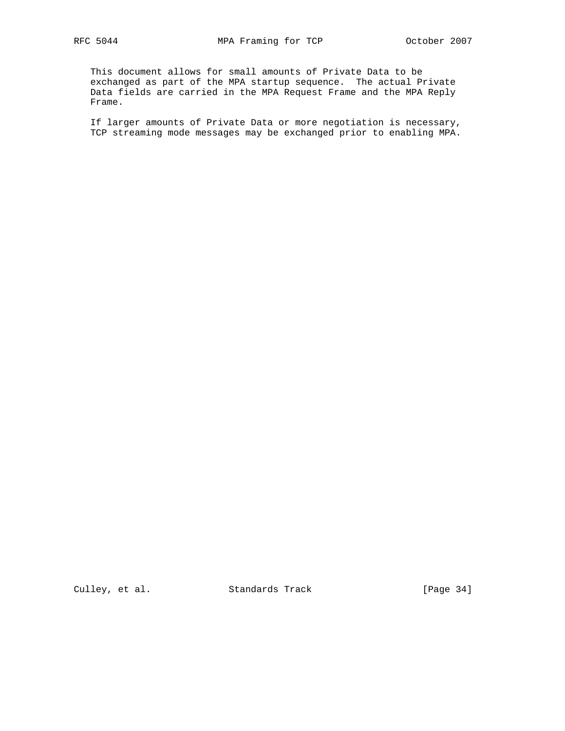This document allows for small amounts of Private Data to be exchanged as part of the MPA startup sequence. The actual Private Data fields are carried in the MPA Request Frame and the MPA Reply Frame.

If larger amounts of Private Data or more negotiation is necessary, TCP streaming mode messages may be exchanged prior to enabling MPA.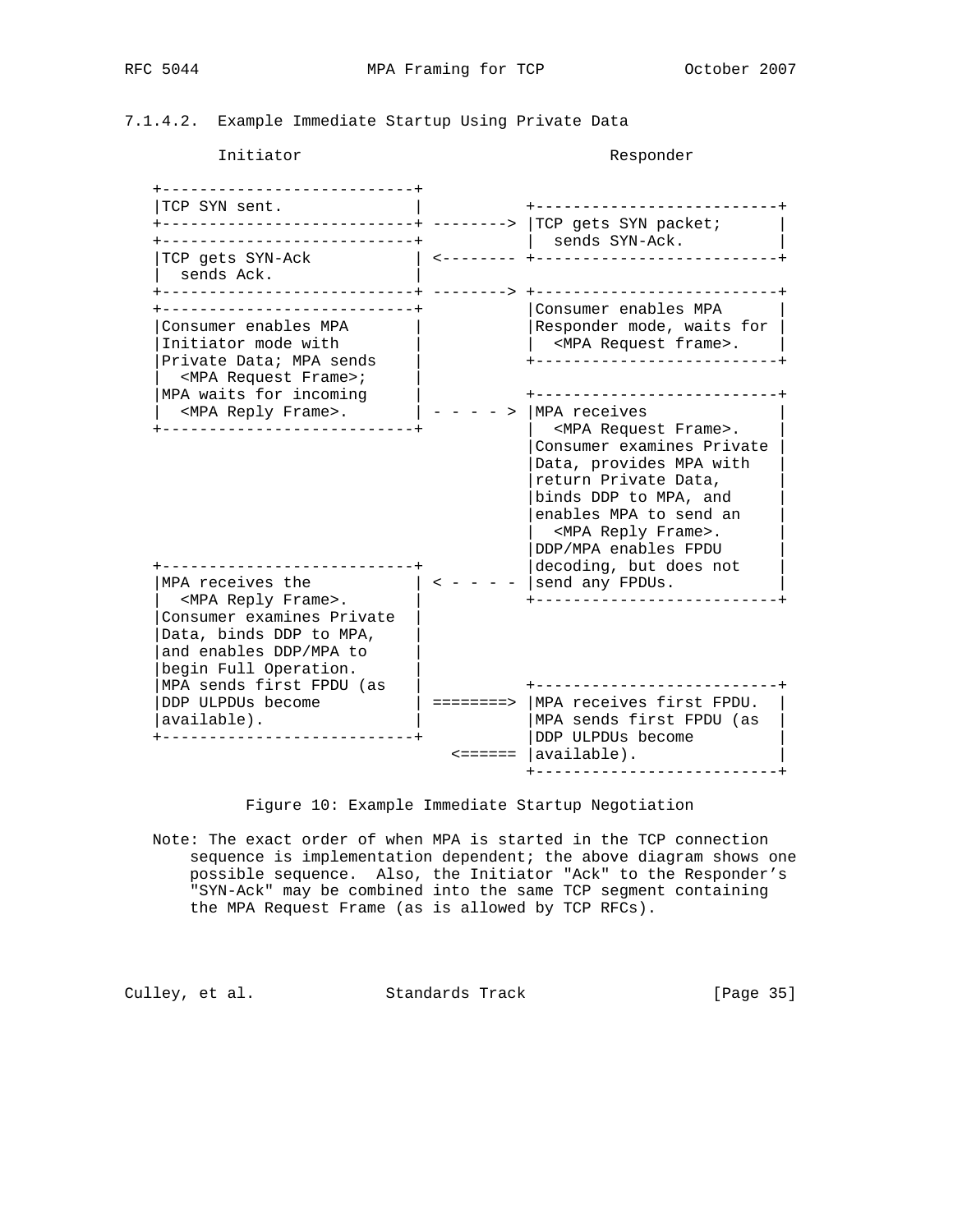### 7.1.4.2. Example Immediate Startup Using Private Data

```
         Initiator                                     Responder

   +---------------------------+
   |TCP SYN sent.              |           +--------------------------+
   +---------------------------+ --------> |TCP gets SYN packet;      |
   +---------------------------+           |  sends SYN-Ack.          |
   |TCP gets SYN-Ack           | <-------- +--------------------------+
   |  sends Ack.               |
   +---------------------------+ --------> +--------------------------+
   +---------------------------+           |Consumer enables MPA      |
   |Consumer enables MPA       |           |Responder mode, waits for |
   |Initiator mode with        |           |  <MPA Request frame>.    |
   |Private Data; MPA sends    |           +--------------------------+
   |  <MPA Request Frame>;     |
   |MPA waits for incoming     |           +--------------------------+
   |  <MPA Reply Frame>.       | - - - - > |MPA receives              |
   +---------------------------+           |  <MPA Request Frame>.    |
                                           |Consumer examines Private |
                                           |Data, provides MPA with   |
                                           |return Private Data,      |
                                           |binds DDP to MPA, and     |
                                           |enables MPA to send an    |
                                           |  <MPA Reply Frame>.      |
                                           |DDP/MPA enables FPDU      |
   +---------------------------+           |decoding, but does not    |
   |MPA receives the           | < - - - - |send any FPDUs.           |
   |  <MPA Reply Frame>.       |           +--------------------------+
   |Consumer examines Private  |
   |Data, binds DDP to MPA,    |
   |and enables DDP/MPA to     |
   |begin Full Operation.      |
   |MPA sends first FPDU (as   |           +--------------------------+
   |DDP ULPDUs become          | ========> |MPA receives first FPDU.  |
   |available).                |           |MPA sends first FPDU (as  |
   +---------------------------+           |DDP ULPDUs become         |
                                   <====== |available).               |
                                           +--------------------------+
```

Figure 10: Example Immediate Startup Negotiation

Note: The exact order of when MPA is started in the TCP connection sequence is implementation dependent; the above diagram shows one possible sequence. Also, the Initiator "Ack" to the Responder's "SYN-Ack" may be combined into the same TCP segment containing the MPA Request Frame (as is allowed by TCP RFCs).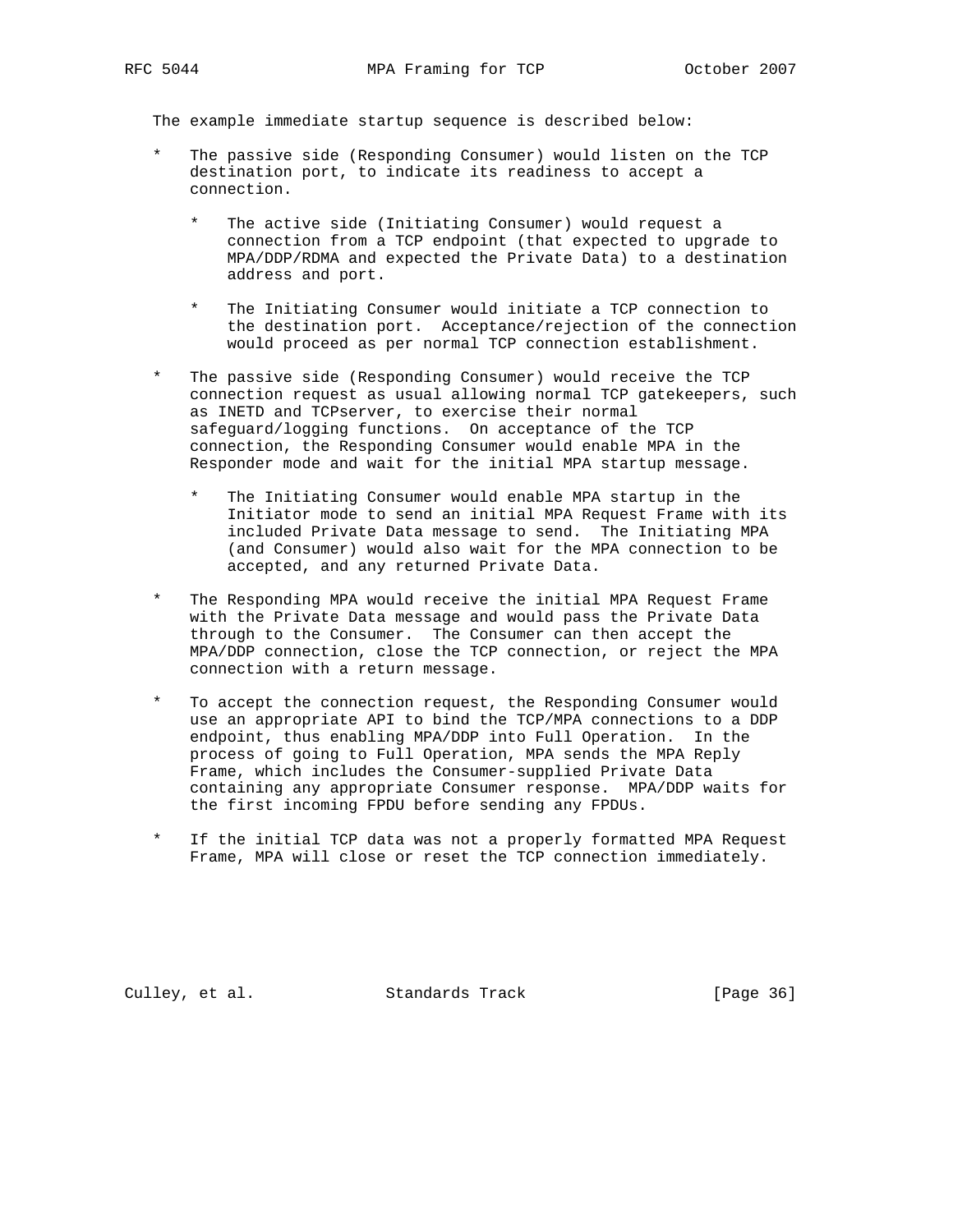The example immediate startup sequence is described below:

* The passive side (Responding Consumer) would listen on the TCP destination port, to indicate its readiness to accept a connection.

    * The active side (Initiating Consumer) would request a connection from a TCP endpoint (that expected to upgrade to MPA/DDP/RDMA and expected the Private Data) to a destination address and port.

    * The Initiating Consumer would initiate a TCP connection to the destination port. Acceptance/rejection of the connection would proceed as per normal TCP connection establishment.

* The passive side (Responding Consumer) would receive the TCP connection request as usual allowing normal TCP gatekeepers, such as INETD and TCPserver, to exercise their normal safeguard/logging functions. On acceptance of the TCP connection, the Responding Consumer would enable MPA in the Responder mode and wait for the initial MPA startup message.

    * The Initiating Consumer would enable MPA startup in the Initiator mode to send an initial MPA Request Frame with its included Private Data message to send. The Initiating MPA (and Consumer) would also wait for the MPA connection to be accepted, and any returned Private Data.

* The Responding MPA would receive the initial MPA Request Frame with the Private Data message and would pass the Private Data through to the Consumer. The Consumer can then accept the MPA/DDP connection, close the TCP connection, or reject the MPA connection with a return message.

* To accept the connection request, the Responding Consumer would use an appropriate API to bind the TCP/MPA connections to a DDP endpoint, thus enabling MPA/DDP into Full Operation. In the process of going to Full Operation, MPA sends the MPA Reply Frame, which includes the Consumer-supplied Private Data containing any appropriate Consumer response. MPA/DDP waits for the first incoming FPDU before sending any FPDUs.

* If the initial TCP data was not a properly formatted MPA Request Frame, MPA will close or reset the TCP connection immediately.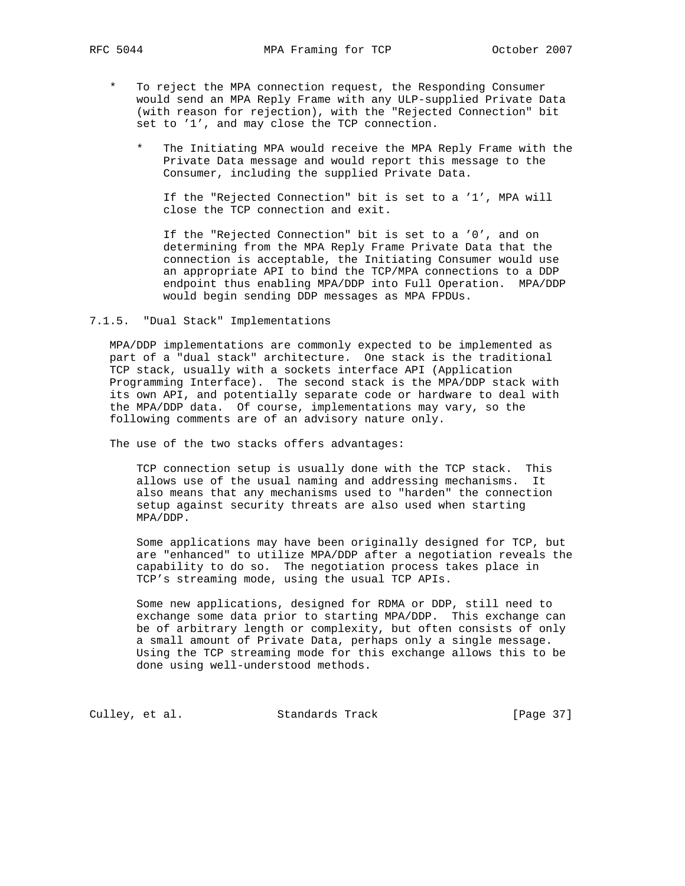* To reject the MPA connection request, the Responding Consumer would send an MPA Reply Frame with any ULP-supplied Private Data (with reason for rejection), with the "Rejected Connection" bit set to '1', and may close the TCP connection.

  * The Initiating MPA would receive the MPA Reply Frame with the Private Data message and would report this message to the Consumer, including the supplied Private Data.

    If the "Rejected Connection" bit is set to a '1', MPA will close the TCP connection and exit.

    If the "Rejected Connection" bit is set to a '0', and on determining from the MPA Reply Frame Private Data that the connection is acceptable, the Initiating Consumer would use an appropriate API to bind the TCP/MPA connections to a DDP endpoint thus enabling MPA/DDP into Full Operation. MPA/DDP would begin sending DDP messages as MPA FPDUs.

### 7.1.5. "Dual Stack" Implementations

MPA/DDP implementations are commonly expected to be implemented as part of a "dual stack" architecture. One stack is the traditional TCP stack, usually with a sockets interface API (Application Programming Interface). The second stack is the MPA/DDP stack with its own API, and potentially separate code or hardware to deal with the MPA/DDP data. Of course, implementations may vary, so the following comments are of an advisory nature only.

The use of the two stacks offers advantages:

> TCP connection setup is usually done with the TCP stack. This allows use of the usual naming and addressing mechanisms. It also means that any mechanisms used to "harden" the connection setup against security threats are also used when starting MPA/DDP.
>
> Some applications may have been originally designed for TCP, but are "enhanced" to utilize MPA/DDP after a negotiation reveals the capability to do so. The negotiation process takes place in TCP's streaming mode, using the usual TCP APIs.
>
> Some new applications, designed for RDMA or DDP, still need to exchange some data prior to starting MPA/DDP. This exchange can be of arbitrary length or complexity, but often consists of only a small amount of Private Data, perhaps only a single message. Using the TCP streaming mode for this exchange allows this to be done using well-understood methods.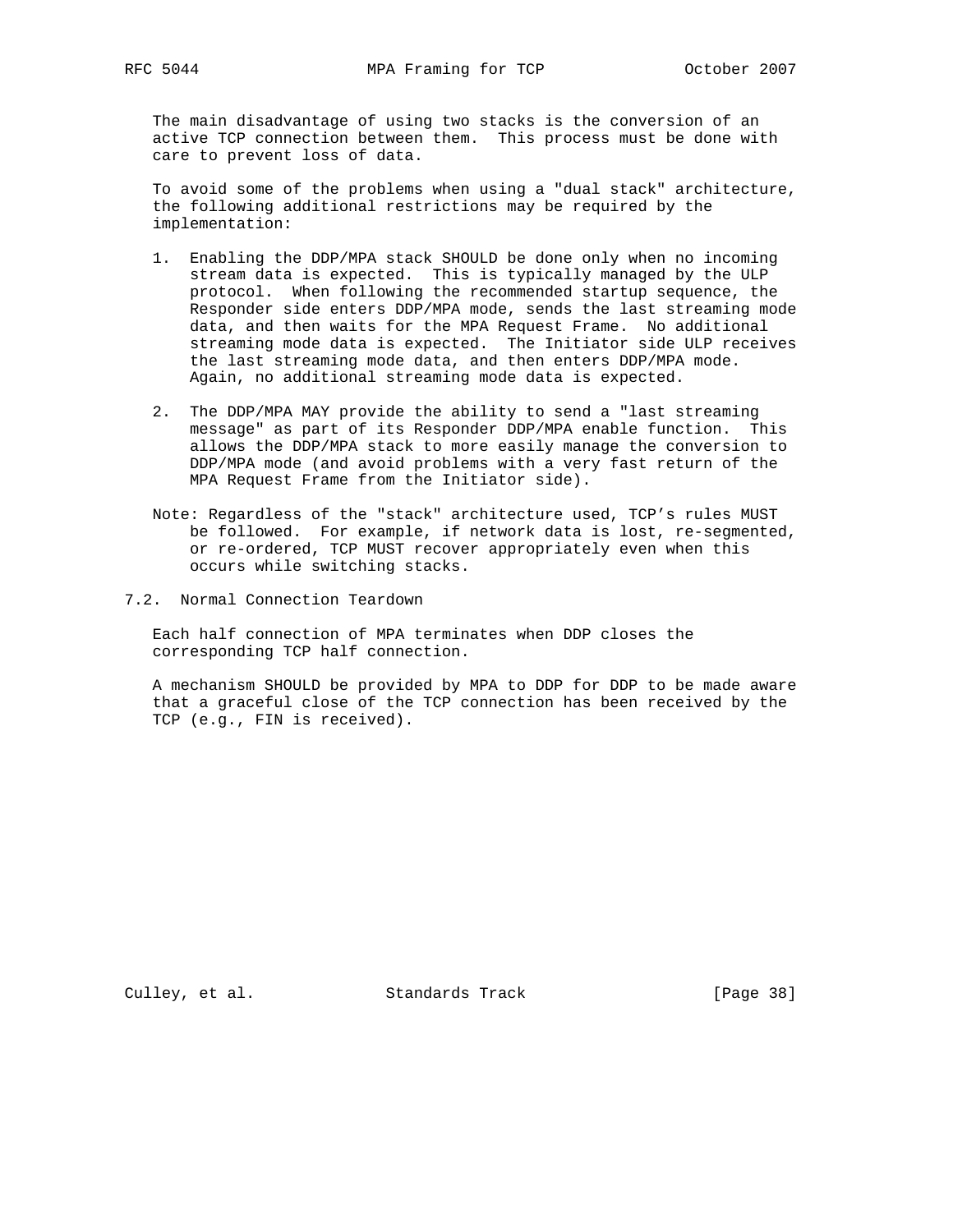The main disadvantage of using two stacks is the conversion of an active TCP connection between them. This process must be done with care to prevent loss of data.

To avoid some of the problems when using a "dual stack" architecture, the following additional restrictions may be required by the implementation:

1. Enabling the DDP/MPA stack SHOULD be done only when no incoming stream data is expected. This is typically managed by the ULP protocol. When following the recommended startup sequence, the Responder side enters DDP/MPA mode, sends the last streaming mode data, and then waits for the MPA Request Frame. No additional streaming mode data is expected. The Initiator side ULP receives the last streaming mode data, and then enters DDP/MPA mode. Again, no additional streaming mode data is expected.

2. The DDP/MPA MAY provide the ability to send a "last streaming message" as part of its Responder DDP/MPA enable function. This allows the DDP/MPA stack to more easily manage the conversion to DDP/MPA mode (and avoid problems with a very fast return of the MPA Request Frame from the Initiator side).

Note: Regardless of the "stack" architecture used, TCP's rules MUST be followed. For example, if network data is lost, re-segmented, or re-ordered, TCP MUST recover appropriately even when this occurs while switching stacks.

## 7.2. Normal Connection Teardown

Each half connection of MPA terminates when DDP closes the corresponding TCP half connection.

A mechanism SHOULD be provided by MPA to DDP for DDP to be made aware that a graceful close of the TCP connection has been received by the TCP (e.g., FIN is received).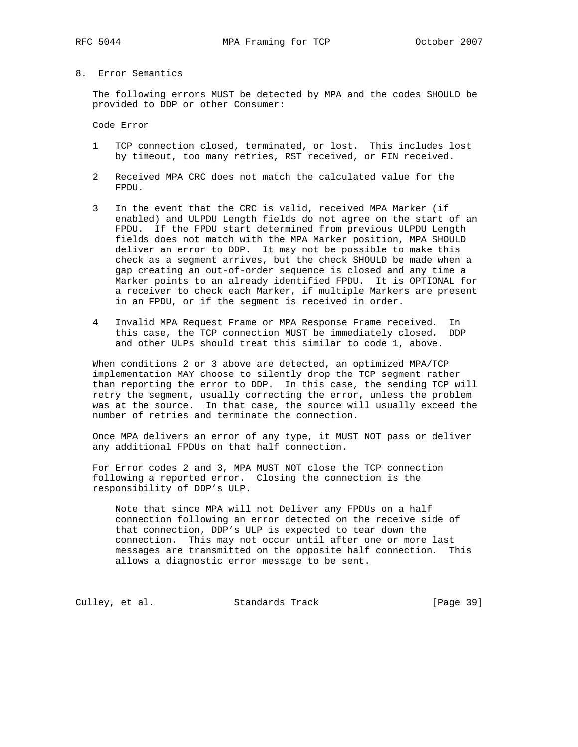## 8. Error Semantics

The following errors MUST be detected by MPA and the codes SHOULD be provided to DDP or other Consumer:

Code Error

1. TCP connection closed, terminated, or lost. This includes lost by timeout, too many retries, RST received, or FIN received.

2. Received MPA CRC does not match the calculated value for the FPDU.

3. In the event that the CRC is valid, received MPA Marker (if enabled) and ULPDU Length fields do not agree on the start of an FPDU. If the FPDU start determined from previous ULPDU Length fields does not match with the MPA Marker position, MPA SHOULD deliver an error to DDP. It may not be possible to make this check as a segment arrives, but the check SHOULD be made when a gap creating an out-of-order sequence is closed and any time a Marker points to an already identified FPDU. It is OPTIONAL for a receiver to check each Marker, if multiple Markers are present in an FPDU, or if the segment is received in order.

4. Invalid MPA Request Frame or MPA Response Frame received. In this case, the TCP connection MUST be immediately closed. DDP and other ULPs should treat this similar to code 1, above.

When conditions 2 or 3 above are detected, an optimized MPA/TCP implementation MAY choose to silently drop the TCP segment rather than reporting the error to DDP. In this case, the sending TCP will retry the segment, usually correcting the error, unless the problem was at the source. In that case, the source will usually exceed the number of retries and terminate the connection.

Once MPA delivers an error of any type, it MUST NOT pass or deliver any additional FPDUs on that half connection.

For Error codes 2 and 3, MPA MUST NOT close the TCP connection following a reported error. Closing the connection is the responsibility of DDP's ULP.

> Note that since MPA will not Deliver any FPDUs on a half connection following an error detected on the receive side of that connection, DDP's ULP is expected to tear down the connection. This may not occur until after one or more last messages are transmitted on the opposite half connection. This allows a diagnostic error message to be sent.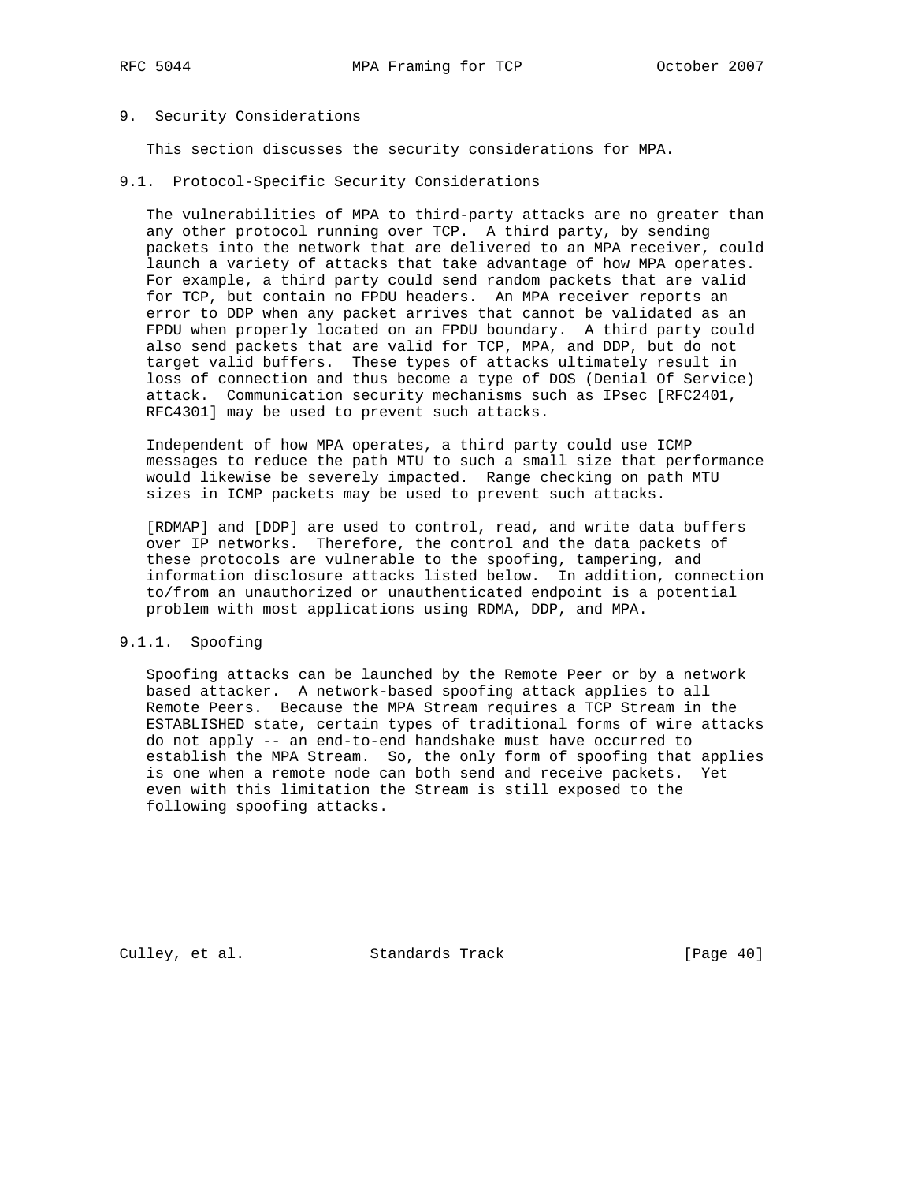## 9. Security Considerations

This section discusses the security considerations for MPA.

### 9.1. Protocol-Specific Security Considerations

The vulnerabilities of MPA to third-party attacks are no greater than any other protocol running over TCP. A third party, by sending packets into the network that are delivered to an MPA receiver, could launch a variety of attacks that take advantage of how MPA operates. For example, a third party could send random packets that are valid for TCP, but contain no FPDU headers. An MPA receiver reports an error to DDP when any packet arrives that cannot be validated as an FPDU when properly located on an FPDU boundary. A third party could also send packets that are valid for TCP, MPA, and DDP, but do not target valid buffers. These types of attacks ultimately result in loss of connection and thus become a type of DOS (Denial Of Service) attack. Communication security mechanisms such as IPsec [RFC2401, RFC4301] may be used to prevent such attacks.

Independent of how MPA operates, a third party could use ICMP messages to reduce the path MTU to such a small size that performance would likewise be severely impacted. Range checking on path MTU sizes in ICMP packets may be used to prevent such attacks.

[RDMAP] and [DDP] are used to control, read, and write data buffers over IP networks. Therefore, the control and the data packets of these protocols are vulnerable to the spoofing, tampering, and information disclosure attacks listed below. In addition, connection to/from an unauthorized or unauthenticated endpoint is a potential problem with most applications using RDMA, DDP, and MPA.

#### 9.1.1. Spoofing

Spoofing attacks can be launched by the Remote Peer or by a network based attacker. A network-based spoofing attack applies to all Remote Peers. Because the MPA Stream requires a TCP Stream in the ESTABLISHED state, certain types of traditional forms of wire attacks do not apply -- an end-to-end handshake must have occurred to establish the MPA Stream. So, the only form of spoofing that applies is one when a remote node can both send and receive packets. Yet even with this limitation the Stream is still exposed to the following spoofing attacks.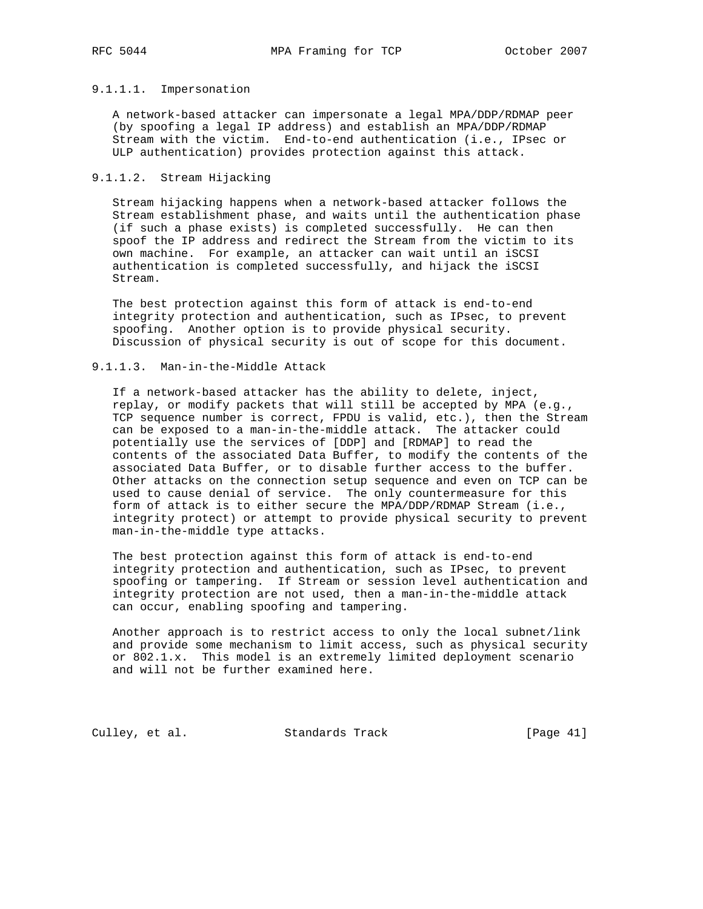#### 9.1.1.1. Impersonation

A network-based attacker can impersonate a legal MPA/DDP/RDMAP peer (by spoofing a legal IP address) and establish an MPA/DDP/RDMAP Stream with the victim. End-to-end authentication (i.e., IPsec or ULP authentication) provides protection against this attack.

#### 9.1.1.2. Stream Hijacking

Stream hijacking happens when a network-based attacker follows the Stream establishment phase, and waits until the authentication phase (if such a phase exists) is completed successfully. He can then spoof the IP address and redirect the Stream from the victim to its own machine. For example, an attacker can wait until an iSCSI authentication is completed successfully, and hijack the iSCSI Stream.

The best protection against this form of attack is end-to-end integrity protection and authentication, such as IPsec, to prevent spoofing. Another option is to provide physical security. Discussion of physical security is out of scope for this document.

#### 9.1.1.3. Man-in-the-Middle Attack

If a network-based attacker has the ability to delete, inject, replay, or modify packets that will still be accepted by MPA (e.g., TCP sequence number is correct, FPDU is valid, etc.), then the Stream can be exposed to a man-in-the-middle attack. The attacker could potentially use the services of [DDP] and [RDMAP] to read the contents of the associated Data Buffer, to modify the contents of the associated Data Buffer, or to disable further access to the buffer. Other attacks on the connection setup sequence and even on TCP can be used to cause denial of service. The only countermeasure for this form of attack is to either secure the MPA/DDP/RDMAP Stream (i.e., integrity protect) or attempt to provide physical security to prevent man-in-the-middle type attacks.

The best protection against this form of attack is end-to-end integrity protection and authentication, such as IPsec, to prevent spoofing or tampering. If Stream or session level authentication and integrity protection are not used, then a man-in-the-middle attack can occur, enabling spoofing and tampering.

Another approach is to restrict access to only the local subnet/link and provide some mechanism to limit access, such as physical security or 802.1.x. This model is an extremely limited deployment scenario and will not be further examined here.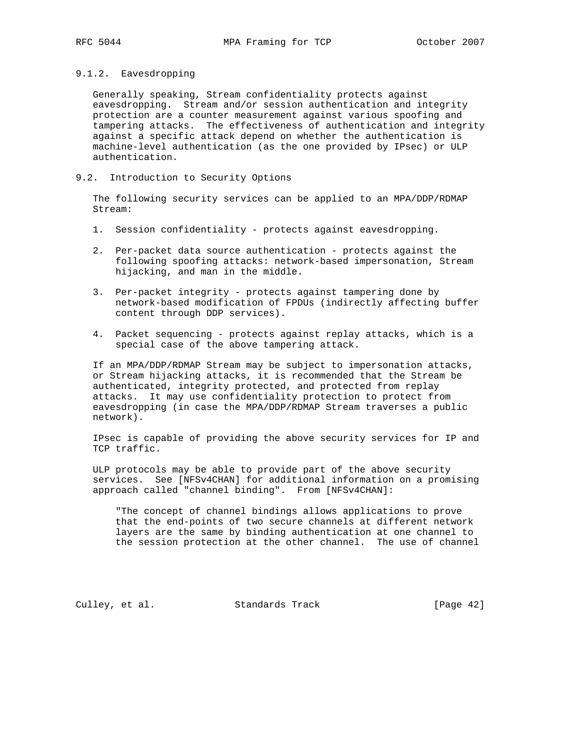#### 9.1.2. Eavesdropping

Generally speaking, Stream confidentiality protects against eavesdropping. Stream and/or session authentication and integrity protection are a counter measurement against various spoofing and tampering attacks. The effectiveness of authentication and integrity against a specific attack depend on whether the authentication is machine-level authentication (as the one provided by IPsec) or ULP authentication.

### 9.2. Introduction to Security Options

The following security services can be applied to an MPA/DDP/RDMAP Stream:

1. Session confidentiality - protects against eavesdropping.

2. Per-packet data source authentication - protects against the following spoofing attacks: network-based impersonation, Stream hijacking, and man in the middle.

3. Per-packet integrity - protects against tampering done by network-based modification of FPDUs (indirectly affecting buffer content through DDP services).

4. Packet sequencing - protects against replay attacks, which is a special case of the above tampering attack.

If an MPA/DDP/RDMAP Stream may be subject to impersonation attacks, or Stream hijacking attacks, it is recommended that the Stream be authenticated, integrity protected, and protected from replay attacks. It may use confidentiality protection to protect from eavesdropping (in case the MPA/DDP/RDMAP Stream traverses a public network).

IPsec is capable of providing the above security services for IP and TCP traffic.

ULP protocols may be able to provide part of the above security services. See [NFSv4CHAN] for additional information on a promising approach called "channel binding". From [NFSv4CHAN]:

> "The concept of channel bindings allows applications to prove that the end-points of two secure channels at different network layers are the same by binding authentication at one channel to the session protection at the other channel. The use of channel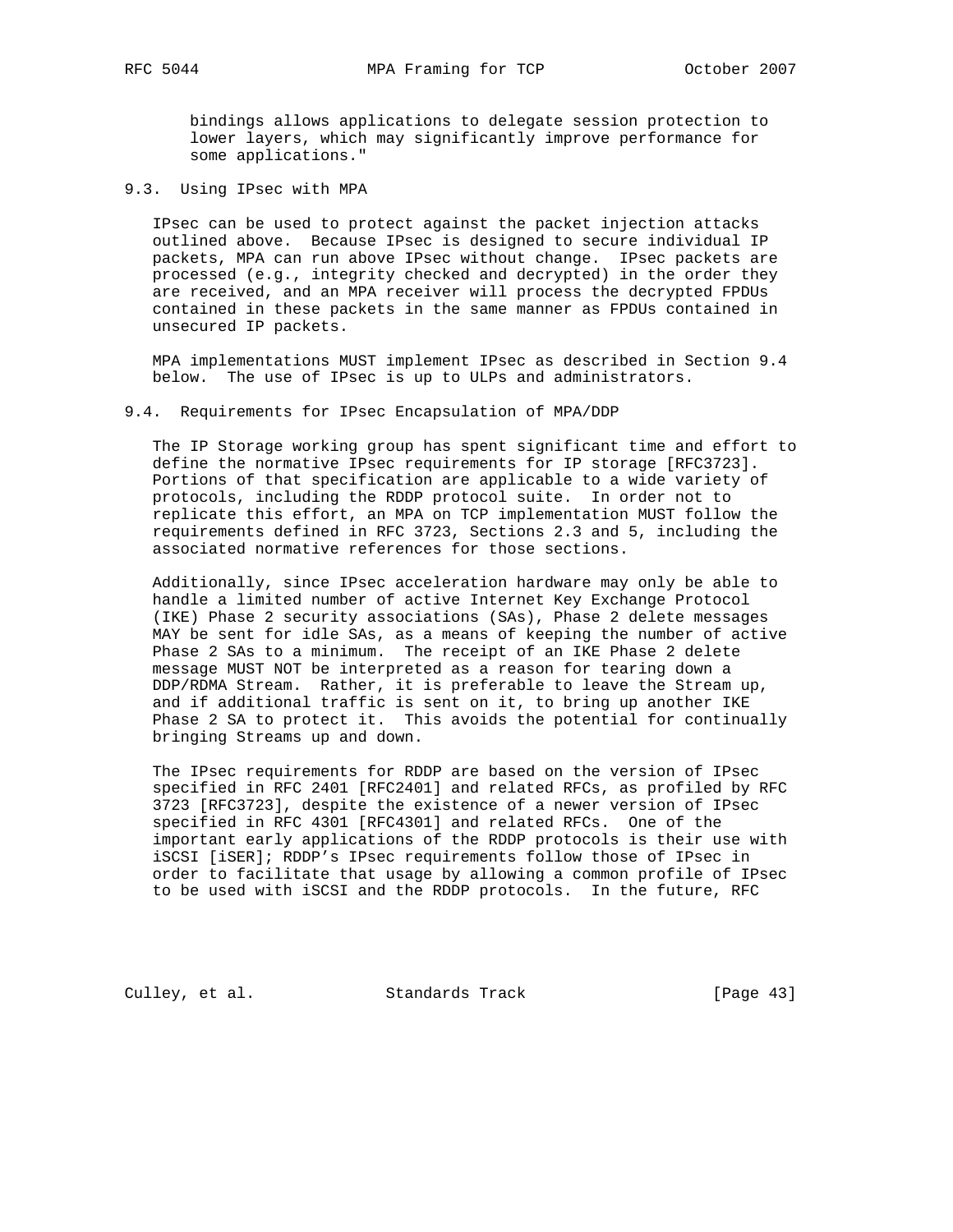bindings allows applications to delegate session protection to lower layers, which may significantly improve performance for some applications."

### 9.3. Using IPsec with MPA

IPsec can be used to protect against the packet injection attacks outlined above. Because IPsec is designed to secure individual IP packets, MPA can run above IPsec without change. IPsec packets are processed (e.g., integrity checked and decrypted) in the order they are received, and an MPA receiver will process the decrypted FPDUs contained in these packets in the same manner as FPDUs contained in unsecured IP packets.

MPA implementations MUST implement IPsec as described in Section 9.4 below. The use of IPsec is up to ULPs and administrators.

### 9.4. Requirements for IPsec Encapsulation of MPA/DDP

The IP Storage working group has spent significant time and effort to define the normative IPsec requirements for IP storage [RFC3723]. Portions of that specification are applicable to a wide variety of protocols, including the RDDP protocol suite. In order not to replicate this effort, an MPA on TCP implementation MUST follow the requirements defined in RFC 3723, Sections 2.3 and 5, including the associated normative references for those sections.

Additionally, since IPsec acceleration hardware may only be able to handle a limited number of active Internet Key Exchange Protocol (IKE) Phase 2 security associations (SAs), Phase 2 delete messages MAY be sent for idle SAs, as a means of keeping the number of active Phase 2 SAs to a minimum. The receipt of an IKE Phase 2 delete message MUST NOT be interpreted as a reason for tearing down a DDP/RDMA Stream. Rather, it is preferable to leave the Stream up, and if additional traffic is sent on it, to bring up another IKE Phase 2 SA to protect it. This avoids the potential for continually bringing Streams up and down.

The IPsec requirements for RDDP are based on the version of IPsec specified in RFC 2401 [RFC2401] and related RFCs, as profiled by RFC 3723 [RFC3723], despite the existence of a newer version of IPsec specified in RFC 4301 [RFC4301] and related RFCs. One of the important early applications of the RDDP protocols is their use with iSCSI [iSER]; RDDP's IPsec requirements follow those of IPsec in order to facilitate that usage by allowing a common profile of IPsec to be used with iSCSI and the RDDP protocols. In the future, RFC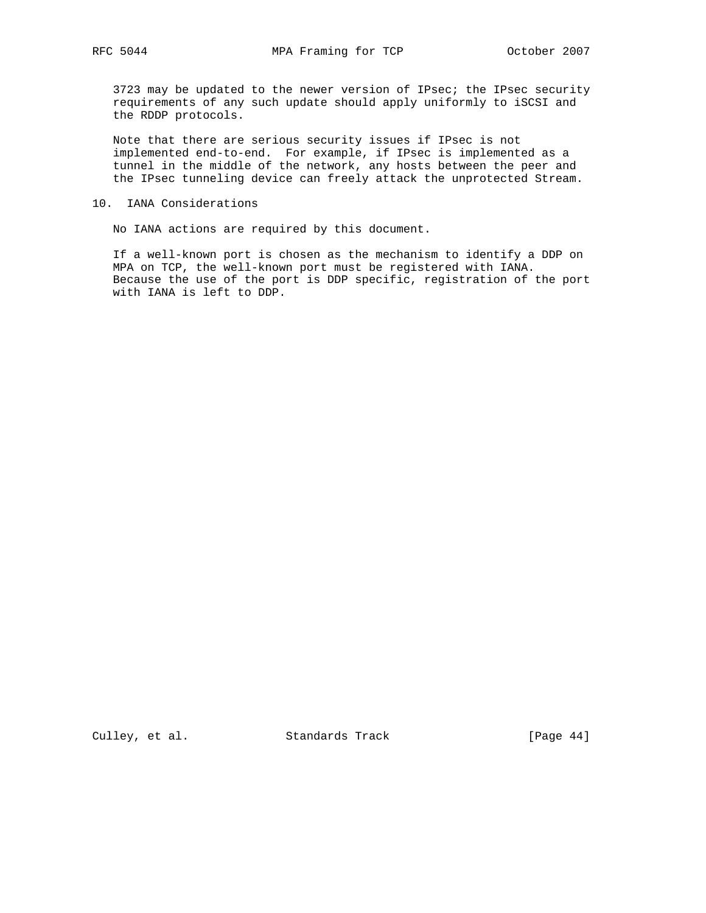3723 may be updated to the newer version of IPsec; the IPsec security requirements of any such update should apply uniformly to iSCSI and the RDDP protocols.

Note that there are serious security issues if IPsec is not implemented end-to-end. For example, if IPsec is implemented as a tunnel in the middle of the network, any hosts between the peer and the IPsec tunneling device can freely attack the unprotected Stream.

## 10. IANA Considerations

No IANA actions are required by this document.

If a well-known port is chosen as the mechanism to identify a DDP on MPA on TCP, the well-known port must be registered with IANA. Because the use of the port is DDP specific, registration of the port with IANA is left to DDP.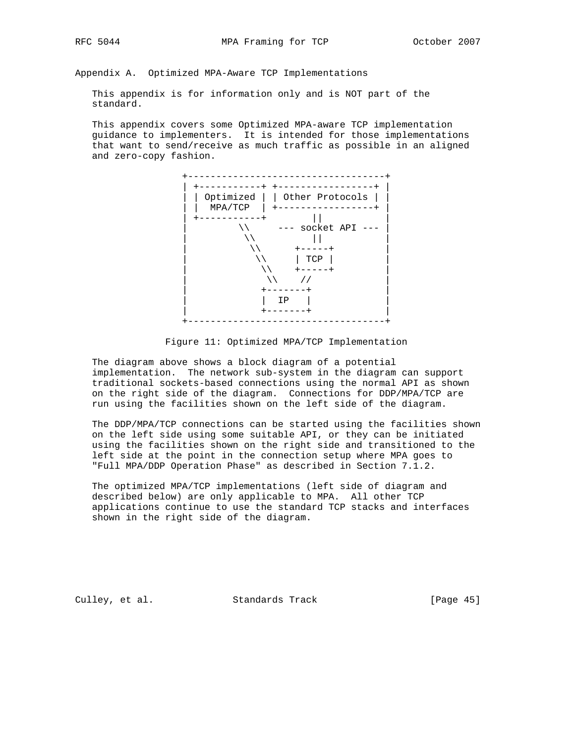## Appendix A. Optimized MPA-Aware TCP Implementations

This appendix is for information only and is NOT part of the standard.

This appendix covers some Optimized MPA-aware TCP implementation guidance to implementers. It is intended for those implementations that want to send/receive as much traffic as possible in an aligned and zero-copy fashion.

```
 +-----------------------------------+
 | +-----------+ +-----------------+ |
 | | Optimized | | Other Protocols | |
 | |  MPA/TCP  | +-----------------+ |
 | +-----------+        ||           |
 |         \\     --- socket API --- |
 |          \\          ||           |
 |           \\      +-----+         |
 |            \\     | TCP |         |
 |             \\    +-----+         |
 |              \\    //             |
 |             +-------+             |
 |             |  IP   |             |
 |             +-------+             |
 +-----------------------------------+
```

Figure 11: Optimized MPA/TCP Implementation

The diagram above shows a block diagram of a potential implementation. The network sub-system in the diagram can support traditional sockets-based connections using the normal API as shown on the right side of the diagram. Connections for DDP/MPA/TCP are run using the facilities shown on the left side of the diagram.

The DDP/MPA/TCP connections can be started using the facilities shown on the left side using some suitable API, or they can be initiated using the facilities shown on the right side and transitioned to the left side at the point in the connection setup where MPA goes to "Full MPA/DDP Operation Phase" as described in Section 7.1.2.

The optimized MPA/TCP implementations (left side of diagram and described below) are only applicable to MPA. All other TCP applications continue to use the standard TCP stacks and interfaces shown in the right side of the diagram.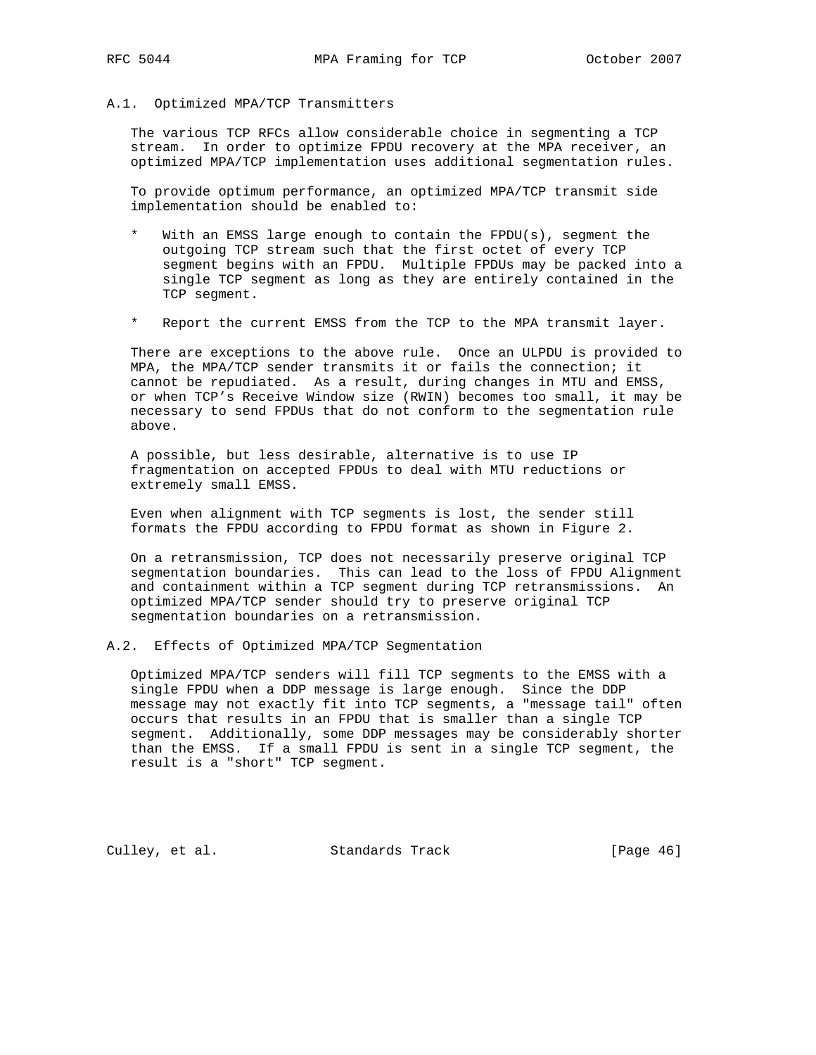### A.1. Optimized MPA/TCP Transmitters

The various TCP RFCs allow considerable choice in segmenting a TCP stream. In order to optimize FPDU recovery at the MPA receiver, an optimized MPA/TCP implementation uses additional segmentation rules.

To provide optimum performance, an optimized MPA/TCP transmit side implementation should be enabled to:

* With an EMSS large enough to contain the FPDU(s), segment the outgoing TCP stream such that the first octet of every TCP segment begins with an FPDU. Multiple FPDUs may be packed into a single TCP segment as long as they are entirely contained in the TCP segment.

* Report the current EMSS from the TCP to the MPA transmit layer.

There are exceptions to the above rule. Once an ULPDU is provided to MPA, the MPA/TCP sender transmits it or fails the connection; it cannot be repudiated. As a result, during changes in MTU and EMSS, or when TCP's Receive Window size (RWIN) becomes too small, it may be necessary to send FPDUs that do not conform to the segmentation rule above.

A possible, but less desirable, alternative is to use IP fragmentation on accepted FPDUs to deal with MTU reductions or extremely small EMSS.

Even when alignment with TCP segments is lost, the sender still formats the FPDU according to FPDU format as shown in Figure 2.

On a retransmission, TCP does not necessarily preserve original TCP segmentation boundaries. This can lead to the loss of FPDU Alignment and containment within a TCP segment during TCP retransmissions. An optimized MPA/TCP sender should try to preserve original TCP segmentation boundaries on a retransmission.

### A.2. Effects of Optimized MPA/TCP Segmentation

Optimized MPA/TCP senders will fill TCP segments to the EMSS with a single FPDU when a DDP message is large enough. Since the DDP message may not exactly fit into TCP segments, a "message tail" often occurs that results in an FPDU that is smaller than a single TCP segment. Additionally, some DDP messages may be considerably shorter than the EMSS. If a small FPDU is sent in a single TCP segment, the result is a "short" TCP segment.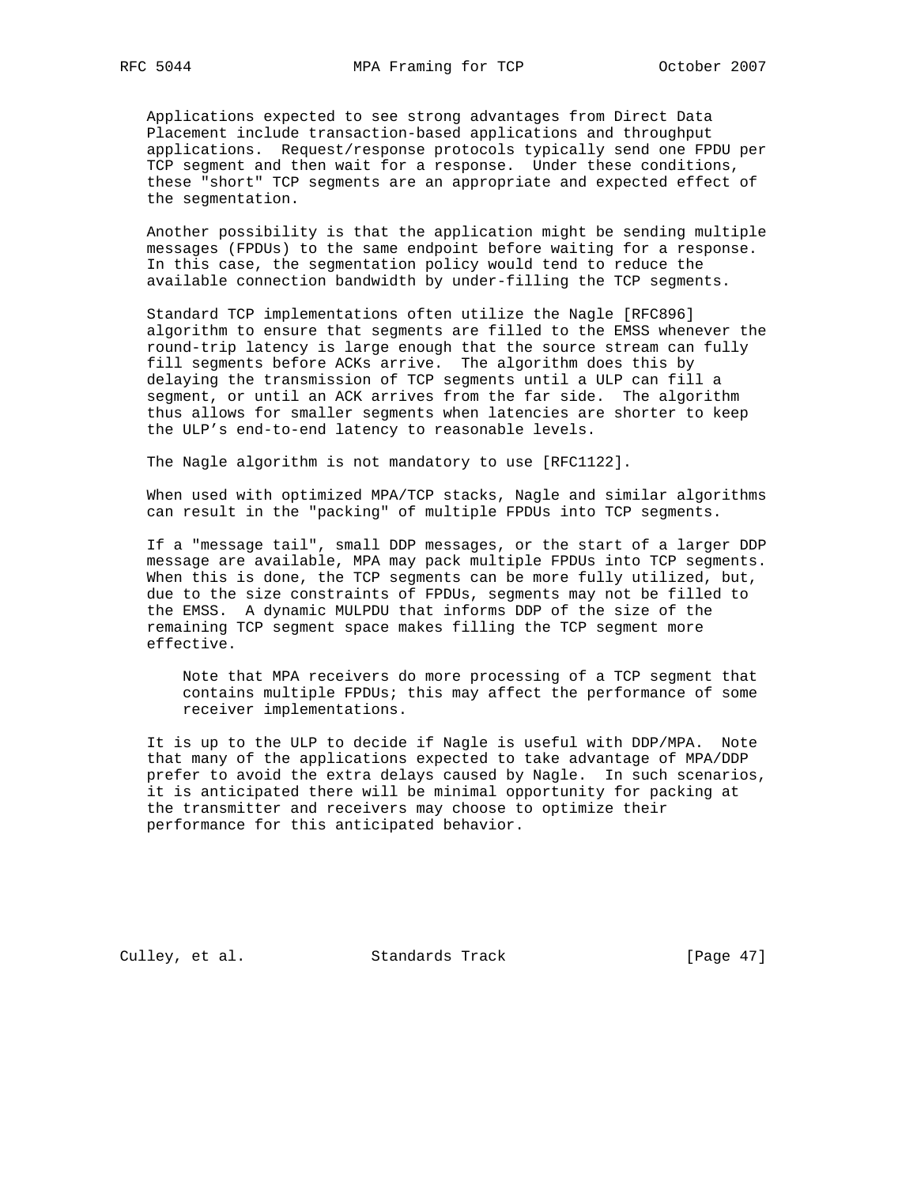Applications expected to see strong advantages from Direct Data Placement include transaction-based applications and throughput applications. Request/response protocols typically send one FPDU per TCP segment and then wait for a response. Under these conditions, these "short" TCP segments are an appropriate and expected effect of the segmentation.

Another possibility is that the application might be sending multiple messages (FPDUs) to the same endpoint before waiting for a response. In this case, the segmentation policy would tend to reduce the available connection bandwidth by under-filling the TCP segments.

Standard TCP implementations often utilize the Nagle [RFC896] algorithm to ensure that segments are filled to the EMSS whenever the round-trip latency is large enough that the source stream can fully fill segments before ACKs arrive. The algorithm does this by delaying the transmission of TCP segments until a ULP can fill a segment, or until an ACK arrives from the far side. The algorithm thus allows for smaller segments when latencies are shorter to keep the ULP's end-to-end latency to reasonable levels.

The Nagle algorithm is not mandatory to use [RFC1122].

When used with optimized MPA/TCP stacks, Nagle and similar algorithms can result in the "packing" of multiple FPDUs into TCP segments.

If a "message tail", small DDP messages, or the start of a larger DDP message are available, MPA may pack multiple FPDUs into TCP segments. When this is done, the TCP segments can be more fully utilized, but, due to the size constraints of FPDUs, segments may not be filled to the EMSS. A dynamic MULPDU that informs DDP of the size of the remaining TCP segment space makes filling the TCP segment more effective.

> Note that MPA receivers do more processing of a TCP segment that contains multiple FPDUs; this may affect the performance of some receiver implementations.

It is up to the ULP to decide if Nagle is useful with DDP/MPA. Note that many of the applications expected to take advantage of MPA/DDP prefer to avoid the extra delays caused by Nagle. In such scenarios, it is anticipated there will be minimal opportunity for packing at the transmitter and receivers may choose to optimize their performance for this anticipated behavior.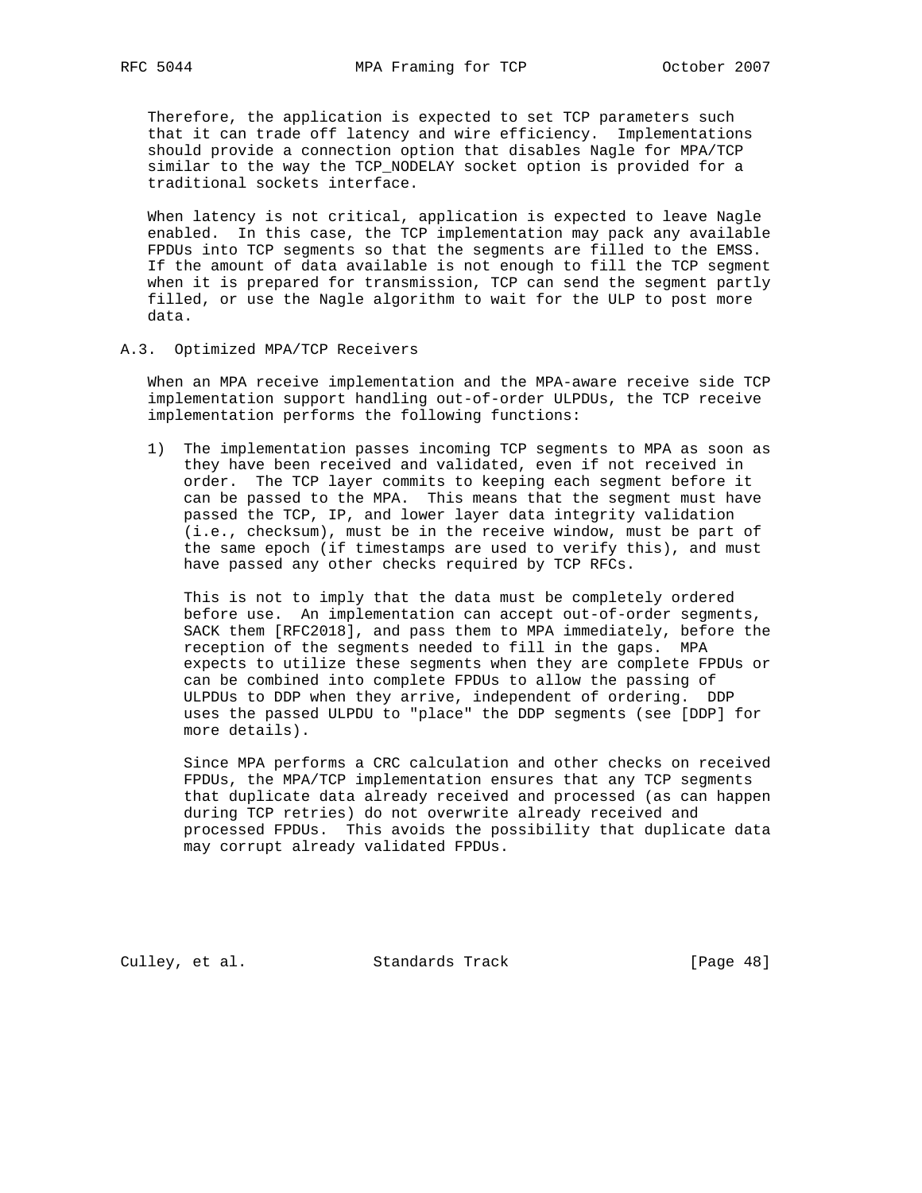Therefore, the application is expected to set TCP parameters such that it can trade off latency and wire efficiency. Implementations should provide a connection option that disables Nagle for MPA/TCP similar to the way the TCP_NODELAY socket option is provided for a traditional sockets interface.

When latency is not critical, application is expected to leave Nagle enabled. In this case, the TCP implementation may pack any available FPDUs into TCP segments so that the segments are filled to the EMSS. If the amount of data available is not enough to fill the TCP segment when it is prepared for transmission, TCP can send the segment partly filled, or use the Nagle algorithm to wait for the ULP to post more data.

### A.3. Optimized MPA/TCP Receivers

When an MPA receive implementation and the MPA-aware receive side TCP implementation support handling out-of-order ULPDUs, the TCP receive implementation performs the following functions:

1) The implementation passes incoming TCP segments to MPA as soon as they have been received and validated, even if not received in order. The TCP layer commits to keeping each segment before it can be passed to the MPA. This means that the segment must have passed the TCP, IP, and lower layer data integrity validation (i.e., checksum), must be in the receive window, must be part of the same epoch (if timestamps are used to verify this), and must have passed any other checks required by TCP RFCs.

   This is not to imply that the data must be completely ordered before use. An implementation can accept out-of-order segments, SACK them [RFC2018], and pass them to MPA immediately, before the reception of the segments needed to fill in the gaps. MPA expects to utilize these segments when they are complete FPDUs or can be combined into complete FPDUs to allow the passing of ULPDUs to DDP when they arrive, independent of ordering. DDP uses the passed ULPDU to "place" the DDP segments (see [DDP] for more details).

   Since MPA performs a CRC calculation and other checks on received FPDUs, the MPA/TCP implementation ensures that any TCP segments that duplicate data already received and processed (as can happen during TCP retries) do not overwrite already received and processed FPDUs. This avoids the possibility that duplicate data may corrupt already validated FPDUs.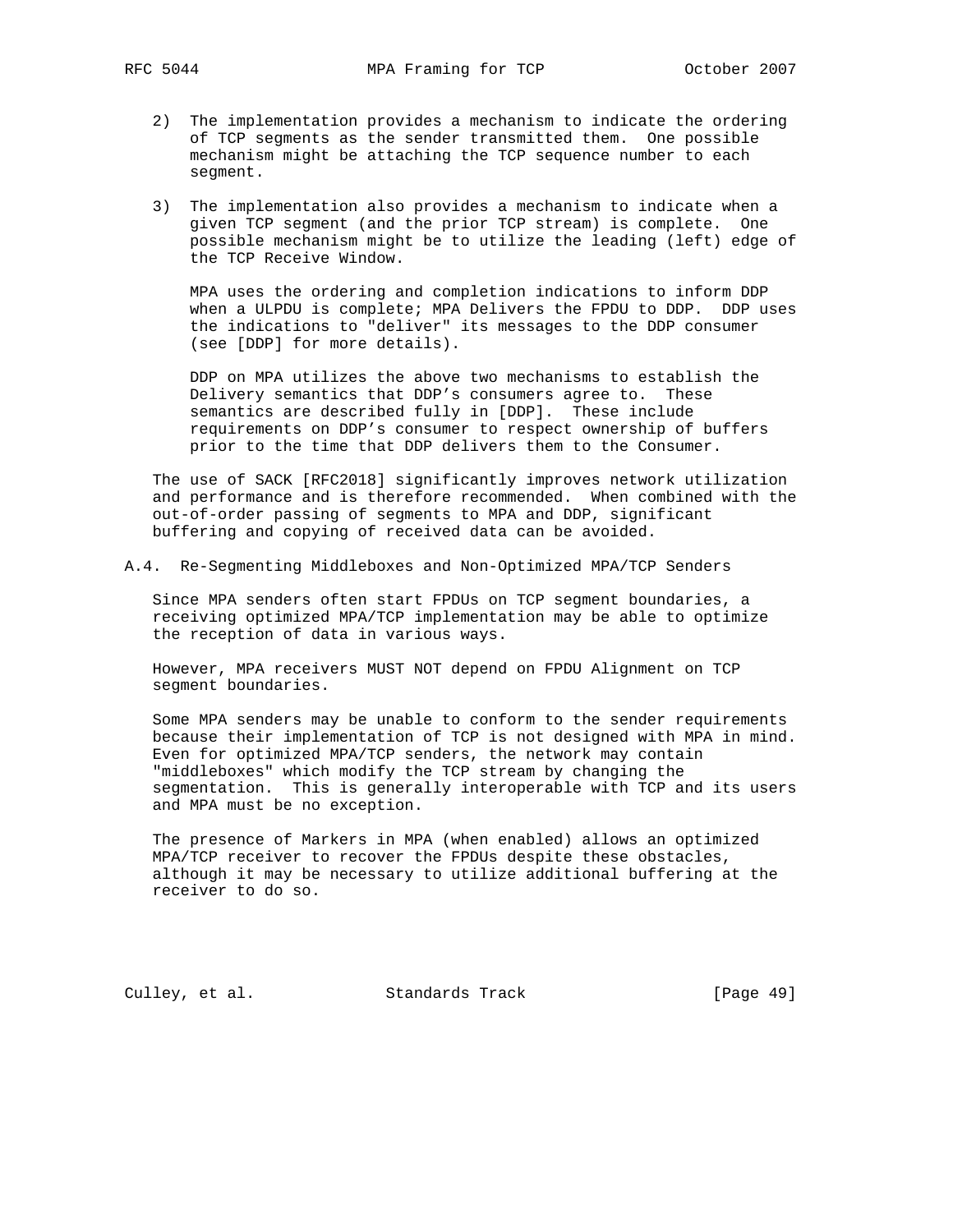2) The implementation provides a mechanism to indicate the ordering of TCP segments as the sender transmitted them. One possible mechanism might be attaching the TCP sequence number to each segment.

3) The implementation also provides a mechanism to indicate when a given TCP segment (and the prior TCP stream) is complete. One possible mechanism might be to utilize the leading (left) edge of the TCP Receive Window.

   MPA uses the ordering and completion indications to inform DDP when a ULPDU is complete; MPA Delivers the FPDU to DDP. DDP uses the indications to "deliver" its messages to the DDP consumer (see [DDP] for more details).

   DDP on MPA utilizes the above two mechanisms to establish the Delivery semantics that DDP's consumers agree to. These semantics are described fully in [DDP]. These include requirements on DDP's consumer to respect ownership of buffers prior to the time that DDP delivers them to the Consumer.

The use of SACK [RFC2018] significantly improves network utilization and performance and is therefore recommended. When combined with the out-of-order passing of segments to MPA and DDP, significant buffering and copying of received data can be avoided.

## A.4. Re-Segmenting Middleboxes and Non-Optimized MPA/TCP Senders

Since MPA senders often start FPDUs on TCP segment boundaries, a receiving optimized MPA/TCP implementation may be able to optimize the reception of data in various ways.

However, MPA receivers MUST NOT depend on FPDU Alignment on TCP segment boundaries.

Some MPA senders may be unable to conform to the sender requirements because their implementation of TCP is not designed with MPA in mind. Even for optimized MPA/TCP senders, the network may contain "middleboxes" which modify the TCP stream by changing the segmentation. This is generally interoperable with TCP and its users and MPA must be no exception.

The presence of Markers in MPA (when enabled) allows an optimized MPA/TCP receiver to recover the FPDUs despite these obstacles, although it may be necessary to utilize additional buffering at the receiver to do so.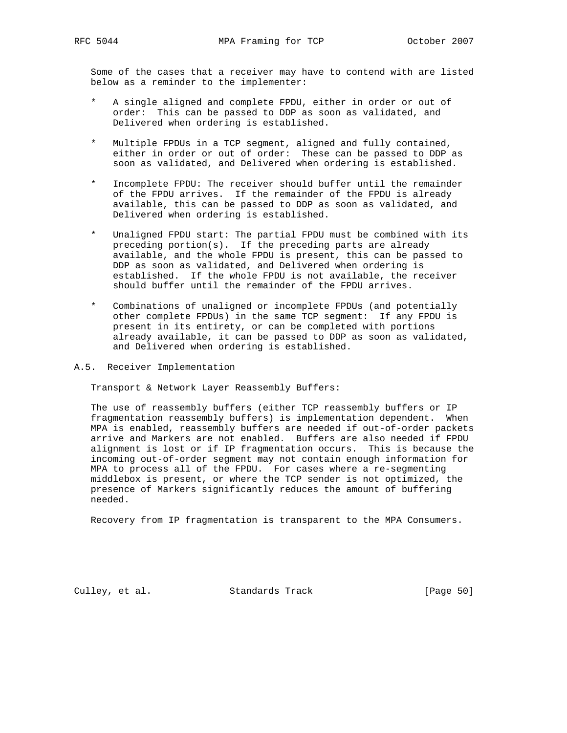Some of the cases that a receiver may have to contend with are listed below as a reminder to the implementer:

* A single aligned and complete FPDU, either in order or out of order: This can be passed to DDP as soon as validated, and Delivered when ordering is established.

* Multiple FPDUs in a TCP segment, aligned and fully contained, either in order or out of order: These can be passed to DDP as soon as validated, and Delivered when ordering is established.

* Incomplete FPDU: The receiver should buffer until the remainder of the FPDU arrives. If the remainder of the FPDU is already available, this can be passed to DDP as soon as validated, and Delivered when ordering is established.

* Unaligned FPDU start: The partial FPDU must be combined with its preceding portion(s). If the preceding parts are already available, and the whole FPDU is present, this can be passed to DDP as soon as validated, and Delivered when ordering is established. If the whole FPDU is not available, the receiver should buffer until the remainder of the FPDU arrives.

* Combinations of unaligned or incomplete FPDUs (and potentially other complete FPDUs) in the same TCP segment: If any FPDU is present in its entirety, or can be completed with portions already available, it can be passed to DDP as soon as validated, and Delivered when ordering is established.

## A.5. Receiver Implementation

Transport & Network Layer Reassembly Buffers:

The use of reassembly buffers (either TCP reassembly buffers or IP fragmentation reassembly buffers) is implementation dependent. When MPA is enabled, reassembly buffers are needed if out-of-order packets arrive and Markers are not enabled. Buffers are also needed if FPDU alignment is lost or if IP fragmentation occurs. This is because the incoming out-of-order segment may not contain enough information for MPA to process all of the FPDU. For cases where a re-segmenting middlebox is present, or where the TCP sender is not optimized, the presence of Markers significantly reduces the amount of buffering needed.

Recovery from IP fragmentation is transparent to the MPA Consumers.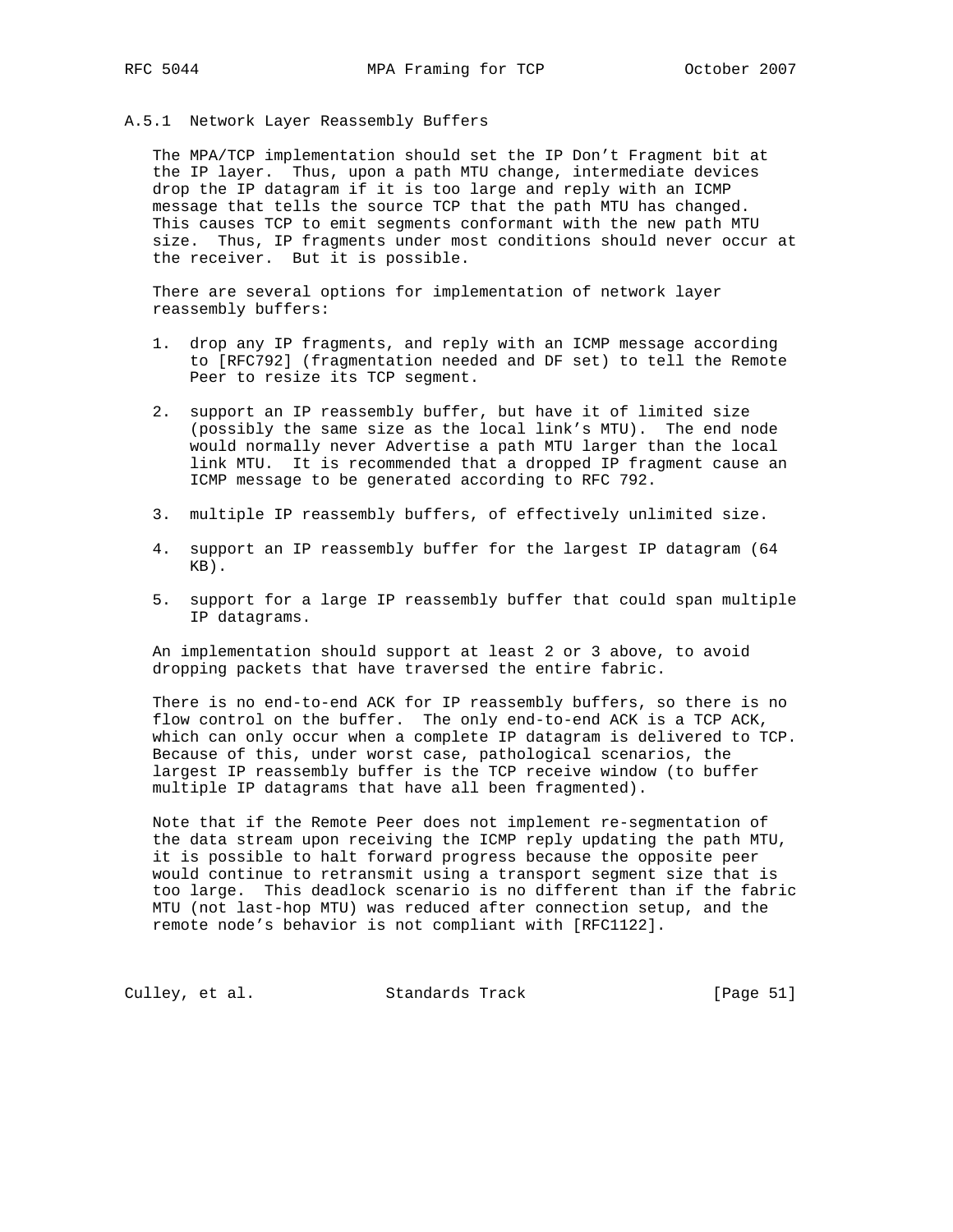### A.5.1 Network Layer Reassembly Buffers

The MPA/TCP implementation should set the IP Don't Fragment bit at the IP layer. Thus, upon a path MTU change, intermediate devices drop the IP datagram if it is too large and reply with an ICMP message that tells the source TCP that the path MTU has changed. This causes TCP to emit segments conformant with the new path MTU size. Thus, IP fragments under most conditions should never occur at the receiver. But it is possible.

There are several options for implementation of network layer reassembly buffers:

1. drop any IP fragments, and reply with an ICMP message according to [RFC792] (fragmentation needed and DF set) to tell the Remote Peer to resize its TCP segment.

2. support an IP reassembly buffer, but have it of limited size (possibly the same size as the local link's MTU). The end node would normally never Advertise a path MTU larger than the local link MTU. It is recommended that a dropped IP fragment cause an ICMP message to be generated according to RFC 792.

3. multiple IP reassembly buffers, of effectively unlimited size.

4. support an IP reassembly buffer for the largest IP datagram (64 KB).

5. support for a large IP reassembly buffer that could span multiple IP datagrams.

An implementation should support at least 2 or 3 above, to avoid dropping packets that have traversed the entire fabric.

There is no end-to-end ACK for IP reassembly buffers, so there is no flow control on the buffer. The only end-to-end ACK is a TCP ACK, which can only occur when a complete IP datagram is delivered to TCP. Because of this, under worst case, pathological scenarios, the largest IP reassembly buffer is the TCP receive window (to buffer multiple IP datagrams that have all been fragmented).

Note that if the Remote Peer does not implement re-segmentation of the data stream upon receiving the ICMP reply updating the path MTU, it is possible to halt forward progress because the opposite peer would continue to retransmit using a transport segment size that is too large. This deadlock scenario is no different than if the fabric MTU (not last-hop MTU) was reduced after connection setup, and the remote node's behavior is not compliant with [RFC1122].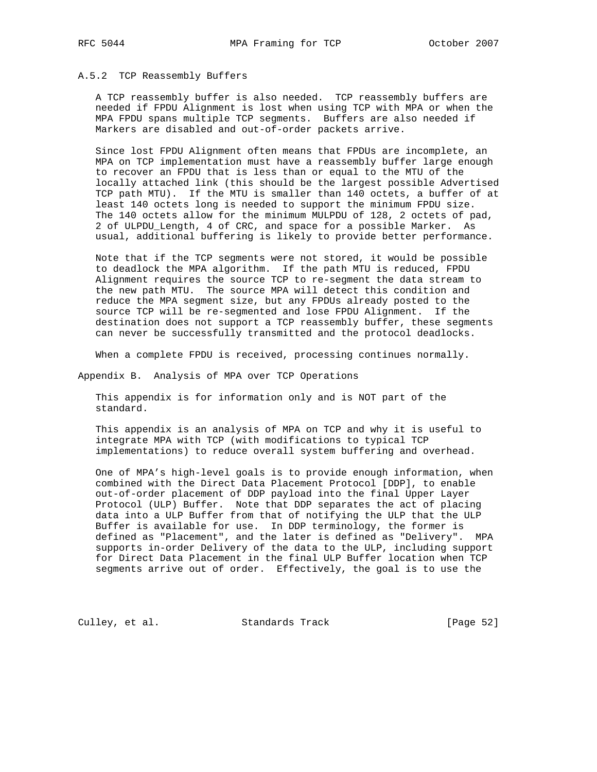### A.5.2 TCP Reassembly Buffers

A TCP reassembly buffer is also needed. TCP reassembly buffers are needed if FPDU Alignment is lost when using TCP with MPA or when the MPA FPDU spans multiple TCP segments. Buffers are also needed if Markers are disabled and out-of-order packets arrive.

Since lost FPDU Alignment often means that FPDUs are incomplete, an MPA on TCP implementation must have a reassembly buffer large enough to recover an FPDU that is less than or equal to the MTU of the locally attached link (this should be the largest possible Advertised TCP path MTU). If the MTU is smaller than 140 octets, a buffer of at least 140 octets long is needed to support the minimum FPDU size. The 140 octets allow for the minimum MULPDU of 128, 2 octets of pad, 2 of ULPDU_Length, 4 of CRC, and space for a possible Marker. As usual, additional buffering is likely to provide better performance.

Note that if the TCP segments were not stored, it would be possible to deadlock the MPA algorithm. If the path MTU is reduced, FPDU Alignment requires the source TCP to re-segment the data stream to the new path MTU. The source MPA will detect this condition and reduce the MPA segment size, but any FPDUs already posted to the source TCP will be re-segmented and lose FPDU Alignment. If the destination does not support a TCP reassembly buffer, these segments can never be successfully transmitted and the protocol deadlocks.

When a complete FPDU is received, processing continues normally.

## Appendix B. Analysis of MPA over TCP Operations

This appendix is for information only and is NOT part of the standard.

This appendix is an analysis of MPA on TCP and why it is useful to integrate MPA with TCP (with modifications to typical TCP implementations) to reduce overall system buffering and overhead.

One of MPA's high-level goals is to provide enough information, when combined with the Direct Data Placement Protocol [DDP], to enable out-of-order placement of DDP payload into the final Upper Layer Protocol (ULP) Buffer. Note that DDP separates the act of placing data into a ULP Buffer from that of notifying the ULP that the ULP Buffer is available for use. In DDP terminology, the former is defined as "Placement", and the later is defined as "Delivery". MPA supports in-order Delivery of the data to the ULP, including support for Direct Data Placement in the final ULP Buffer location when TCP segments arrive out of order. Effectively, the goal is to use the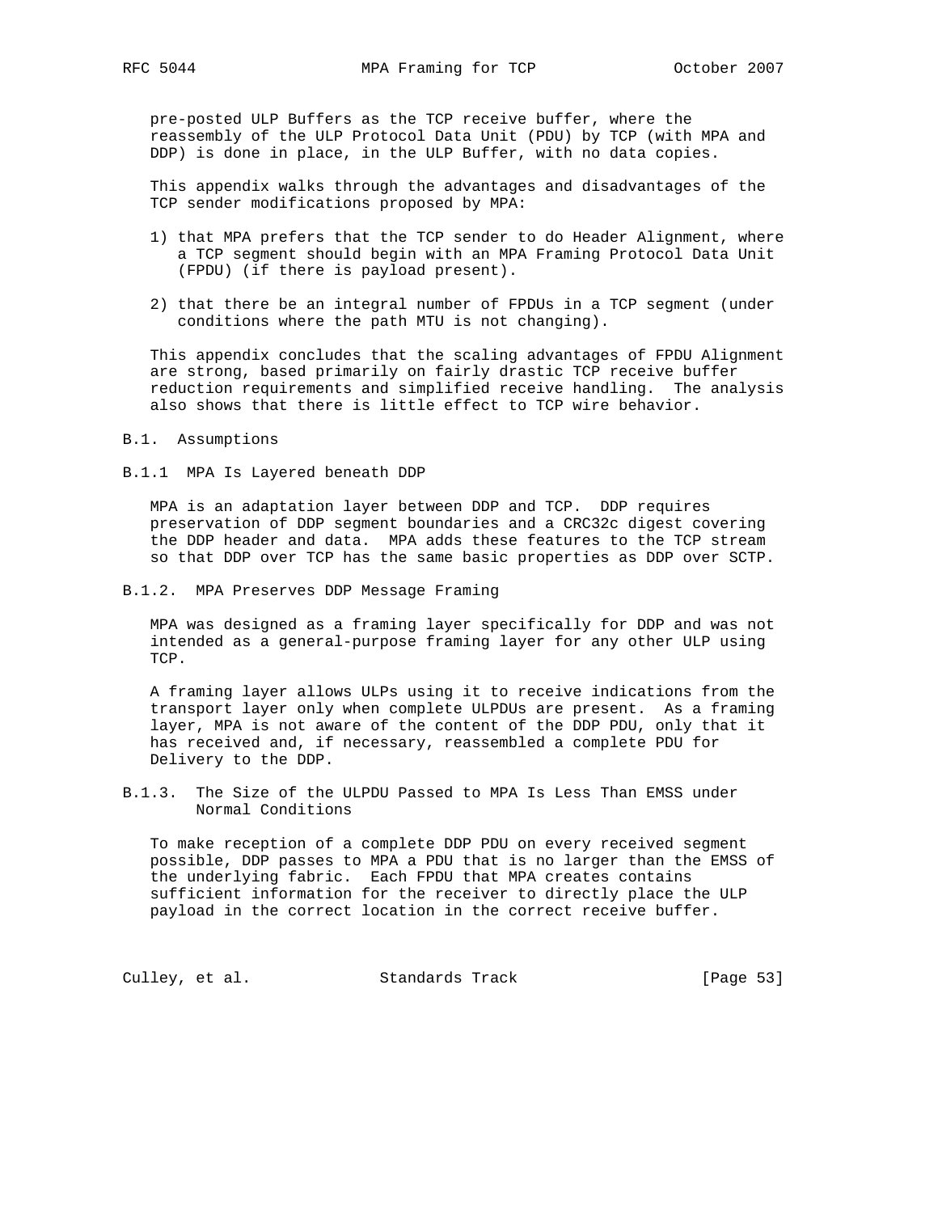pre-posted ULP Buffers as the TCP receive buffer, where the reassembly of the ULP Protocol Data Unit (PDU) by TCP (with MPA and DDP) is done in place, in the ULP Buffer, with no data copies.

This appendix walks through the advantages and disadvantages of the TCP sender modifications proposed by MPA:

1) that MPA prefers that the TCP sender to do Header Alignment, where a TCP segment should begin with an MPA Framing Protocol Data Unit (FPDU) (if there is payload present).

2) that there be an integral number of FPDUs in a TCP segment (under conditions where the path MTU is not changing).

This appendix concludes that the scaling advantages of FPDU Alignment are strong, based primarily on fairly drastic TCP receive buffer reduction requirements and simplified receive handling. The analysis also shows that there is little effect to TCP wire behavior.

## B.1. Assumptions

### B.1.1 MPA Is Layered beneath DDP

MPA is an adaptation layer between DDP and TCP. DDP requires preservation of DDP segment boundaries and a CRC32c digest covering the DDP header and data. MPA adds these features to the TCP stream so that DDP over TCP has the same basic properties as DDP over SCTP.

### B.1.2. MPA Preserves DDP Message Framing

MPA was designed as a framing layer specifically for DDP and was not intended as a general-purpose framing layer for any other ULP using TCP.

A framing layer allows ULPs using it to receive indications from the transport layer only when complete ULPDUs are present. As a framing layer, MPA is not aware of the content of the DDP PDU, only that it has received and, if necessary, reassembled a complete PDU for Delivery to the DDP.

### B.1.3. The Size of the ULPDU Passed to MPA Is Less Than EMSS under Normal Conditions

To make reception of a complete DDP PDU on every received segment possible, DDP passes to MPA a PDU that is no larger than the EMSS of the underlying fabric. Each FPDU that MPA creates contains sufficient information for the receiver to directly place the ULP payload in the correct location in the correct receive buffer.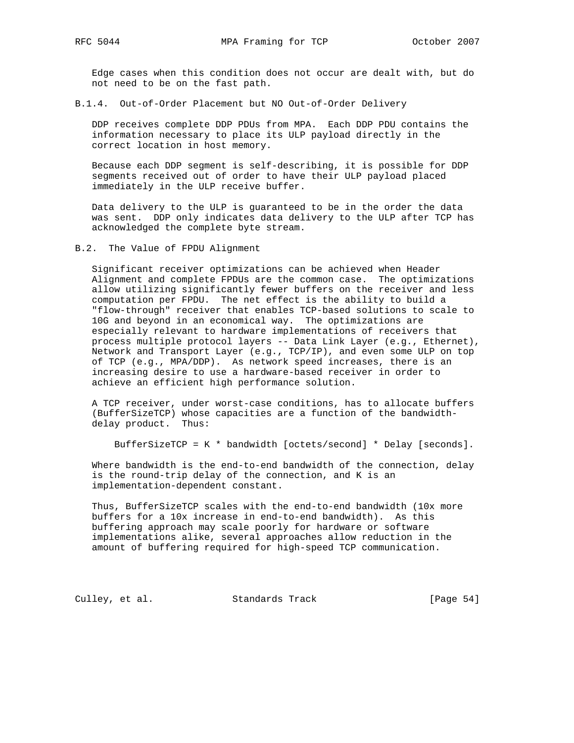Edge cases when this condition does not occur are dealt with, but do not need to be on the fast path.

### B.1.4. Out-of-Order Placement but NO Out-of-Order Delivery

DDP receives complete DDP PDUs from MPA. Each DDP PDU contains the information necessary to place its ULP payload directly in the correct location in host memory.

Because each DDP segment is self-describing, it is possible for DDP segments received out of order to have their ULP payload placed immediately in the ULP receive buffer.

Data delivery to the ULP is guaranteed to be in the order the data was sent. DDP only indicates data delivery to the ULP after TCP has acknowledged the complete byte stream.

## B.2. The Value of FPDU Alignment

Significant receiver optimizations can be achieved when Header Alignment and complete FPDUs are the common case. The optimizations allow utilizing significantly fewer buffers on the receiver and less computation per FPDU. The net effect is the ability to build a "flow-through" receiver that enables TCP-based solutions to scale to 10G and beyond in an economical way. The optimizations are especially relevant to hardware implementations of receivers that process multiple protocol layers -- Data Link Layer (e.g., Ethernet), Network and Transport Layer (e.g., TCP/IP), and even some ULP on top of TCP (e.g., MPA/DDP). As network speed increases, there is an increasing desire to use a hardware-based receiver in order to achieve an efficient high performance solution.

A TCP receiver, under worst-case conditions, has to allocate buffers (BufferSizeTCP) whose capacities are a function of the bandwidth-delay product. Thus:

```
BufferSizeTCP = K * bandwidth [octets/second] * Delay [seconds].
```

Where bandwidth is the end-to-end bandwidth of the connection, delay is the round-trip delay of the connection, and K is an implementation-dependent constant.

Thus, BufferSizeTCP scales with the end-to-end bandwidth (10x more buffers for a 10x increase in end-to-end bandwidth). As this buffering approach may scale poorly for hardware or software implementations alike, several approaches allow reduction in the amount of buffering required for high-speed TCP communication.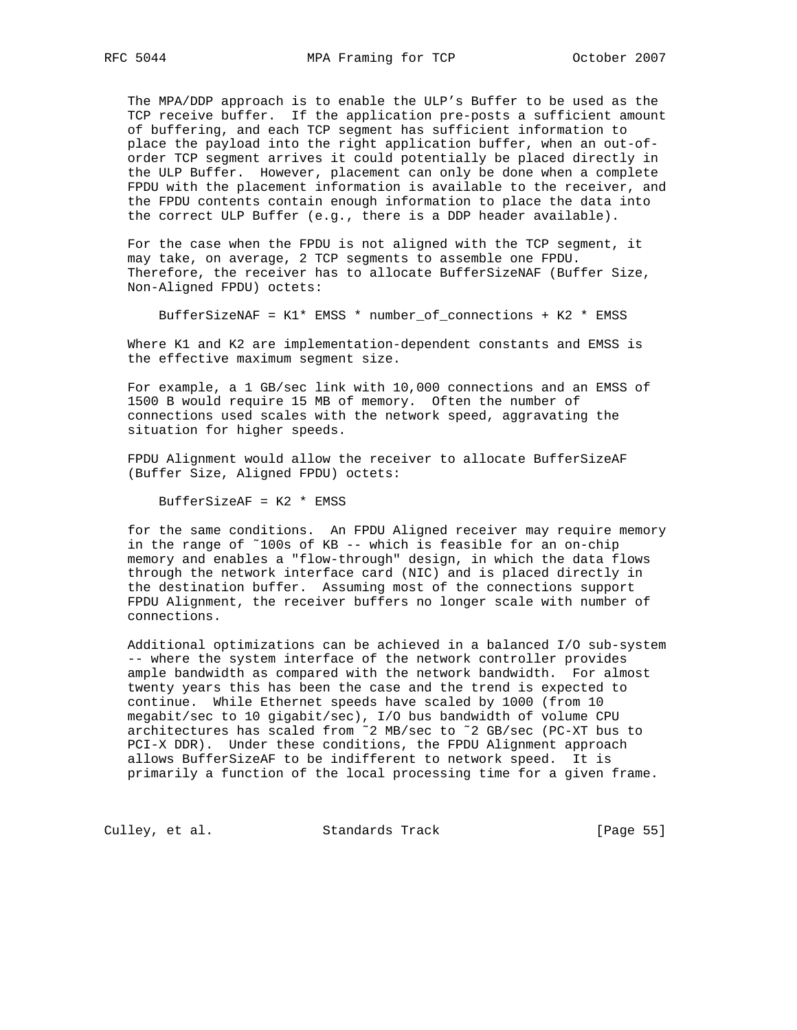The MPA/DDP approach is to enable the ULP's Buffer to be used as the TCP receive buffer. If the application pre-posts a sufficient amount of buffering, and each TCP segment has sufficient information to place the payload into the right application buffer, when an out-of-order TCP segment arrives it could potentially be placed directly in the ULP Buffer. However, placement can only be done when a complete FPDU with the placement information is available to the receiver, and the FPDU contents contain enough information to place the data into the correct ULP Buffer (e.g., there is a DDP header available).

For the case when the FPDU is not aligned with the TCP segment, it may take, on average, 2 TCP segments to assemble one FPDU. Therefore, the receiver has to allocate BufferSizeNAF (Buffer Size, Non-Aligned FPDU) octets:

```
BufferSizeNAF = K1* EMSS * number_of_connections + K2 * EMSS
```

Where K1 and K2 are implementation-dependent constants and EMSS is the effective maximum segment size.

For example, a 1 GB/sec link with 10,000 connections and an EMSS of 1500 B would require 15 MB of memory. Often the number of connections used scales with the network speed, aggravating the situation for higher speeds.

FPDU Alignment would allow the receiver to allocate BufferSizeAF (Buffer Size, Aligned FPDU) octets:

```
BufferSizeAF = K2 * EMSS
```

for the same conditions. An FPDU Aligned receiver may require memory in the range of ~100s of KB -- which is feasible for an on-chip memory and enables a "flow-through" design, in which the data flows through the network interface card (NIC) and is placed directly in the destination buffer. Assuming most of the connections support FPDU Alignment, the receiver buffers no longer scale with number of connections.

Additional optimizations can be achieved in a balanced I/O sub-system -- where the system interface of the network controller provides ample bandwidth as compared with the network bandwidth. For almost twenty years this has been the case and the trend is expected to continue. While Ethernet speeds have scaled by 1000 (from 10 megabit/sec to 10 gigabit/sec), I/O bus bandwidth of volume CPU architectures has scaled from ~2 MB/sec to ~2 GB/sec (PC-XT bus to PCI-X DDR). Under these conditions, the FPDU Alignment approach allows BufferSizeAF to be indifferent to network speed. It is primarily a function of the local processing time for a given frame.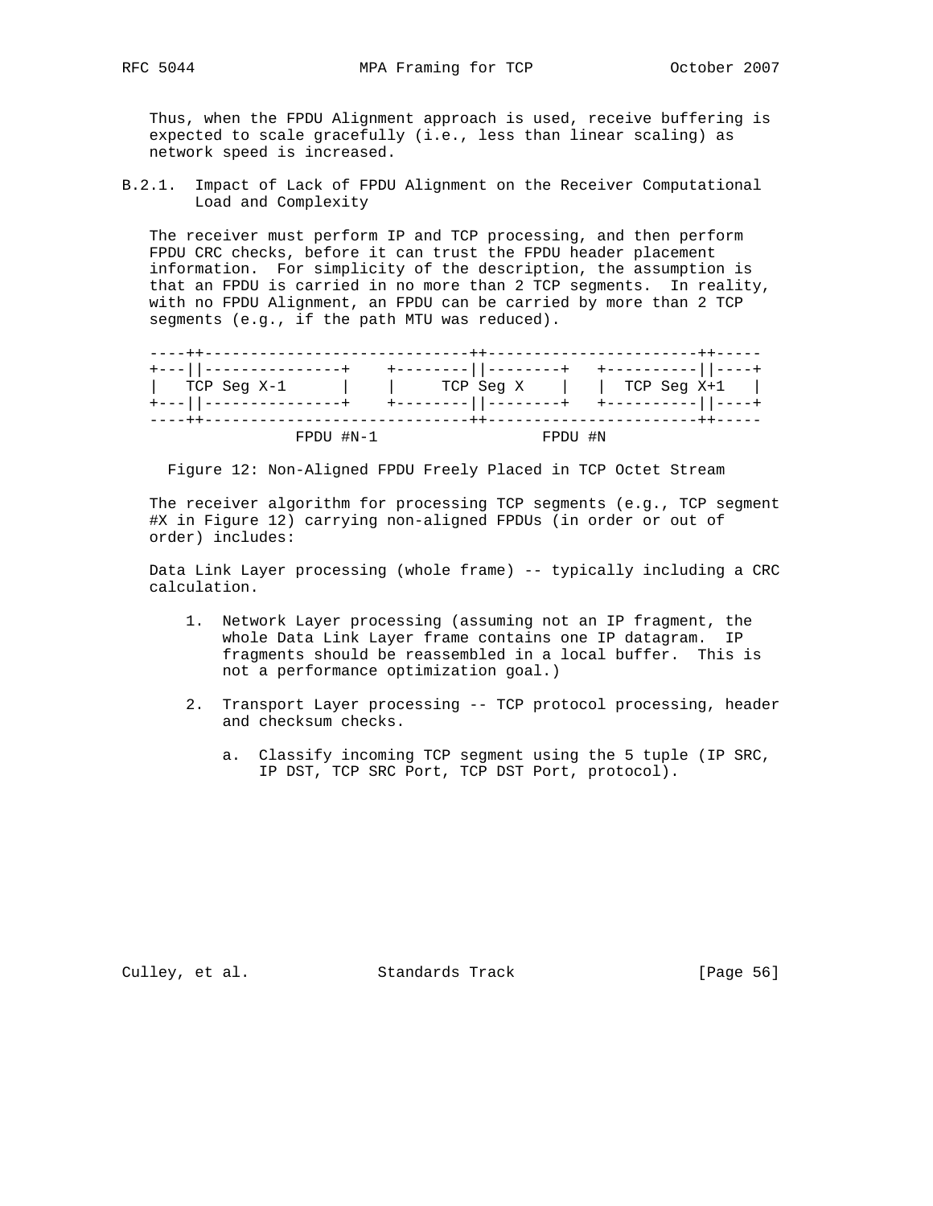Thus, when the FPDU Alignment approach is used, receive buffering is expected to scale gracefully (i.e., less than linear scaling) as network speed is increased.

### B.2.1. Impact of Lack of FPDU Alignment on the Receiver Computational Load and Complexity

The receiver must perform IP and TCP processing, and then perform FPDU CRC checks, before it can trust the FPDU header placement information. For simplicity of the description, the assumption is that an FPDU is carried in no more than 2 TCP segments. In reality, with no FPDU Alignment, an FPDU can be carried by more than 2 TCP segments (e.g., if the path MTU was reduced).

```
----++-----------------------------++-----------------------++-----
+---||---------------+    +--------||--------+   +----------||----+
|   TCP Seg X-1      |    |     TCP Seg X    |   |  TCP Seg X+1   |
+---||---------------+    +--------||--------+   +----------||----+
----++-----------------------------++-----------------------++-----
               FPDU #N-1                  FPDU #N
```

Figure 12: Non-Aligned FPDU Freely Placed in TCP Octet Stream

The receiver algorithm for processing TCP segments (e.g., TCP segment #X in Figure 12) carrying non-aligned FPDUs (in order or out of order) includes:

Data Link Layer processing (whole frame) -- typically including a CRC calculation.

1. Network Layer processing (assuming not an IP fragment, the whole Data Link Layer frame contains one IP datagram. IP fragments should be reassembled in a local buffer. This is not a performance optimization goal.)

2. Transport Layer processing -- TCP protocol processing, header and checksum checks.

   a. Classify incoming TCP segment using the 5 tuple (IP SRC, IP DST, TCP SRC Port, TCP DST Port, protocol).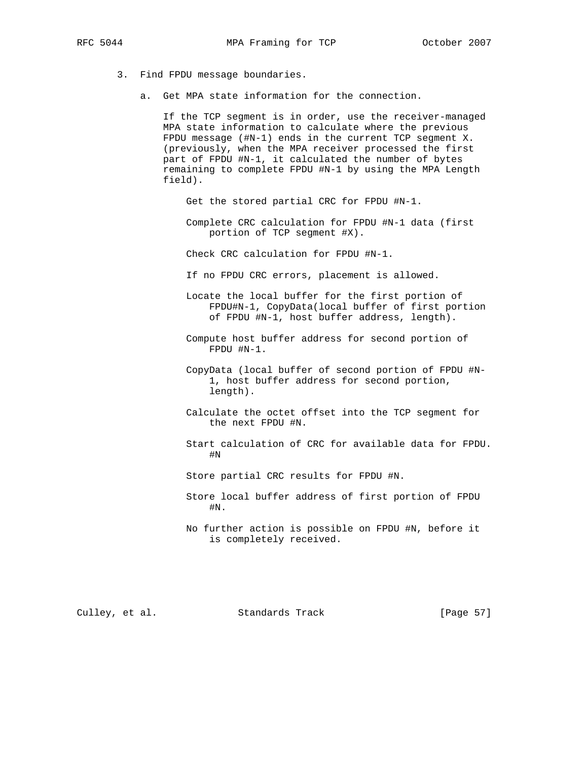3. Find FPDU message boundaries.

   a. Get MPA state information for the connection.

      If the TCP segment is in order, use the receiver-managed MPA state information to calculate where the previous FPDU message (#N-1) ends in the current TCP segment X. (previously, when the MPA receiver processed the first part of FPDU #N-1, it calculated the number of bytes remaining to complete FPDU #N-1 by using the MPA Length field).

         Get the stored partial CRC for FPDU #N-1.

         Complete CRC calculation for FPDU #N-1 data (first portion of TCP segment #X).

         Check CRC calculation for FPDU #N-1.

         If no FPDU CRC errors, placement is allowed.

         Locate the local buffer for the first portion of FPDU#N-1, CopyData(local buffer of first portion of FPDU #N-1, host buffer address, length).

         Compute host buffer address for second portion of FPDU #N-1.

         CopyData (local buffer of second portion of FPDU #N-1, host buffer address for second portion, length).

         Calculate the octet offset into the TCP segment for the next FPDU #N.

         Start calculation of CRC for available data for FPDU. #N

         Store partial CRC results for FPDU #N.

         Store local buffer address of first portion of FPDU #N.

         No further action is possible on FPDU #N, before it is completely received.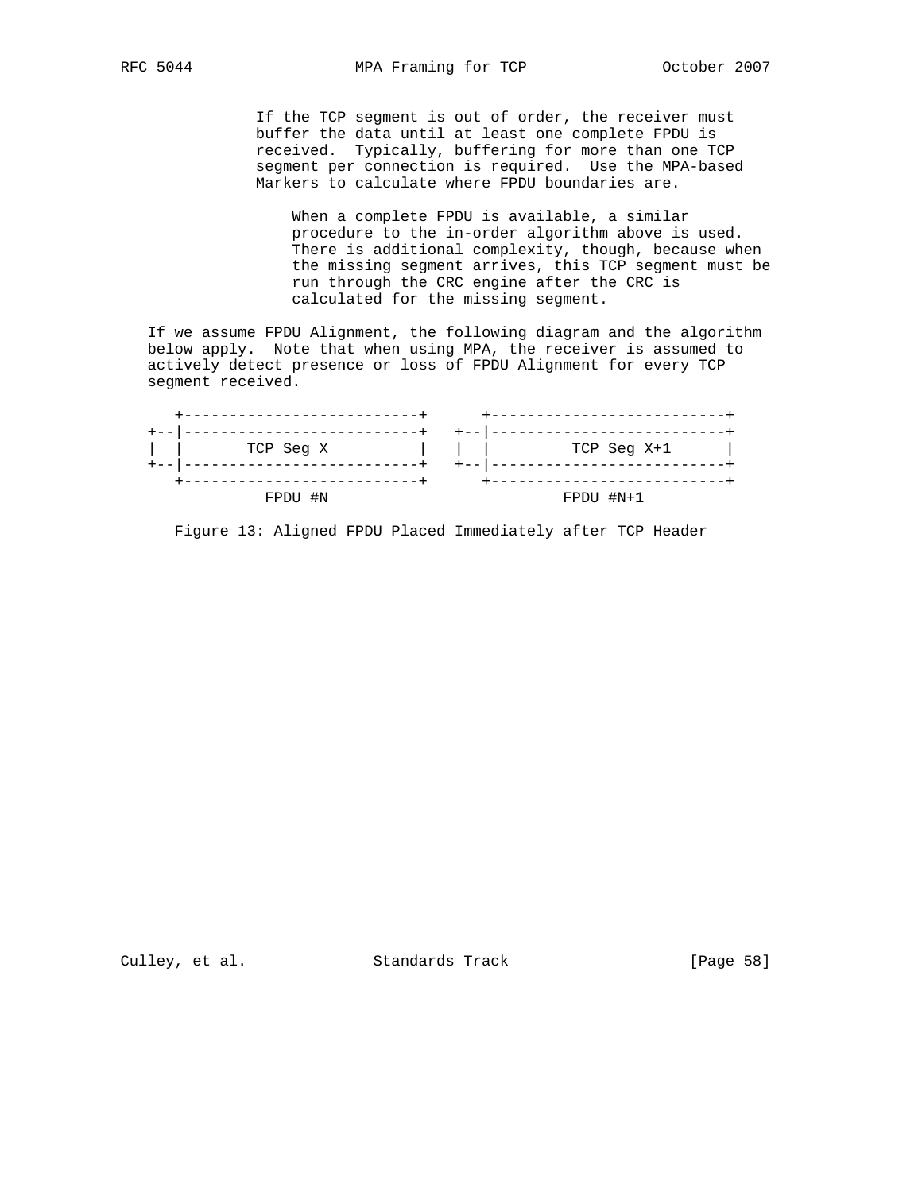If the TCP segment is out of order, the receiver must buffer the data until at least one complete FPDU is received. Typically, buffering for more than one TCP segment per connection is required. Use the MPA-based Markers to calculate where FPDU boundaries are.

> When a complete FPDU is available, a similar procedure to the in-order algorithm above is used. There is additional complexity, though, because when the missing segment arrives, this TCP segment must be run through the CRC engine after the CRC is calculated for the missing segment.

If we assume FPDU Alignment, the following diagram and the algorithm below apply. Note that when using MPA, the receiver is assumed to actively detect presence or loss of FPDU Alignment for every TCP segment received.

```
   +--------------------------+      +--------------------------+
+--|--------------------------+   +--|--------------------------+
|  |       TCP Seg X          |   |  |         TCP Seg X+1      |
+--|--------------------------+   +--|--------------------------+
   +--------------------------+      +--------------------------+
             FPDU #N                           FPDU #N+1
```

Figure 13: Aligned FPDU Placed Immediately after TCP Header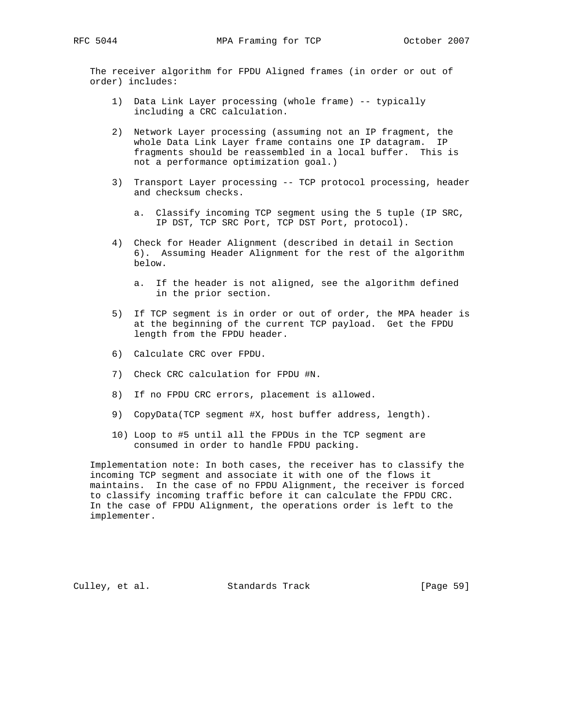The receiver algorithm for FPDU Aligned frames (in order or out of order) includes:

1) Data Link Layer processing (whole frame) -- typically including a CRC calculation.

2) Network Layer processing (assuming not an IP fragment, the whole Data Link Layer frame contains one IP datagram. IP fragments should be reassembled in a local buffer. This is not a performance optimization goal.)

3) Transport Layer processing -- TCP protocol processing, header and checksum checks.

   a. Classify incoming TCP segment using the 5 tuple (IP SRC, IP DST, TCP SRC Port, TCP DST Port, protocol).

4) Check for Header Alignment (described in detail in Section 6). Assuming Header Alignment for the rest of the algorithm below.

   a. If the header is not aligned, see the algorithm defined in the prior section.

5) If TCP segment is in order or out of order, the MPA header is at the beginning of the current TCP payload. Get the FPDU length from the FPDU header.

6) Calculate CRC over FPDU.

7) Check CRC calculation for FPDU #N.

8) If no FPDU CRC errors, placement is allowed.

9) CopyData(TCP segment #X, host buffer address, length).

10) Loop to #5 until all the FPDUs in the TCP segment are consumed in order to handle FPDU packing.

Implementation note: In both cases, the receiver has to classify the incoming TCP segment and associate it with one of the flows it maintains. In the case of no FPDU Alignment, the receiver is forced to classify incoming traffic before it can calculate the FPDU CRC. In the case of FPDU Alignment, the operations order is left to the implementer.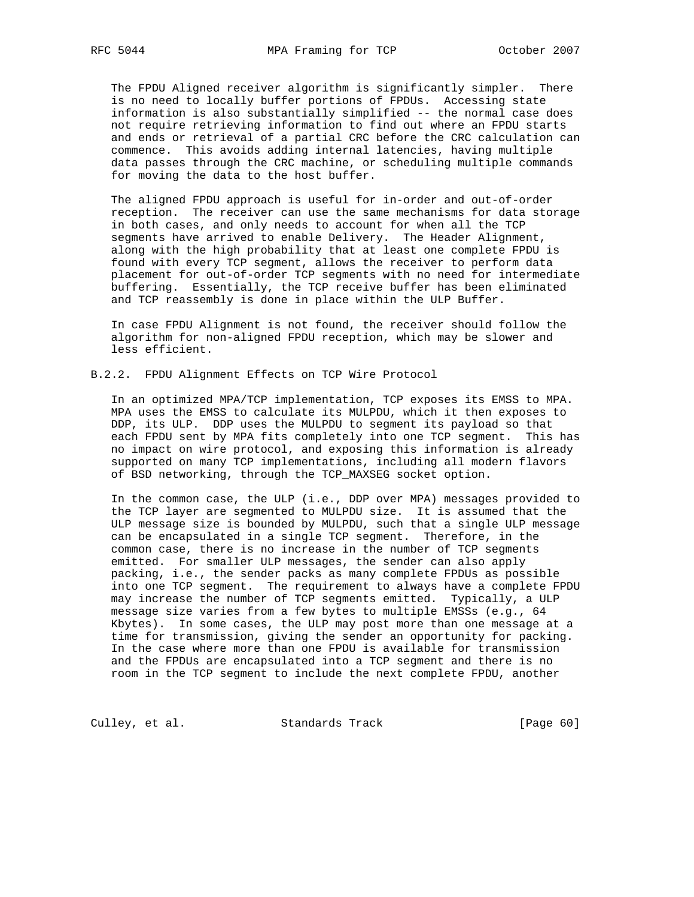The FPDU Aligned receiver algorithm is significantly simpler. There is no need to locally buffer portions of FPDUs. Accessing state information is also substantially simplified -- the normal case does not require retrieving information to find out where an FPDU starts and ends or retrieval of a partial CRC before the CRC calculation can commence. This avoids adding internal latencies, having multiple data passes through the CRC machine, or scheduling multiple commands for moving the data to the host buffer.

The aligned FPDU approach is useful for in-order and out-of-order reception. The receiver can use the same mechanisms for data storage in both cases, and only needs to account for when all the TCP segments have arrived to enable Delivery. The Header Alignment, along with the high probability that at least one complete FPDU is found with every TCP segment, allows the receiver to perform data placement for out-of-order TCP segments with no need for intermediate buffering. Essentially, the TCP receive buffer has been eliminated and TCP reassembly is done in place within the ULP Buffer.

In case FPDU Alignment is not found, the receiver should follow the algorithm for non-aligned FPDU reception, which may be slower and less efficient.

### B.2.2. FPDU Alignment Effects on TCP Wire Protocol

In an optimized MPA/TCP implementation, TCP exposes its EMSS to MPA. MPA uses the EMSS to calculate its MULPDU, which it then exposes to DDP, its ULP. DDP uses the MULPDU to segment its payload so that each FPDU sent by MPA fits completely into one TCP segment. This has no impact on wire protocol, and exposing this information is already supported on many TCP implementations, including all modern flavors of BSD networking, through the TCP_MAXSEG socket option.

In the common case, the ULP (i.e., DDP over MPA) messages provided to the TCP layer are segmented to MULPDU size. It is assumed that the ULP message size is bounded by MULPDU, such that a single ULP message can be encapsulated in a single TCP segment. Therefore, in the common case, there is no increase in the number of TCP segments emitted. For smaller ULP messages, the sender can also apply packing, i.e., the sender packs as many complete FPDUs as possible into one TCP segment. The requirement to always have a complete FPDU may increase the number of TCP segments emitted. Typically, a ULP message size varies from a few bytes to multiple EMSSs (e.g., 64 Kbytes). In some cases, the ULP may post more than one message at a time for transmission, giving the sender an opportunity for packing. In the case where more than one FPDU is available for transmission and the FPDUs are encapsulated into a TCP segment and there is no room in the TCP segment to include the next complete FPDU, another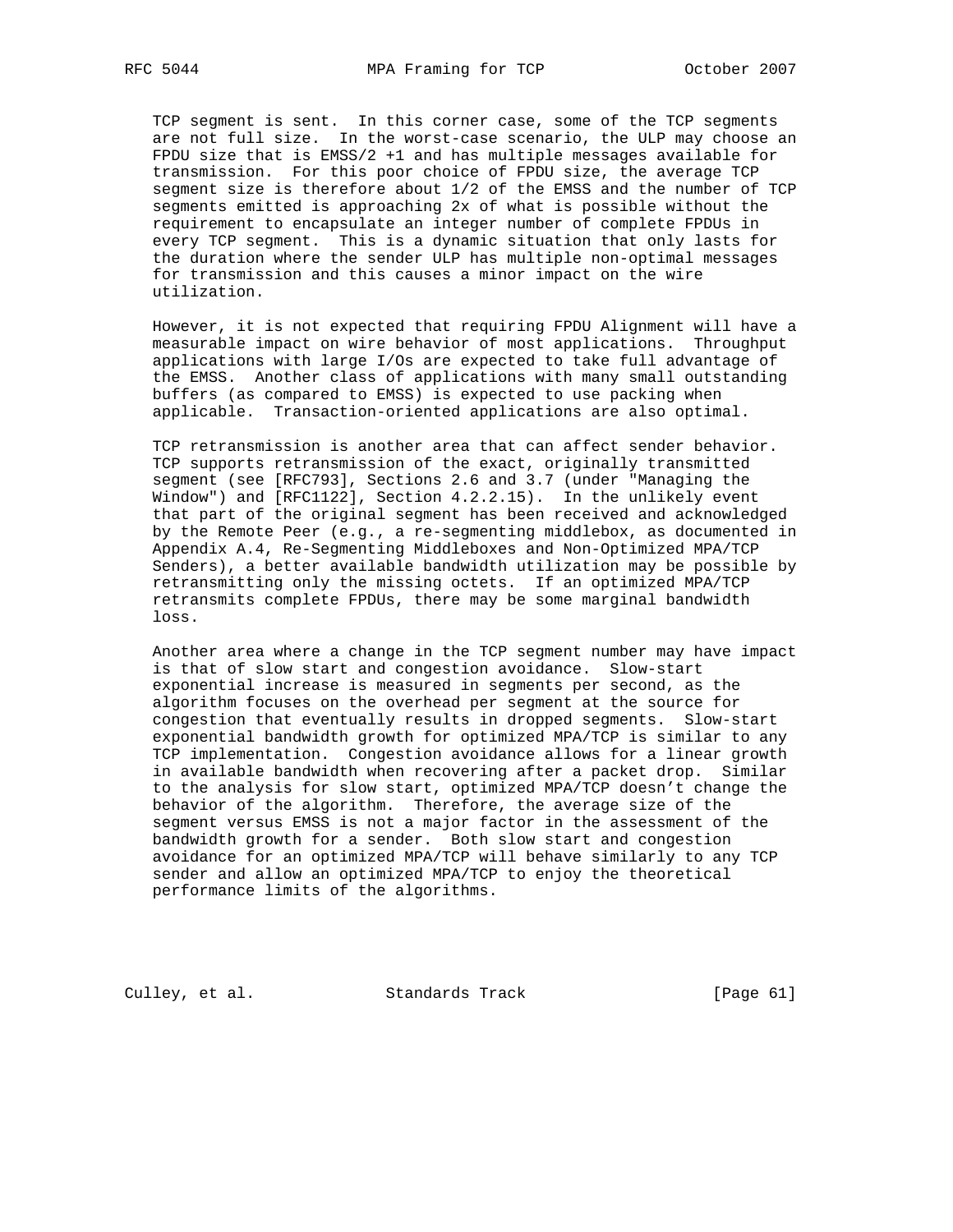TCP segment is sent. In this corner case, some of the TCP segments are not full size. In the worst-case scenario, the ULP may choose an FPDU size that is EMSS/2 +1 and has multiple messages available for transmission. For this poor choice of FPDU size, the average TCP segment size is therefore about 1/2 of the EMSS and the number of TCP segments emitted is approaching 2x of what is possible without the requirement to encapsulate an integer number of complete FPDUs in every TCP segment. This is a dynamic situation that only lasts for the duration where the sender ULP has multiple non-optimal messages for transmission and this causes a minor impact on the wire utilization.

However, it is not expected that requiring FPDU Alignment will have a measurable impact on wire behavior of most applications. Throughput applications with large I/Os are expected to take full advantage of the EMSS. Another class of applications with many small outstanding buffers (as compared to EMSS) is expected to use packing when applicable. Transaction-oriented applications are also optimal.

TCP retransmission is another area that can affect sender behavior. TCP supports retransmission of the exact, originally transmitted segment (see [RFC793], Sections 2.6 and 3.7 (under "Managing the Window") and [RFC1122], Section 4.2.2.15). In the unlikely event that part of the original segment has been received and acknowledged by the Remote Peer (e.g., a re-segmenting middlebox, as documented in Appendix A.4, Re-Segmenting Middleboxes and Non-Optimized MPA/TCP Senders), a better available bandwidth utilization may be possible by retransmitting only the missing octets. If an optimized MPA/TCP retransmits complete FPDUs, there may be some marginal bandwidth loss.

Another area where a change in the TCP segment number may have impact is that of slow start and congestion avoidance. Slow-start exponential increase is measured in segments per second, as the algorithm focuses on the overhead per segment at the source for congestion that eventually results in dropped segments. Slow-start exponential bandwidth growth for optimized MPA/TCP is similar to any TCP implementation. Congestion avoidance allows for a linear growth in available bandwidth when recovering after a packet drop. Similar to the analysis for slow start, optimized MPA/TCP doesn't change the behavior of the algorithm. Therefore, the average size of the segment versus EMSS is not a major factor in the assessment of the bandwidth growth for a sender. Both slow start and congestion avoidance for an optimized MPA/TCP will behave similarly to any TCP sender and allow an optimized MPA/TCP to enjoy the theoretical performance limits of the algorithms.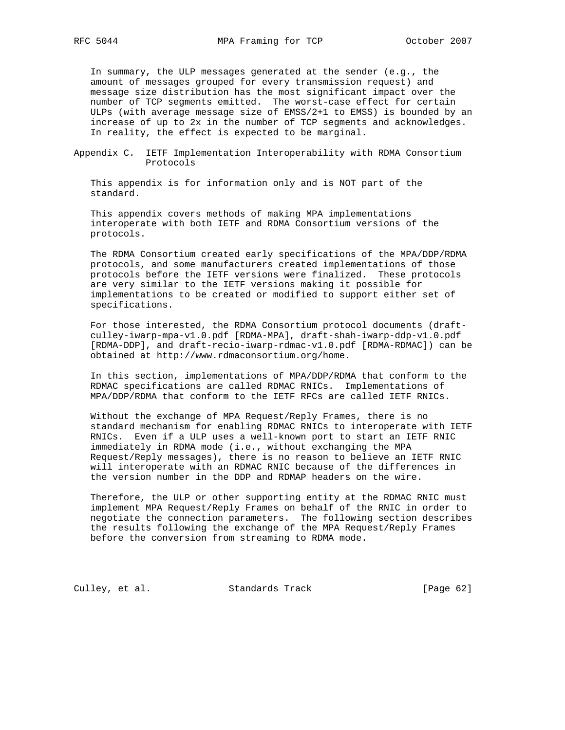In summary, the ULP messages generated at the sender (e.g., the amount of messages grouped for every transmission request) and message size distribution has the most significant impact over the number of TCP segments emitted. The worst-case effect for certain ULPs (with average message size of EMSS/2+1 to EMSS) is bounded by an increase of up to 2x in the number of TCP segments and acknowledges. In reality, the effect is expected to be marginal.

## Appendix C. IETF Implementation Interoperability with RDMA Consortium Protocols

This appendix is for information only and is NOT part of the standard.

This appendix covers methods of making MPA implementations interoperate with both IETF and RDMA Consortium versions of the protocols.

The RDMA Consortium created early specifications of the MPA/DDP/RDMA protocols, and some manufacturers created implementations of those protocols before the IETF versions were finalized. These protocols are very similar to the IETF versions making it possible for implementations to be created or modified to support either set of specifications.

For those interested, the RDMA Consortium protocol documents (draft-culley-iwarp-mpa-v1.0.pdf [RDMA-MPA], draft-shah-iwarp-ddp-v1.0.pdf [RDMA-DDP], and draft-recio-iwarp-rdmac-v1.0.pdf [RDMA-RDMAC]) can be obtained at http://www.rdmaconsortium.org/home.

In this section, implementations of MPA/DDP/RDMA that conform to the RDMAC specifications are called RDMAC RNICs. Implementations of MPA/DDP/RDMA that conform to the IETF RFCs are called IETF RNICs.

Without the exchange of MPA Request/Reply Frames, there is no standard mechanism for enabling RDMAC RNICs to interoperate with IETF RNICs. Even if a ULP uses a well-known port to start an IETF RNIC immediately in RDMA mode (i.e., without exchanging the MPA Request/Reply messages), there is no reason to believe an IETF RNIC will interoperate with an RDMAC RNIC because of the differences in the version number in the DDP and RDMAP headers on the wire.

Therefore, the ULP or other supporting entity at the RDMAC RNIC must implement MPA Request/Reply Frames on behalf of the RNIC in order to negotiate the connection parameters. The following section describes the results following the exchange of the MPA Request/Reply Frames before the conversion from streaming to RDMA mode.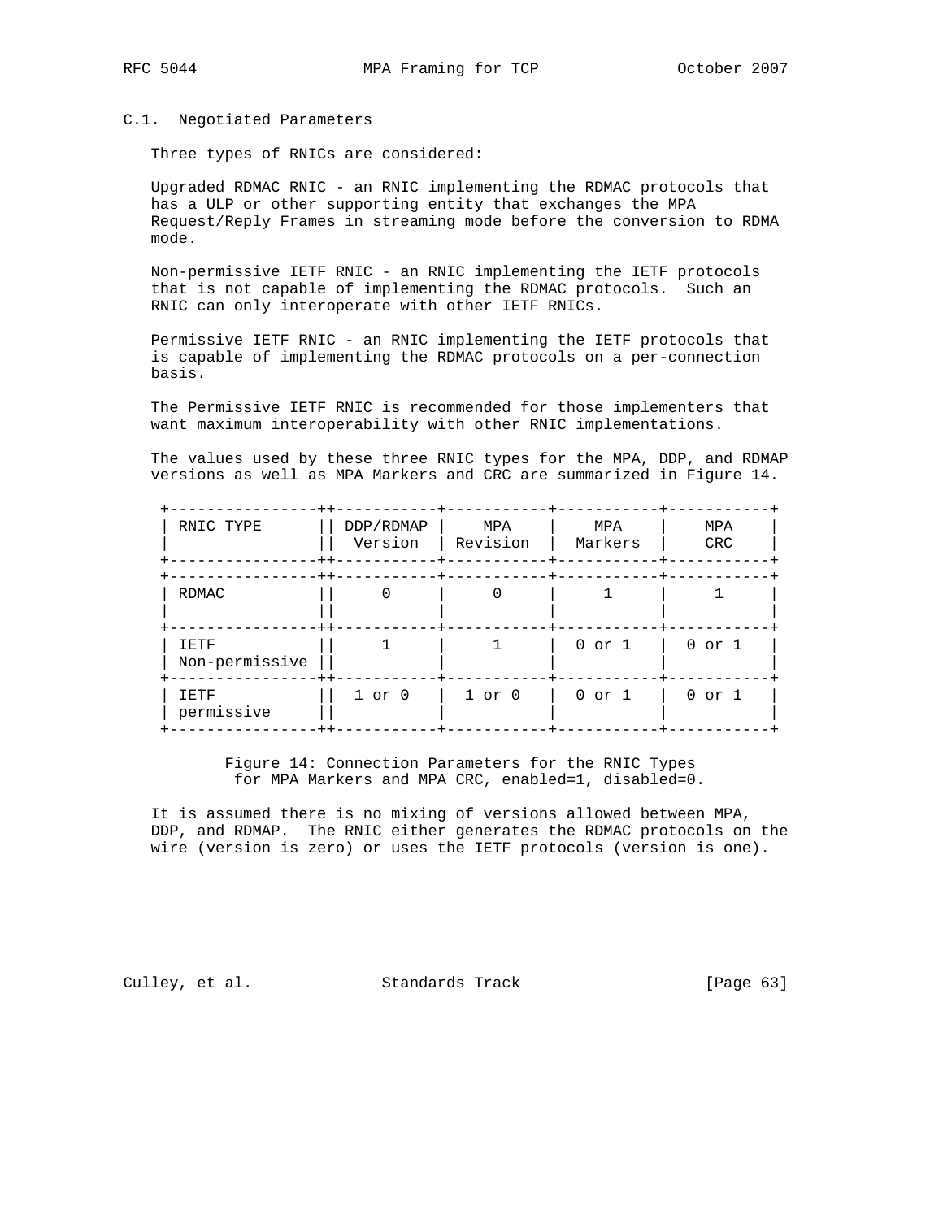### C.1. Negotiated Parameters

Three types of RNICs are considered:

Upgraded RDMAC RNIC - an RNIC implementing the RDMAC protocols that has a ULP or other supporting entity that exchanges the MPA Request/Reply Frames in streaming mode before the conversion to RDMA mode.

Non-permissive IETF RNIC - an RNIC implementing the IETF protocols that is not capable of implementing the RDMAC protocols. Such an RNIC can only interoperate with other IETF RNICs.

Permissive IETF RNIC - an RNIC implementing the IETF protocols that is capable of implementing the RDMAC protocols on a per-connection basis.

The Permissive IETF RNIC is recommended for those implementers that want maximum interoperability with other RNIC implementations.

The values used by these three RNIC types for the MPA, DDP, and RDMAP versions as well as MPA Markers and CRC are summarized in Figure 14.

| RNIC TYPE | DDP/RDMAP Version | MPA Revision | MPA Markers | MPA CRC |
|---|---|---|---|---|
| RDMAC | 0 | 0 | 1 | 1 |
| IETF Non-permissive | 1 | 1 | 0 or 1 | 0 or 1 |
| IETF permissive | 1 or 0 | 1 or 0 | 0 or 1 | 0 or 1 |

Figure 14: Connection Parameters for the RNIC Types for MPA Markers and MPA CRC, enabled=1, disabled=0.

It is assumed there is no mixing of versions allowed between MPA, DDP, and RDMAP. The RNIC either generates the RDMAC protocols on the wire (version is zero) or uses the IETF protocols (version is one).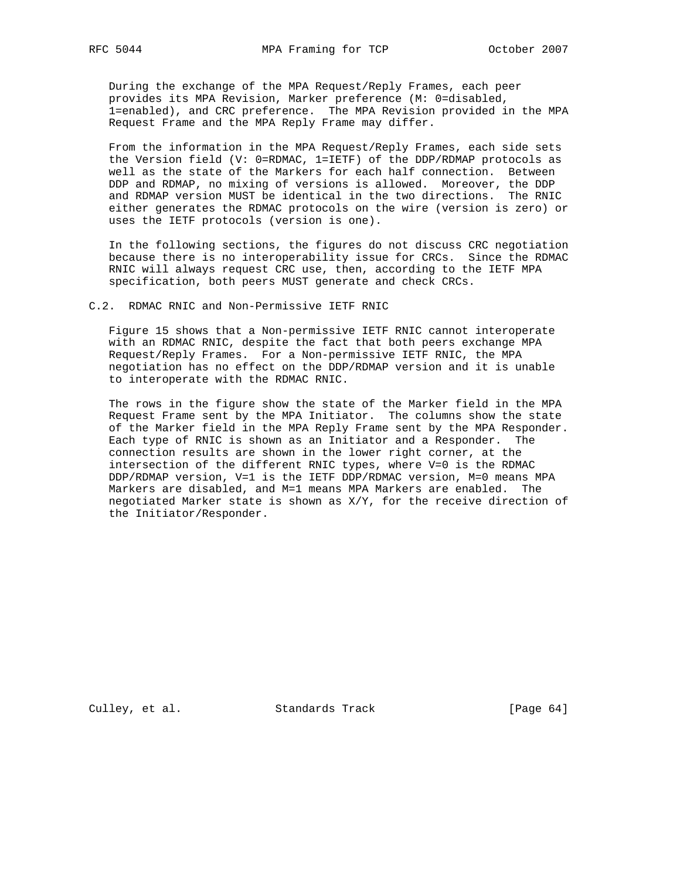During the exchange of the MPA Request/Reply Frames, each peer provides its MPA Revision, Marker preference (M: 0=disabled, 1=enabled), and CRC preference. The MPA Revision provided in the MPA Request Frame and the MPA Reply Frame may differ.

From the information in the MPA Request/Reply Frames, each side sets the Version field (V: 0=RDMAC, 1=IETF) of the DDP/RDMAP protocols as well as the state of the Markers for each half connection. Between DDP and RDMAP, no mixing of versions is allowed. Moreover, the DDP and RDMAP version MUST be identical in the two directions. The RNIC either generates the RDMAC protocols on the wire (version is zero) or uses the IETF protocols (version is one).

In the following sections, the figures do not discuss CRC negotiation because there is no interoperability issue for CRCs. Since the RDMAC RNIC will always request CRC use, then, according to the IETF MPA specification, both peers MUST generate and check CRCs.

## C.2. RDMAC RNIC and Non-Permissive IETF RNIC

Figure 15 shows that a Non-permissive IETF RNIC cannot interoperate with an RDMAC RNIC, despite the fact that both peers exchange MPA Request/Reply Frames. For a Non-permissive IETF RNIC, the MPA negotiation has no effect on the DDP/RDMAP version and it is unable to interoperate with the RDMAC RNIC.

The rows in the figure show the state of the Marker field in the MPA Request Frame sent by the MPA Initiator. The columns show the state of the Marker field in the MPA Reply Frame sent by the MPA Responder. Each type of RNIC is shown as an Initiator and a Responder. The connection results are shown in the lower right corner, at the intersection of the different RNIC types, where V=0 is the RDMAC DDP/RDMAP version, V=1 is the IETF DDP/RDMAC version, M=0 means MPA Markers are disabled, and M=1 means MPA Markers are enabled. The negotiated Marker state is shown as X/Y, for the receive direction of the Initiator/Responder.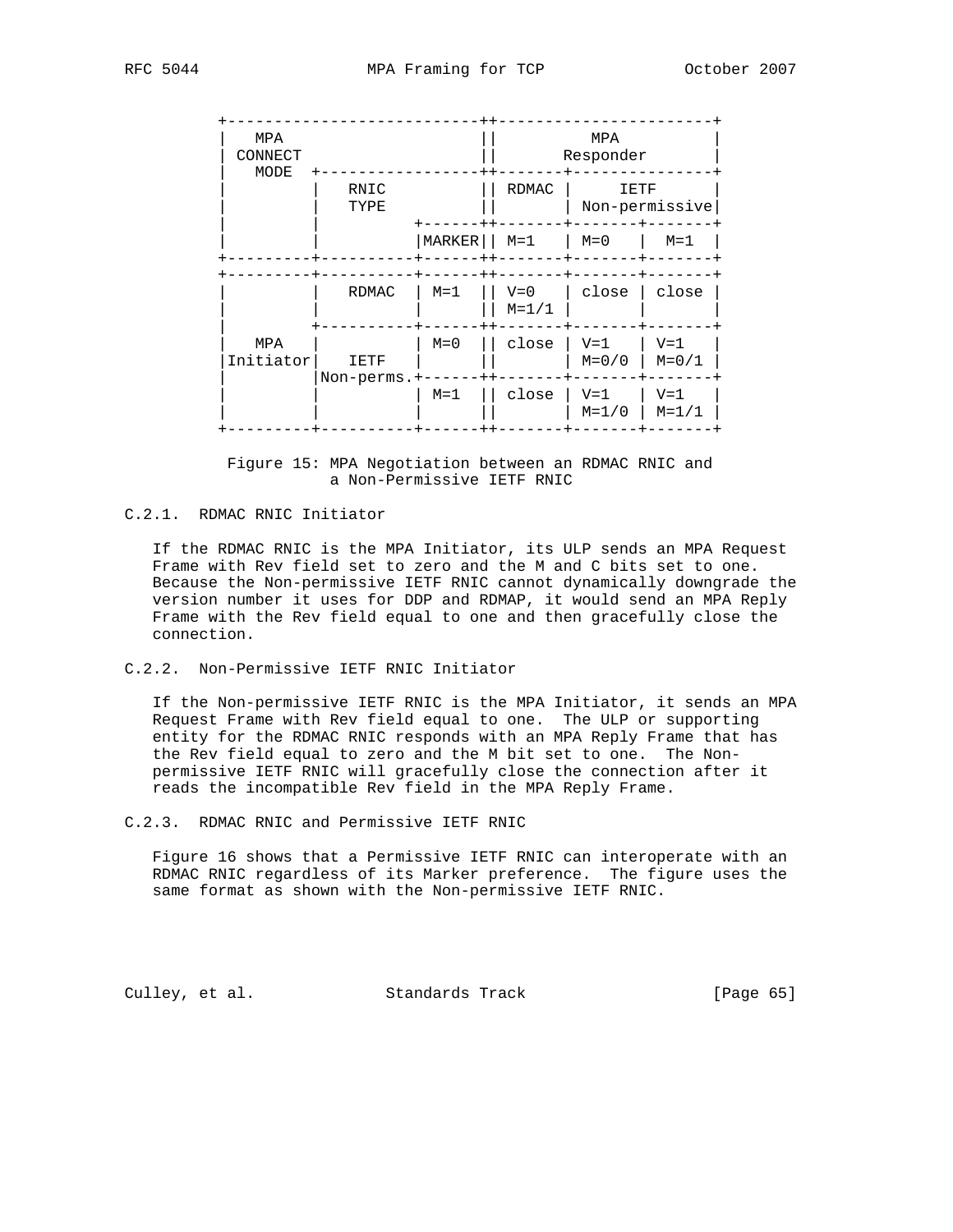```
   +----------------------------++-----------------------+
   |   MPA                      ||          MPA          |
   | CONNECT                    ||       Responder       |
   |   MODE  +-----------------++-------+---------------+
   |         |   RNIC           || RDMAC |      IETF     |
   |         |   TYPE           ||       | Non-permissive|
   |         |          +------++-------+-------+-------+
   |         |          |MARKER|| M=1   | M=0   |  M=1  |
   +---------+----------+------++-------+-------+-------+
   +---------+----------+------++-------+-------+-------+
   |         |   RDMAC  | M=1  || V=0   | close | close |
   |         |          |      || M=1/1 |       |       |
   |         +----------+------++-------+-------+-------+
   |   MPA   |          | M=0  || close | V=1   | V=1   |
   |Initiator|   IETF   |      ||       | M=0/0 | M=0/1 |
   |         |Non-perms.+------++-------+-------+-------+
   |         |          | M=1  || close | V=1   | V=1   |
   |         |          |      ||       | M=1/0 | M=1/1 |
   +---------+----------+------++-------+-------+-------+
```

Figure 15: MPA Negotiation between an RDMAC RNIC and a Non-Permissive IETF RNIC

### C.2.1. RDMAC RNIC Initiator

If the RDMAC RNIC is the MPA Initiator, its ULP sends an MPA Request Frame with Rev field set to zero and the M and C bits set to one. Because the Non-permissive IETF RNIC cannot dynamically downgrade the version number it uses for DDP and RDMAP, it would send an MPA Reply Frame with the Rev field equal to one and then gracefully close the connection.

### C.2.2. Non-Permissive IETF RNIC Initiator

If the Non-permissive IETF RNIC is the MPA Initiator, it sends an MPA Request Frame with Rev field equal to one. The ULP or supporting entity for the RDMAC RNIC responds with an MPA Reply Frame that has the Rev field equal to zero and the M bit set to one. The Non-permissive IETF RNIC will gracefully close the connection after it reads the incompatible Rev field in the MPA Reply Frame.

### C.2.3. RDMAC RNIC and Permissive IETF RNIC

Figure 16 shows that a Permissive IETF RNIC can interoperate with an RDMAC RNIC regardless of its Marker preference. The figure uses the same format as shown with the Non-permissive IETF RNIC.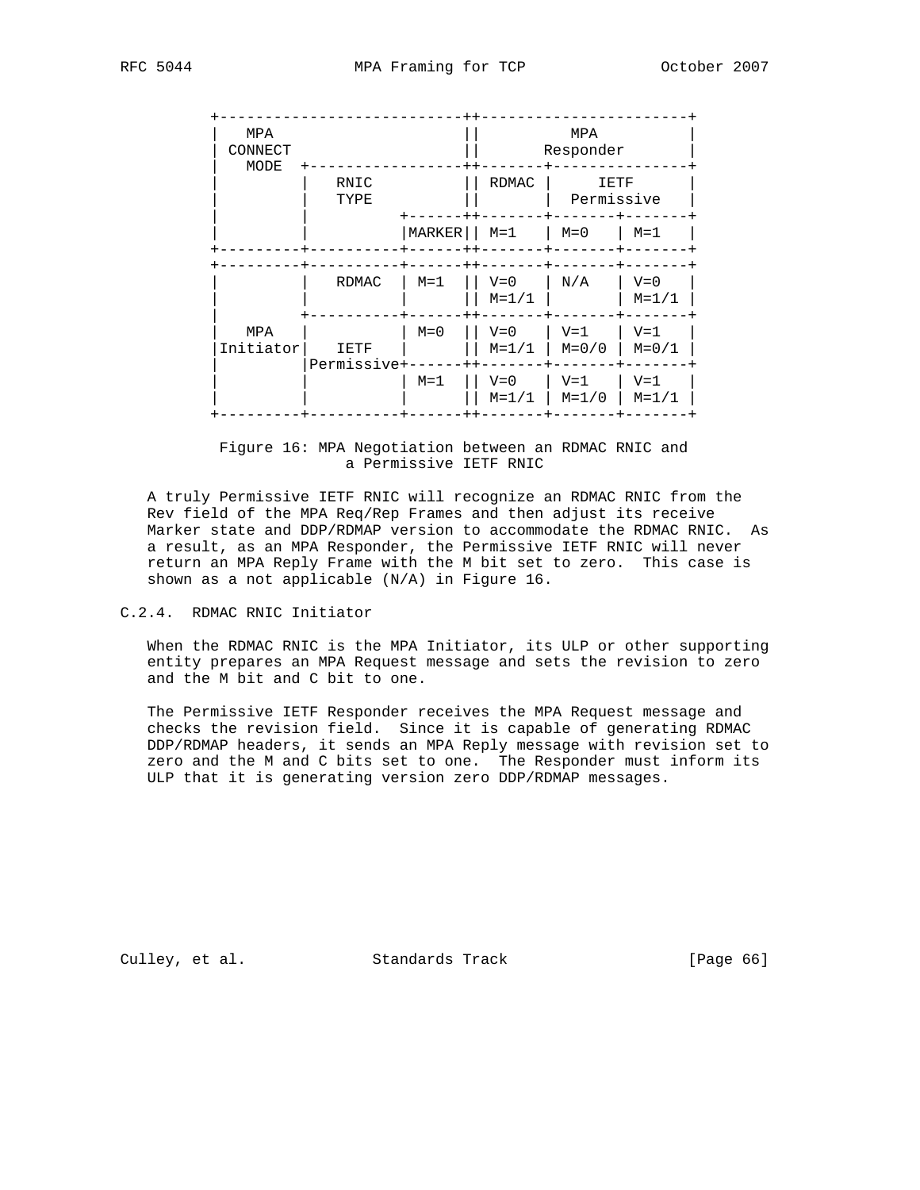```
   +----------------------------++-----------------------+
   |   MPA                      ||          MPA          |
   | CONNECT                    ||       Responder       |
   |   MODE  +-----------------++-------+---------------+
   |         |   RNIC          || RDMAC |      IETF     |
   |         |   TYPE          ||       |   Permissive  |
   |         |          +------++-------+-------+-------+
   |         |          |MARKER|| M=1   | M=0   | M=1   |
   +---------+----------+------++-------+-------+-------+
   +---------+----------+------++-------+-------+-------+
   |         |   RDMAC  | M=1  || V=0   | N/A   | V=0   |
   |         |          |      || M=1/1 |       | M=1/1 |
   |         +----------+------++-------+-------+-------+
   |   MPA   |          | M=0  || V=0   | V=1   | V=1   |
   |Initiator|   IETF   |      || M=1/1 | M=0/0 | M=0/1 |
   |         |Permissive+------++-------+-------+-------+
   |         |          | M=1  || V=0   | V=1   | V=1   |
   |         |          |      || M=1/1 | M=1/0 | M=1/1 |
   +---------+----------+------++-------+-------+-------+
```

Figure 16: MPA Negotiation between an RDMAC RNIC and a Permissive IETF RNIC

A truly Permissive IETF RNIC will recognize an RDMAC RNIC from the Rev field of the MPA Req/Rep Frames and then adjust its receive Marker state and DDP/RDMAP version to accommodate the RDMAC RNIC. As a result, as an MPA Responder, the Permissive IETF RNIC will never return an MPA Reply Frame with the M bit set to zero. This case is shown as a not applicable (N/A) in Figure 16.

### C.2.4. RDMAC RNIC Initiator

When the RDMAC RNIC is the MPA Initiator, its ULP or other supporting entity prepares an MPA Request message and sets the revision to zero and the M bit and C bit to one.

The Permissive IETF Responder receives the MPA Request message and checks the revision field. Since it is capable of generating RDMAC DDP/RDMAP headers, it sends an MPA Reply message with revision set to zero and the M and C bits set to one. The Responder must inform its ULP that it is generating version zero DDP/RDMAP messages.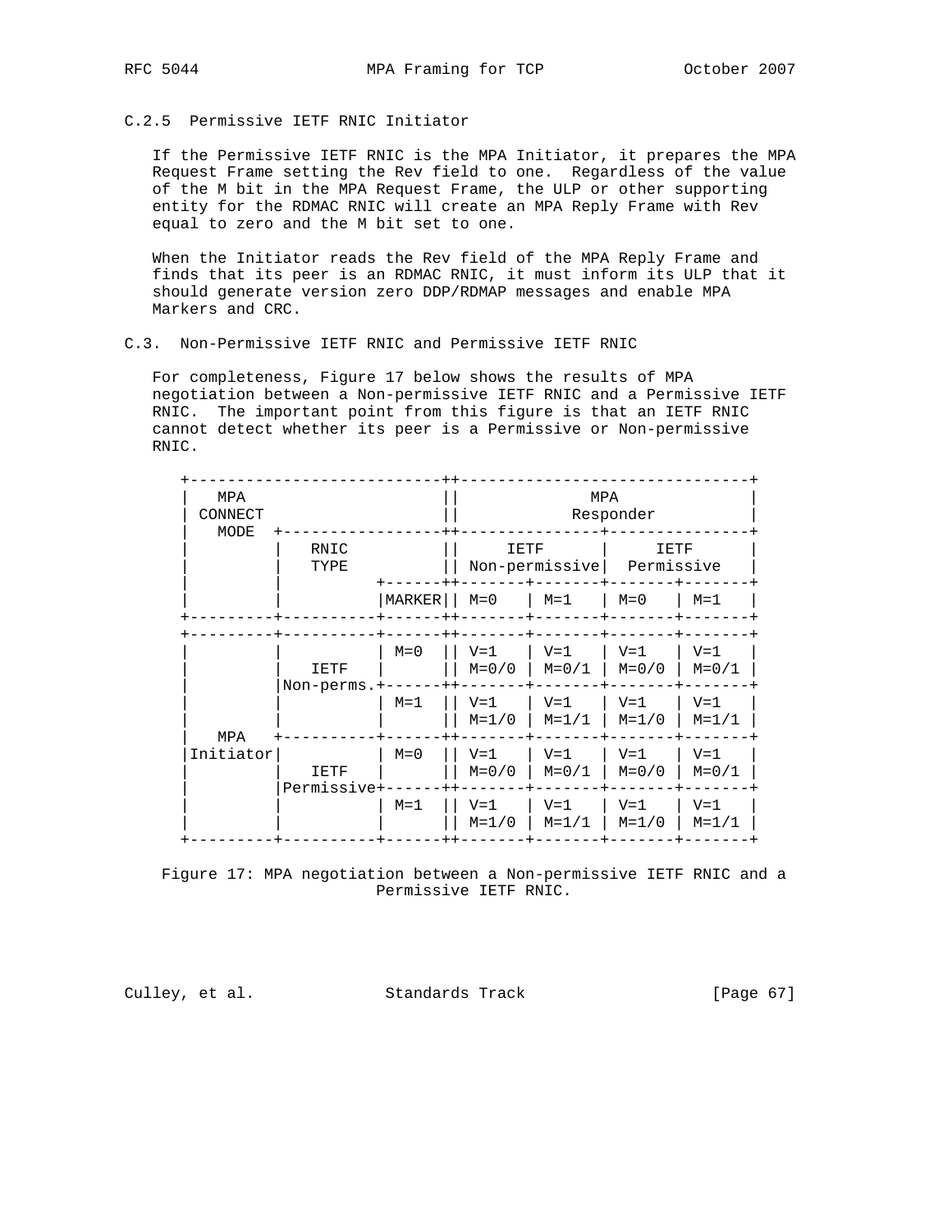### C.2.5 Permissive IETF RNIC Initiator

If the Permissive IETF RNIC is the MPA Initiator, it prepares the MPA Request Frame setting the Rev field to one. Regardless of the value of the M bit in the MPA Request Frame, the ULP or other supporting entity for the RDMAC RNIC will create an MPA Reply Frame with Rev equal to zero and the M bit set to one.

When the Initiator reads the Rev field of the MPA Reply Frame and finds that its peer is an RDMAC RNIC, it must inform its ULP that it should generate version zero DDP/RDMAP messages and enable MPA Markers and CRC.

## C.3. Non-Permissive IETF RNIC and Permissive IETF RNIC

For completeness, Figure 17 below shows the results of MPA negotiation between a Non-permissive IETF RNIC and a Permissive IETF RNIC. The important point from this figure is that an IETF RNIC cannot detect whether its peer is a Permissive or Non-permissive RNIC.

| MPA CONNECT MODE | RNIC TYPE | MARKER | MPA Responder: IETF Non-permissive M=0 | MPA Responder: IETF Non-permissive M=1 | MPA Responder: IETF Permissive M=0 | MPA Responder: IETF Permissive M=1 |
|---|---|---|---|---|---|---|
| MPA Initiator | IETF Non-perms. | M=0 | V=1 M=0/0 | V=1 M=0/1 | V=1 M=0/0 | V=1 M=0/1 |
| | | M=1 | V=1 M=1/0 | V=1 M=1/1 | V=1 M=1/0 | V=1 M=1/1 |
| | IETF Permissive | M=0 | V=1 M=0/0 | V=1 M=0/1 | V=1 M=0/0 | V=1 M=0/1 |
| | | M=1 | V=1 M=1/0 | V=1 M=1/1 | V=1 M=1/0 | V=1 M=1/1 |

Figure 17: MPA negotiation between a Non-permissive IETF RNIC and a Permissive IETF RNIC.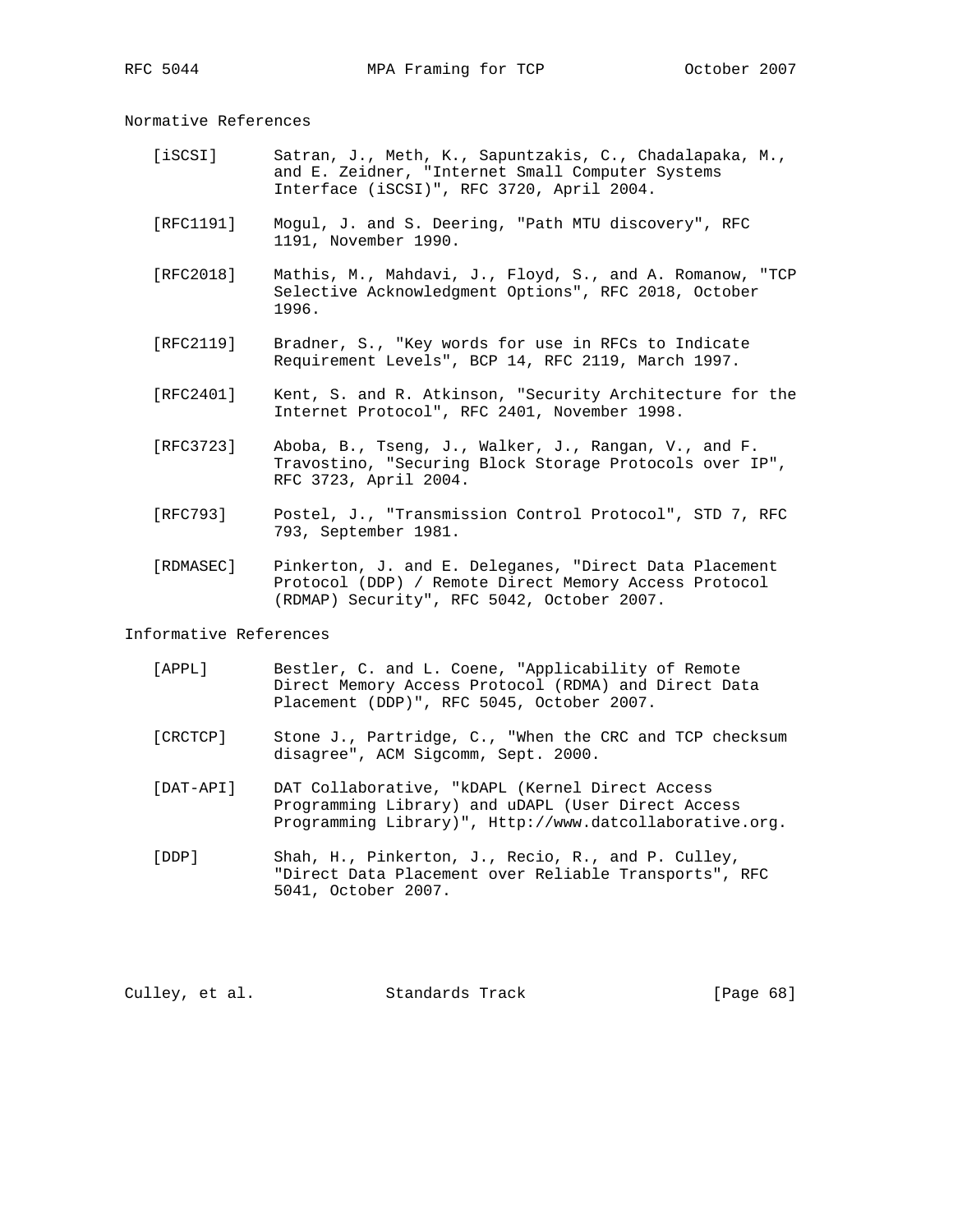## Normative References

[iSCSI] Satran, J., Meth, K., Sapuntzakis, C., Chadalapaka, M., and E. Zeidner, "Internet Small Computer Systems Interface (iSCSI)", RFC 3720, April 2004.

[RFC1191] Mogul, J. and S. Deering, "Path MTU discovery", RFC 1191, November 1990.

[RFC2018] Mathis, M., Mahdavi, J., Floyd, S., and A. Romanow, "TCP Selective Acknowledgment Options", RFC 2018, October 1996.

[RFC2119] Bradner, S., "Key words for use in RFCs to Indicate Requirement Levels", BCP 14, RFC 2119, March 1997.

[RFC2401] Kent, S. and R. Atkinson, "Security Architecture for the Internet Protocol", RFC 2401, November 1998.

[RFC3723] Aboba, B., Tseng, J., Walker, J., Rangan, V., and F. Travostino, "Securing Block Storage Protocols over IP", RFC 3723, April 2004.

[RFC793] Postel, J., "Transmission Control Protocol", STD 7, RFC 793, September 1981.

[RDMASEC] Pinkerton, J. and E. Deleganes, "Direct Data Placement Protocol (DDP) / Remote Direct Memory Access Protocol (RDMAP) Security", RFC 5042, October 2007.

## Informative References

[APPL] Bestler, C. and L. Coene, "Applicability of Remote Direct Memory Access Protocol (RDMA) and Direct Data Placement (DDP)", RFC 5045, October 2007.

[CRCTCP] Stone J., Partridge, C., "When the CRC and TCP checksum disagree", ACM Sigcomm, Sept. 2000.

[DAT-API] DAT Collaborative, "kDAPL (Kernel Direct Access Programming Library) and uDAPL (User Direct Access Programming Library)", Http://www.datcollaborative.org.

[DDP] Shah, H., Pinkerton, J., Recio, R., and P. Culley, "Direct Data Placement over Reliable Transports", RFC 5041, October 2007.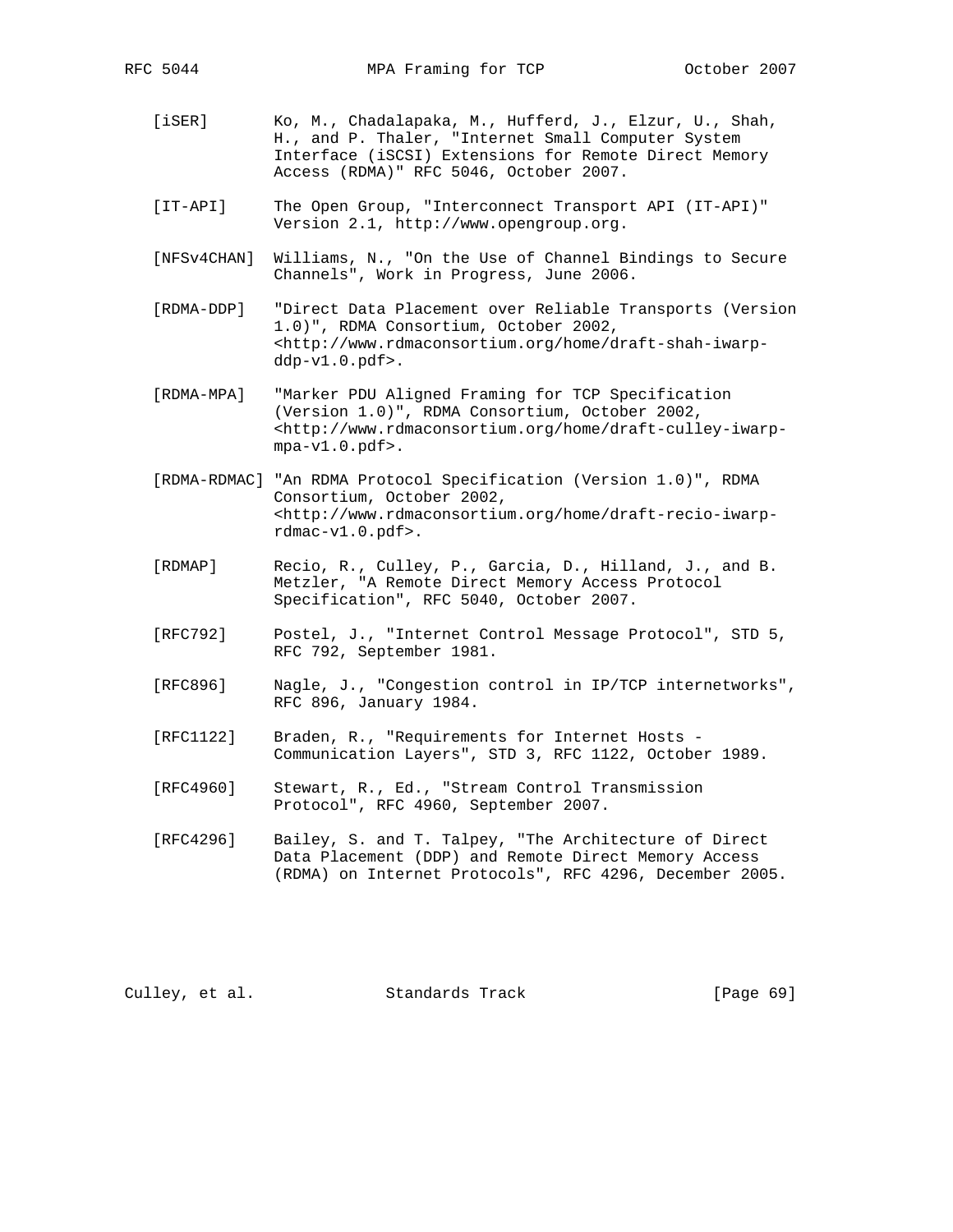[iSER] Ko, M., Chadalapaka, M., Hufferd, J., Elzur, U., Shah, H., and P. Thaler, "Internet Small Computer System Interface (iSCSI) Extensions for Remote Direct Memory Access (RDMA)" RFC 5046, October 2007.

[IT-API] The Open Group, "Interconnect Transport API (IT-API)" Version 2.1, http://www.opengroup.org.

[NFSv4CHAN] Williams, N., "On the Use of Channel Bindings to Secure Channels", Work in Progress, June 2006.

[RDMA-DDP] "Direct Data Placement over Reliable Transports (Version 1.0)", RDMA Consortium, October 2002, <http://www.rdmaconsortium.org/home/draft-shah-iwarp-ddp-v1.0.pdf>.

[RDMA-MPA] "Marker PDU Aligned Framing for TCP Specification (Version 1.0)", RDMA Consortium, October 2002, <http://www.rdmaconsortium.org/home/draft-culley-iwarp-mpa-v1.0.pdf>.

[RDMA-RDMAC] "An RDMA Protocol Specification (Version 1.0)", RDMA Consortium, October 2002, <http://www.rdmaconsortium.org/home/draft-recio-iwarp-rdmac-v1.0.pdf>.

[RDMAP] Recio, R., Culley, P., Garcia, D., Hilland, J., and B. Metzler, "A Remote Direct Memory Access Protocol Specification", RFC 5040, October 2007.

[RFC792] Postel, J., "Internet Control Message Protocol", STD 5, RFC 792, September 1981.

[RFC896] Nagle, J., "Congestion control in IP/TCP internetworks", RFC 896, January 1984.

[RFC1122] Braden, R., "Requirements for Internet Hosts - Communication Layers", STD 3, RFC 1122, October 1989.

[RFC4960] Stewart, R., Ed., "Stream Control Transmission Protocol", RFC 4960, September 2007.

[RFC4296] Bailey, S. and T. Talpey, "The Architecture of Direct Data Placement (DDP) and Remote Direct Memory Access (RDMA) on Internet Protocols", RFC 4296, December 2005.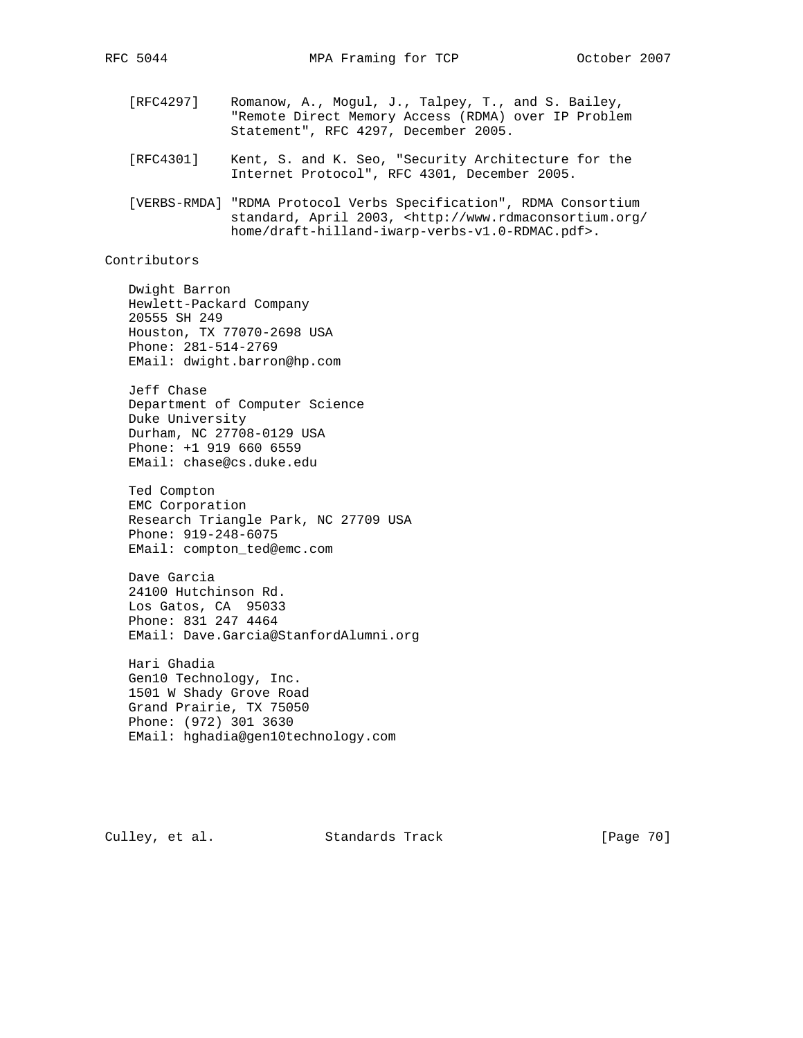[RFC4297] Romanow, A., Mogul, J., Talpey, T., and S. Bailey, "Remote Direct Memory Access (RDMA) over IP Problem Statement", RFC 4297, December 2005.

[RFC4301] Kent, S. and K. Seo, "Security Architecture for the Internet Protocol", RFC 4301, December 2005.

[VERBS-RMDA] "RDMA Protocol Verbs Specification", RDMA Consortium standard, April 2003, <http://www.rdmaconsortium.org/home/draft-hilland-iwarp-verbs-v1.0-RDMAC.pdf>.

## Contributors

Dwight Barron
Hewlett-Packard Company
20555 SH 249
Houston, TX 77070-2698 USA
Phone: 281-514-2769
EMail: dwight.barron@hp.com

Jeff Chase
Department of Computer Science
Duke University
Durham, NC 27708-0129 USA
Phone: +1 919 660 6559
EMail: chase@cs.duke.edu

Ted Compton
EMC Corporation
Research Triangle Park, NC 27709 USA
Phone: 919-248-6075
EMail: compton_ted@emc.com

Dave Garcia
24100 Hutchinson Rd.
Los Gatos, CA  95033
Phone: 831 247 4464
EMail: Dave.Garcia@StanfordAlumni.org

Hari Ghadia
Gen10 Technology, Inc.
1501 W Shady Grove Road
Grand Prairie, TX 75050
Phone: (972) 301 3630
EMail: hghadia@gen10technology.com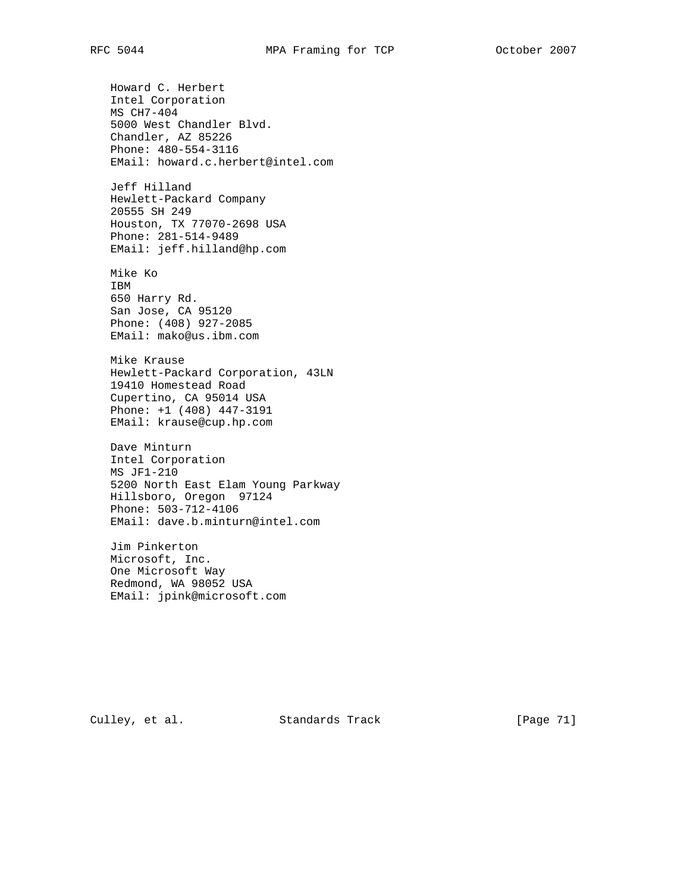Howard C. Herbert
Intel Corporation
MS CH7-404
5000 West Chandler Blvd.
Chandler, AZ 85226
Phone: 480-554-3116
EMail: howard.c.herbert@intel.com

Jeff Hilland
Hewlett-Packard Company
20555 SH 249
Houston, TX 77070-2698 USA
Phone: 281-514-9489
EMail: jeff.hilland@hp.com

Mike Ko
IBM
650 Harry Rd.
San Jose, CA 95120
Phone: (408) 927-2085
EMail: mako@us.ibm.com

Mike Krause
Hewlett-Packard Corporation, 43LN
19410 Homestead Road
Cupertino, CA 95014 USA
Phone: +1 (408) 447-3191
EMail: krause@cup.hp.com

Dave Minturn
Intel Corporation
MS JF1-210
5200 North East Elam Young Parkway
Hillsboro, Oregon  97124
Phone: 503-712-4106
EMail: dave.b.minturn@intel.com

Jim Pinkerton
Microsoft, Inc.
One Microsoft Way
Redmond, WA 98052 USA
EMail: jpink@microsoft.com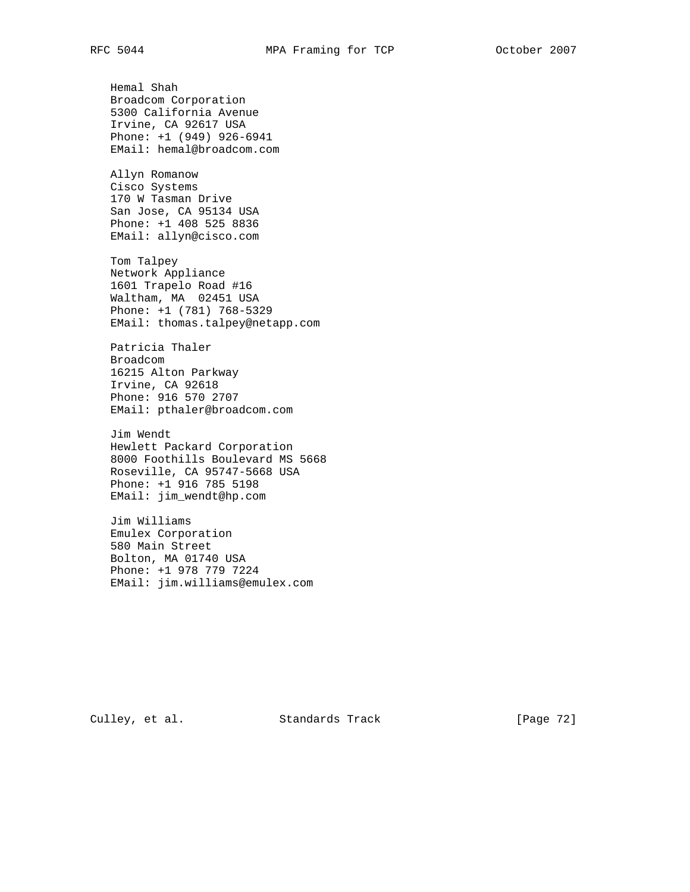Hemal Shah
Broadcom Corporation
5300 California Avenue
Irvine, CA 92617 USA
Phone: +1 (949) 926-6941
EMail: hemal@broadcom.com

Allyn Romanow
Cisco Systems
170 W Tasman Drive
San Jose, CA 95134 USA
Phone: +1 408 525 8836
EMail: allyn@cisco.com

Tom Talpey
Network Appliance
1601 Trapelo Road #16
Waltham, MA  02451 USA
Phone: +1 (781) 768-5329
EMail: thomas.talpey@netapp.com

Patricia Thaler
Broadcom
16215 Alton Parkway
Irvine, CA 92618
Phone: 916 570 2707
EMail: pthaler@broadcom.com

Jim Wendt
Hewlett Packard Corporation
8000 Foothills Boulevard MS 5668
Roseville, CA 95747-5668 USA
Phone: +1 916 785 5198
EMail: jim_wendt@hp.com

Jim Williams
Emulex Corporation
580 Main Street
Bolton, MA 01740 USA
Phone: +1 978 779 7224
EMail: jim.williams@emulex.com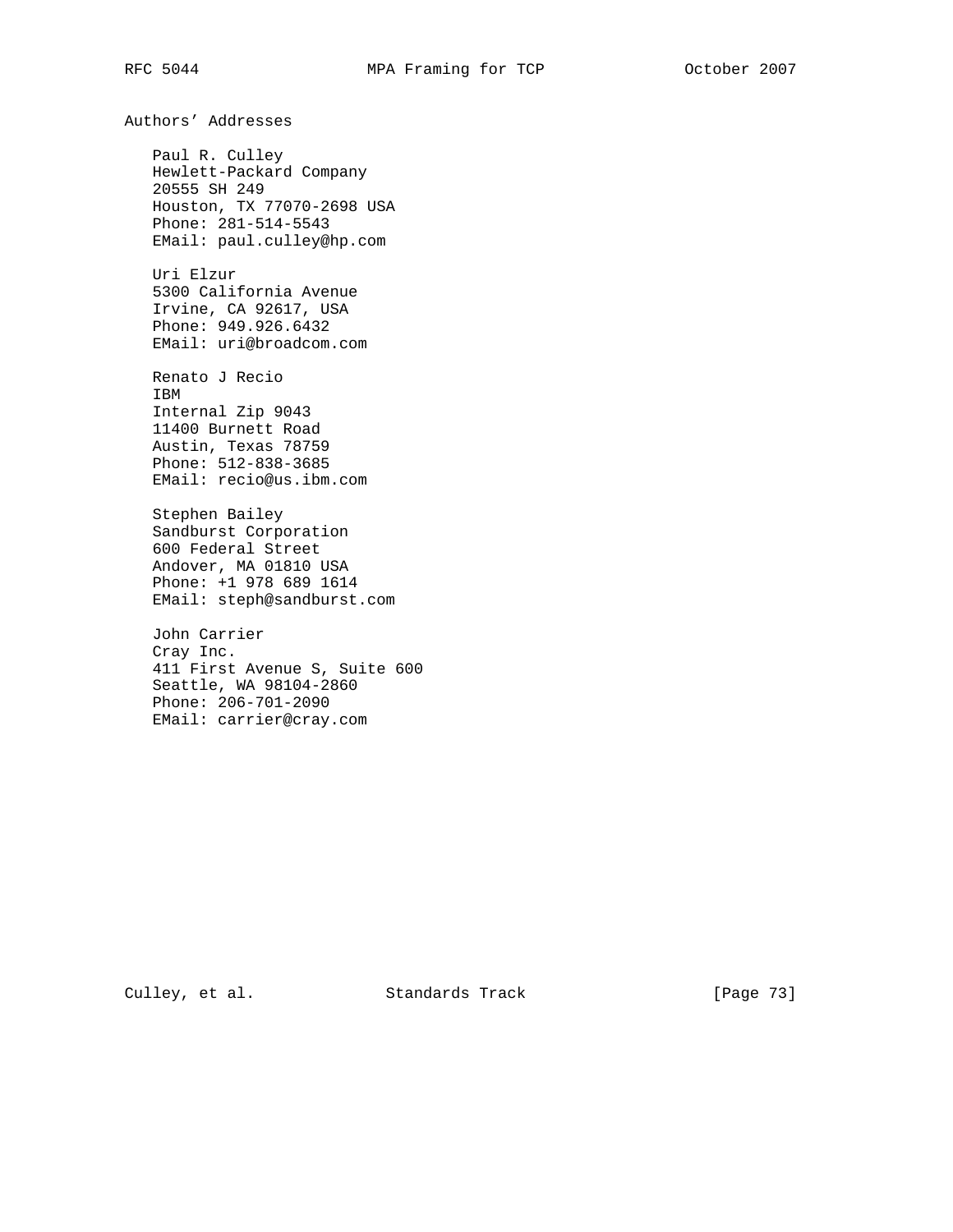## Authors' Addresses

Paul R. Culley
Hewlett-Packard Company
20555 SH 249
Houston, TX 77070-2698 USA
Phone: 281-514-5543
EMail: paul.culley@hp.com

Uri Elzur
5300 California Avenue
Irvine, CA 92617, USA
Phone: 949.926.6432
EMail: uri@broadcom.com

Renato J Recio
IBM
Internal Zip 9043
11400 Burnett Road
Austin, Texas 78759
Phone: 512-838-3685
EMail: recio@us.ibm.com

Stephen Bailey
Sandburst Corporation
600 Federal Street
Andover, MA 01810 USA
Phone: +1 978 689 1614
EMail: steph@sandburst.com

John Carrier
Cray Inc.
411 First Avenue S, Suite 600
Seattle, WA 98104-2860
Phone: 206-701-2090
EMail: carrier@cray.com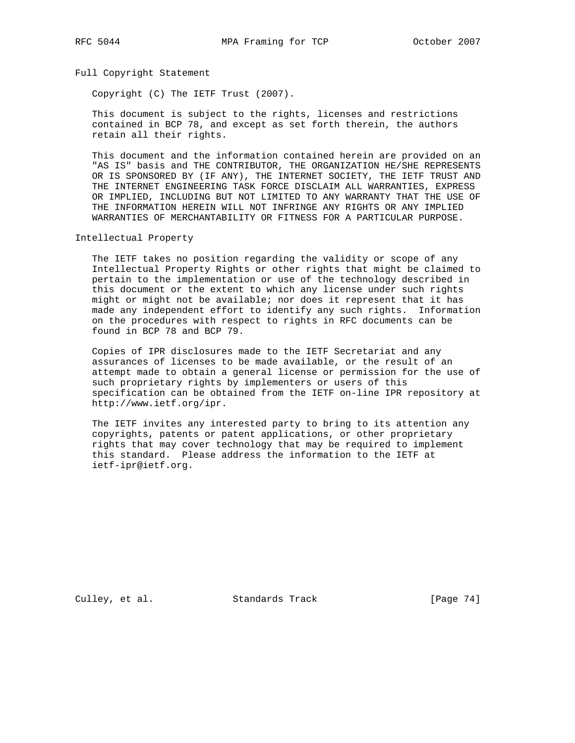## Full Copyright Statement

Copyright (C) The IETF Trust (2007).

This document is subject to the rights, licenses and restrictions contained in BCP 78, and except as set forth therein, the authors retain all their rights.

This document and the information contained herein are provided on an "AS IS" basis and THE CONTRIBUTOR, THE ORGANIZATION HE/SHE REPRESENTS OR IS SPONSORED BY (IF ANY), THE INTERNET SOCIETY, THE IETF TRUST AND THE INTERNET ENGINEERING TASK FORCE DISCLAIM ALL WARRANTIES, EXPRESS OR IMPLIED, INCLUDING BUT NOT LIMITED TO ANY WARRANTY THAT THE USE OF THE INFORMATION HEREIN WILL NOT INFRINGE ANY RIGHTS OR ANY IMPLIED WARRANTIES OF MERCHANTABILITY OR FITNESS FOR A PARTICULAR PURPOSE.

## Intellectual Property

The IETF takes no position regarding the validity or scope of any Intellectual Property Rights or other rights that might be claimed to pertain to the implementation or use of the technology described in this document or the extent to which any license under such rights might or might not be available; nor does it represent that it has made any independent effort to identify any such rights. Information on the procedures with respect to rights in RFC documents can be found in BCP 78 and BCP 79.

Copies of IPR disclosures made to the IETF Secretariat and any assurances of licenses to be made available, or the result of an attempt made to obtain a general license or permission for the use of such proprietary rights by implementers or users of this specification can be obtained from the IETF on-line IPR repository at http://www.ietf.org/ipr.

The IETF invites any interested party to bring to its attention any copyrights, patents or patent applications, or other proprietary rights that may cover technology that may be required to implement this standard. Please address the information to the IETF at ietf-ipr@ietf.org.